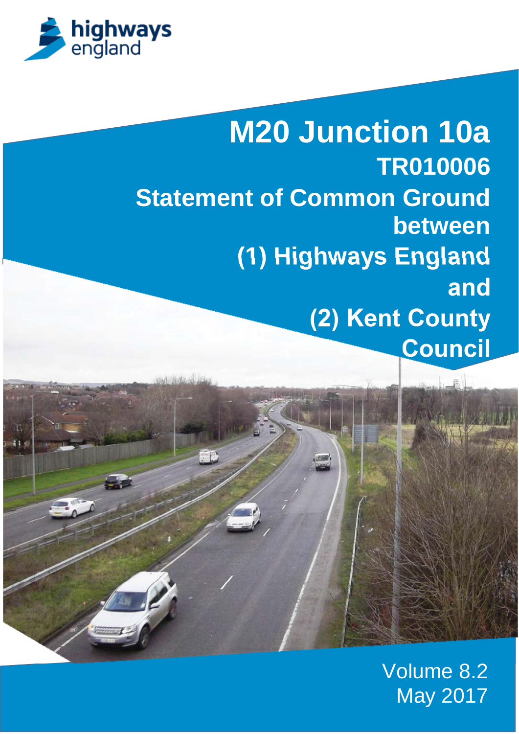highways england

# M20 Junction 10a

## TR010006

## Statement of Common Ground between (1) Highways England and (2) Kent County Council

Volume 8.2

May 2017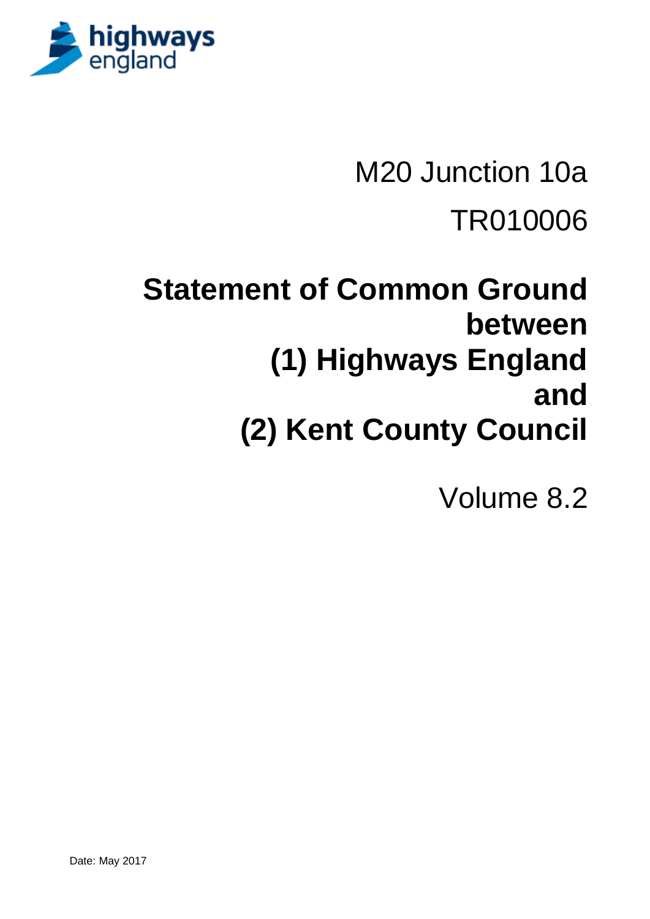highways england

M20 Junction 10a

TR010006

# Statement of Common Ground between (1) Highways England and (2) Kent County Council

Volume 8.2

Date: May 2017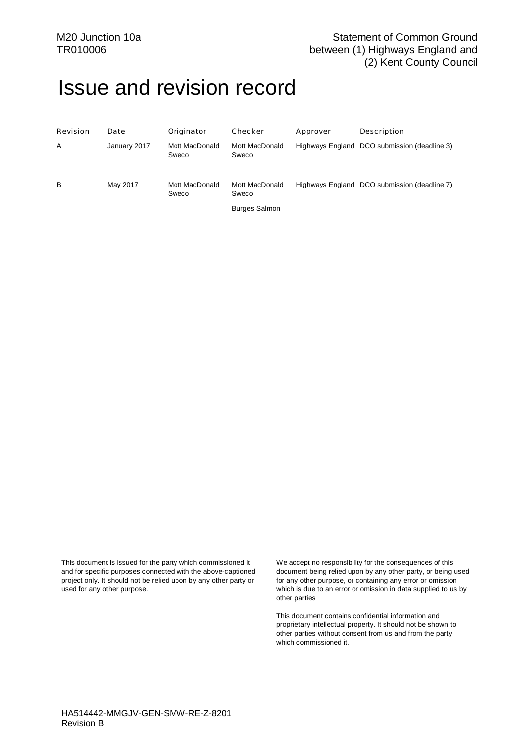# Issue and revision record

| Revision | Date | Originator | Checker | Approver | Description |
|---|---|---|---|---|---|
| A | January 2017 | Mott MacDonald Sweco | Mott MacDonald Sweco | Highways England | DCO submission (deadline 3) |
| B | May 2017 | Mott MacDonald Sweco | Mott MacDonald Sweco<br><br>Burges Salmon | Highways England | DCO submission (deadline 7) |

This document is issued for the party which commissioned it and for specific purposes connected with the above-captioned project only. It should not be relied upon by any other party or used for any other purpose.

We accept no responsibility for the consequences of this document being relied upon by any other party, or being used for any other purpose, or containing any error or omission which is due to an error or omission in data supplied to us by other parties

This document contains confidential information and proprietary intellectual property. It should not be shown to other parties without consent from us and from the party which commissioned it.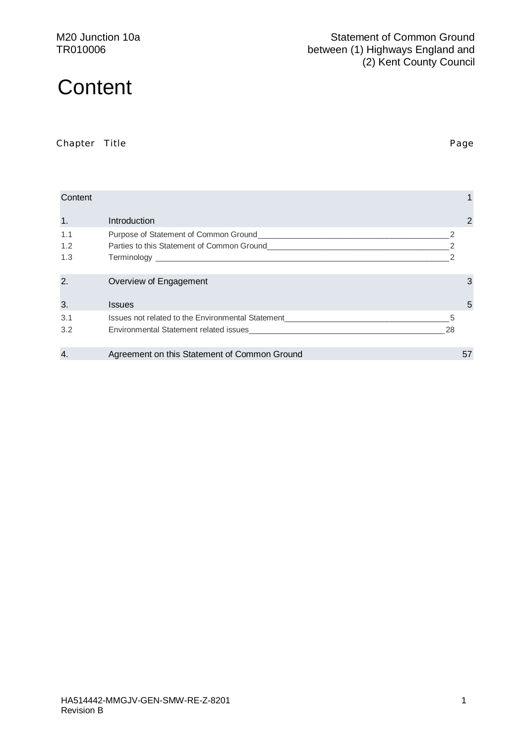# Content

| Chapter | Title | Page |
|---|---|---|
| Content | | 1 |
| 1. | Introduction | 2 |
| 1.1 | Purpose of Statement of Common Ground | 2 |
| 1.2 | Parties to this Statement of Common Ground | 2 |
| 1.3 | Terminology | 2 |
| 2. | Overview of Engagement | 3 |
| 3. | Issues | 5 |
| 3.1 | Issues not related to the Environmental Statement | 5 |
| 3.2 | Environmental Statement related issues | 28 |
| 4. | Agreement on this Statement of Common Ground | 57 |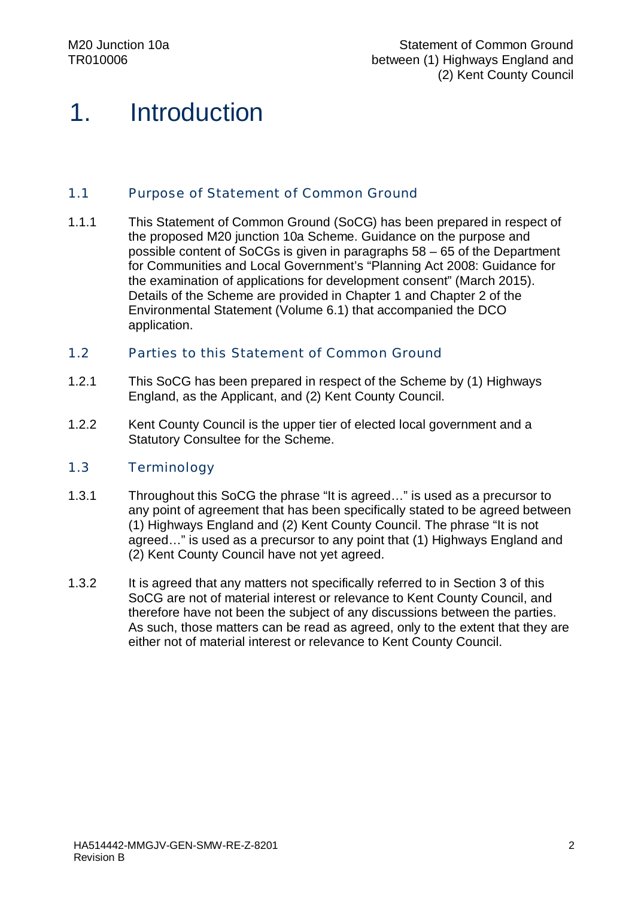# 1. Introduction

## 1.1 Purpose of Statement of Common Ground

1.1.1 This Statement of Common Ground (SoCG) has been prepared in respect of the proposed M20 junction 10a Scheme. Guidance on the purpose and possible content of SoCGs is given in paragraphs 58 – 65 of the Department for Communities and Local Government's "Planning Act 2008: Guidance for the examination of applications for development consent" (March 2015). Details of the Scheme are provided in Chapter 1 and Chapter 2 of the Environmental Statement (Volume 6.1) that accompanied the DCO application.

## 1.2 Parties to this Statement of Common Ground

1.2.1 This SoCG has been prepared in respect of the Scheme by (1) Highways England, as the Applicant, and (2) Kent County Council.

1.2.2 Kent County Council is the upper tier of elected local government and a Statutory Consultee for the Scheme.

## 1.3 Terminology

1.3.1 Throughout this SoCG the phrase "It is agreed…" is used as a precursor to any point of agreement that has been specifically stated to be agreed between (1) Highways England and (2) Kent County Council. The phrase "It is not agreed…" is used as a precursor to any point that (1) Highways England and (2) Kent County Council have not yet agreed.

1.3.2 It is agreed that any matters not specifically referred to in Section 3 of this SoCG are not of material interest or relevance to Kent County Council, and therefore have not been the subject of any discussions between the parties. As such, those matters can be read as agreed, only to the extent that they are either not of material interest or relevance to Kent County Council.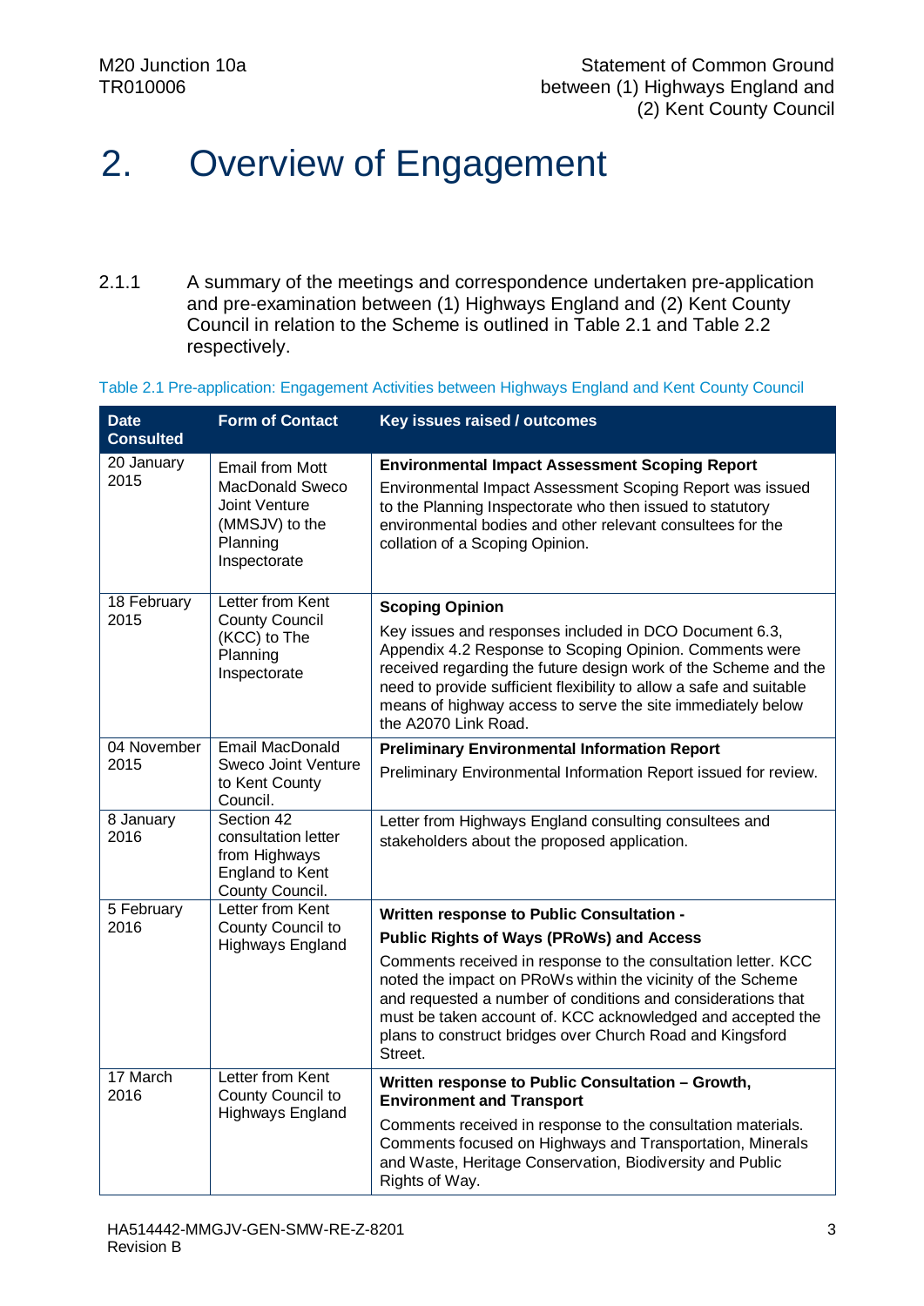# 2. Overview of Engagement

2.1.1 A summary of the meetings and correspondence undertaken pre-application and pre-examination between (1) Highways England and (2) Kent County Council in relation to the Scheme is outlined in Table 2.1 and Table 2.2 respectively.

Table 2.1 Pre-application: Engagement Activities between Highways England and Kent County Council

| Date Consulted | Form of Contact | Key issues raised / outcomes |
|---|---|---|
| 20 January 2015 | Email from Mott MacDonald Sweco Joint Venture (MMSJV) to the Planning Inspectorate | **Environmental Impact Assessment Scoping Report**<br>Environmental Impact Assessment Scoping Report was issued to the Planning Inspectorate who then issued to statutory environmental bodies and other relevant consultees for the collation of a Scoping Opinion. |
| 18 February 2015 | Letter from Kent County Council (KCC) to The Planning Inspectorate | **Scoping Opinion**<br>Key issues and responses included in DCO Document 6.3, Appendix 4.2 Response to Scoping Opinion. Comments were received regarding the future design work of the Scheme and the need to provide sufficient flexibility to allow a safe and suitable means of highway access to serve the site immediately below the A2070 Link Road. |
| 04 November 2015 | Email MacDonald Sweco Joint Venture to Kent County Council. | **Preliminary Environmental Information Report**<br>Preliminary Environmental Information Report issued for review. |
| 8 January 2016 | Section 42 consultation letter from Highways England to Kent County Council. | Letter from Highways England consulting consultees and stakeholders about the proposed application. |
| 5 February 2016 | Letter from Kent County Council to Highways England | **Written response to Public Consultation -**<br>**Public Rights of Ways (PRoWs) and Access**<br>Comments received in response to the consultation letter. KCC noted the impact on PRoWs within the vicinity of the Scheme and requested a number of conditions and considerations that must be taken account of. KCC acknowledged and accepted the plans to construct bridges over Church Road and Kingsford Street. |
| 17 March 2016 | Letter from Kent County Council to Highways England | **Written response to Public Consultation – Growth, Environment and Transport**<br>Comments received in response to the consultation materials. Comments focused on Highways and Transportation, Minerals and Waste, Heritage Conservation, Biodiversity and Public Rights of Way. |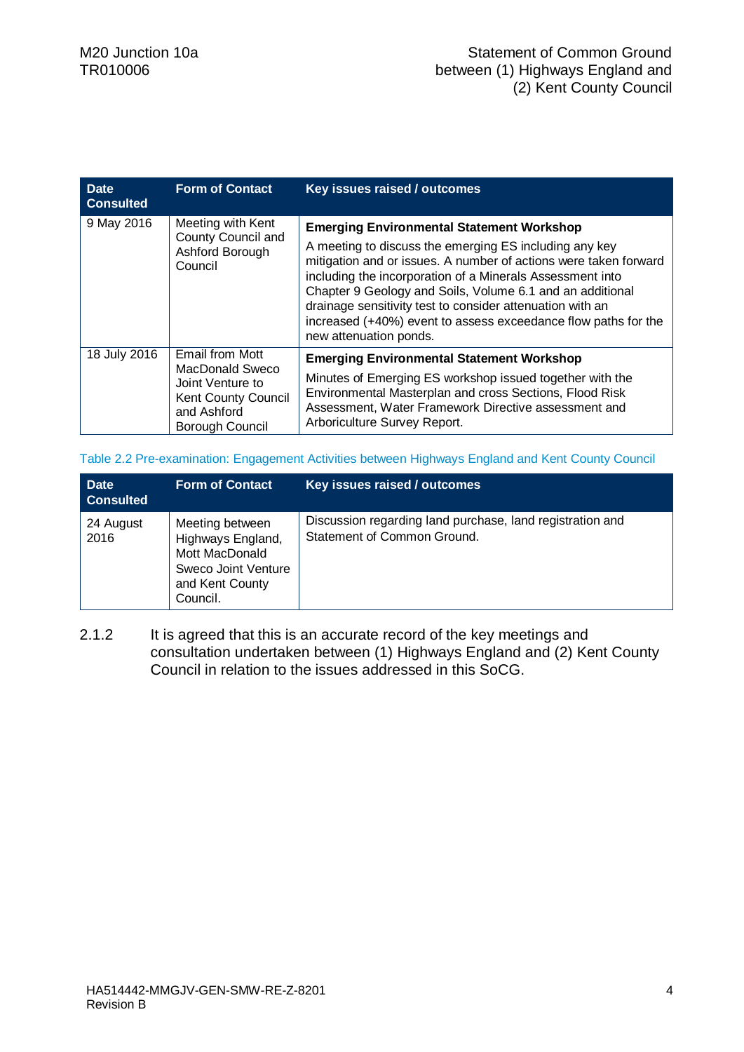| Date Consulted | Form of Contact | Key issues raised / outcomes |
|---|---|---|
| 9 May 2016 | Meeting with Kent County Council and Ashford Borough Council | **Emerging Environmental Statement Workshop** A meeting to discuss the emerging ES including any key mitigation and or issues. A number of actions were taken forward including the incorporation of a Minerals Assessment into Chapter 9 Geology and Soils, Volume 6.1 and an additional drainage sensitivity test to consider attenuation with an increased (+40%) event to assess exceedance flow paths for the new attenuation ponds. |
| 18 July 2016 | Email from Mott MacDonald Sweco Joint Venture to Kent County Council and Ashford Borough Council | **Emerging Environmental Statement Workshop** Minutes of Emerging ES workshop issued together with the Environmental Masterplan and cross Sections, Flood Risk Assessment, Water Framework Directive assessment and Arboriculture Survey Report. |

Table 2.2 Pre-examination: Engagement Activities between Highways England and Kent County Council

| Date Consulted | Form of Contact | Key issues raised / outcomes |
|---|---|---|
| 24 August 2016 | Meeting between Highways England, Mott MacDonald Sweco Joint Venture and Kent County Council. | Discussion regarding land purchase, land registration and Statement of Common Ground. |

2.1.2 It is agreed that this is an accurate record of the key meetings and consultation undertaken between (1) Highways England and (2) Kent County Council in relation to the issues addressed in this SoCG.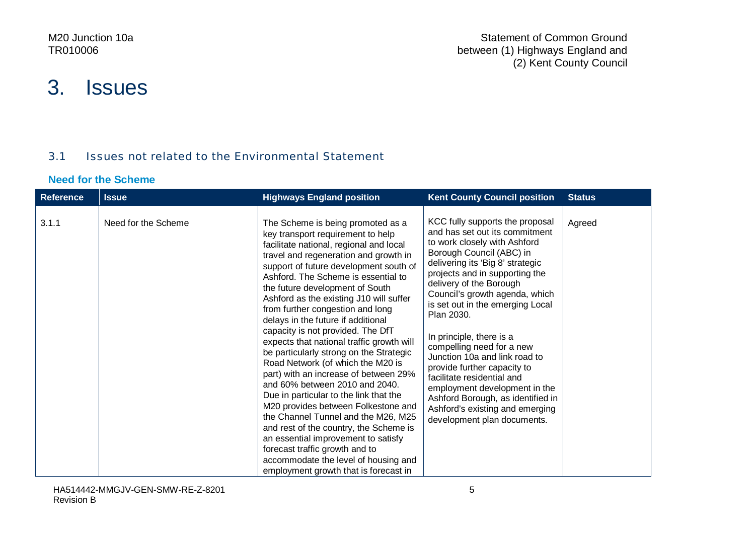# 3. Issues

## 3.1 Issues not related to the Environmental Statement

### Need for the Scheme

| Reference | Issue | Highways England position | Kent County Council position | Status |
|---|---|---|---|---|
| 3.1.1 | Need for the Scheme | The Scheme is being promoted as a key transport requirement to help facilitate national, regional and local travel and regeneration and growth in support of future development south of Ashford. The Scheme is essential to the future development of South Ashford as the existing J10 will suffer from further congestion and long delays in the future if additional capacity is not provided. The DfT expects that national traffic growth will be particularly strong on the Strategic Road Network (of which the M20 is part) with an increase of between 29% and 60% between 2010 and 2040. Due in particular to the link that the M20 provides between Folkestone and the Channel Tunnel and the M26, M25 and rest of the country, the Scheme is an essential improvement to satisfy forecast traffic growth and to accommodate the level of housing and employment growth that is forecast in | KCC fully supports the proposal and has set out its commitment to work closely with Ashford Borough Council (ABC) in delivering its 'Big 8' strategic projects and in supporting the delivery of the Borough Council's growth agenda, which is set out in the emerging Local Plan 2030.<br><br>In principle, there is a compelling need for a new Junction 10a and link road to provide further capacity to facilitate residential and employment development in the Ashford Borough, as identified in Ashford's existing and emerging development plan documents. | Agreed |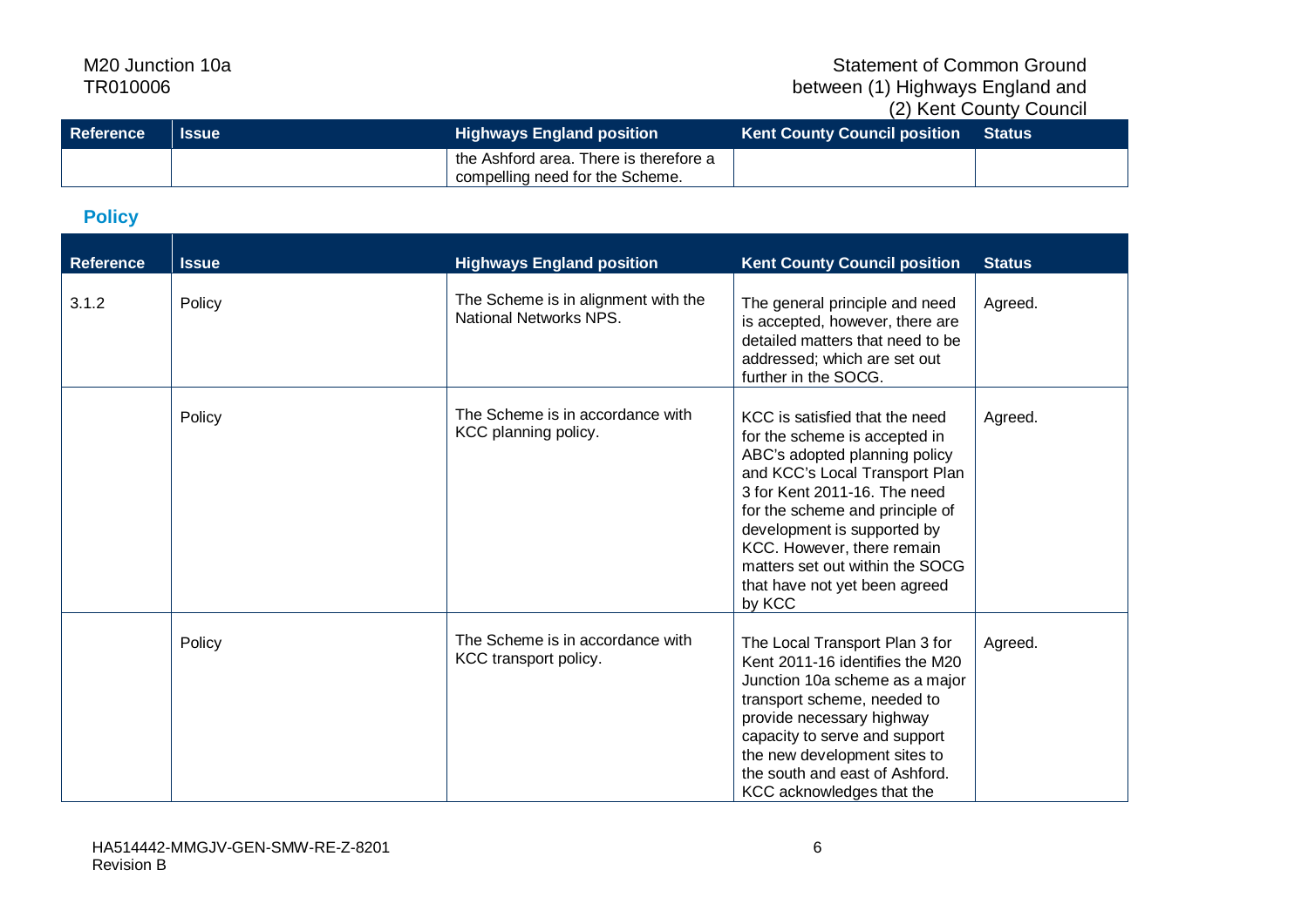| Reference | Issue | Highways England position | Kent County Council position | Status |
|---|---|---|---|---|
| | | the Ashford area. There is therefore a compelling need for the Scheme. | | |

## Policy

| Reference | Issue | Highways England position | Kent County Council position | Status |
|---|---|---|---|---|
| 3.1.2 | Policy | The Scheme is in alignment with the National Networks NPS. | The general principle and need is accepted, however, there are detailed matters that need to be addressed; which are set out further in the SOCG. | Agreed. |
| | Policy | The Scheme is in accordance with KCC planning policy. | KCC is satisfied that the need for the scheme is accepted in ABC's adopted planning policy and KCC's Local Transport Plan 3 for Kent 2011-16. The need for the scheme and principle of development is supported by KCC. However, there remain matters set out within the SOCG that have not yet been agreed by KCC | Agreed. |
| | Policy | The Scheme is in accordance with KCC transport policy. | The Local Transport Plan 3 for Kent 2011-16 identifies the M20 Junction 10a scheme as a major transport scheme, needed to provide necessary highway capacity to serve and support the new development sites to the south and east of Ashford. KCC acknowledges that the | Agreed. |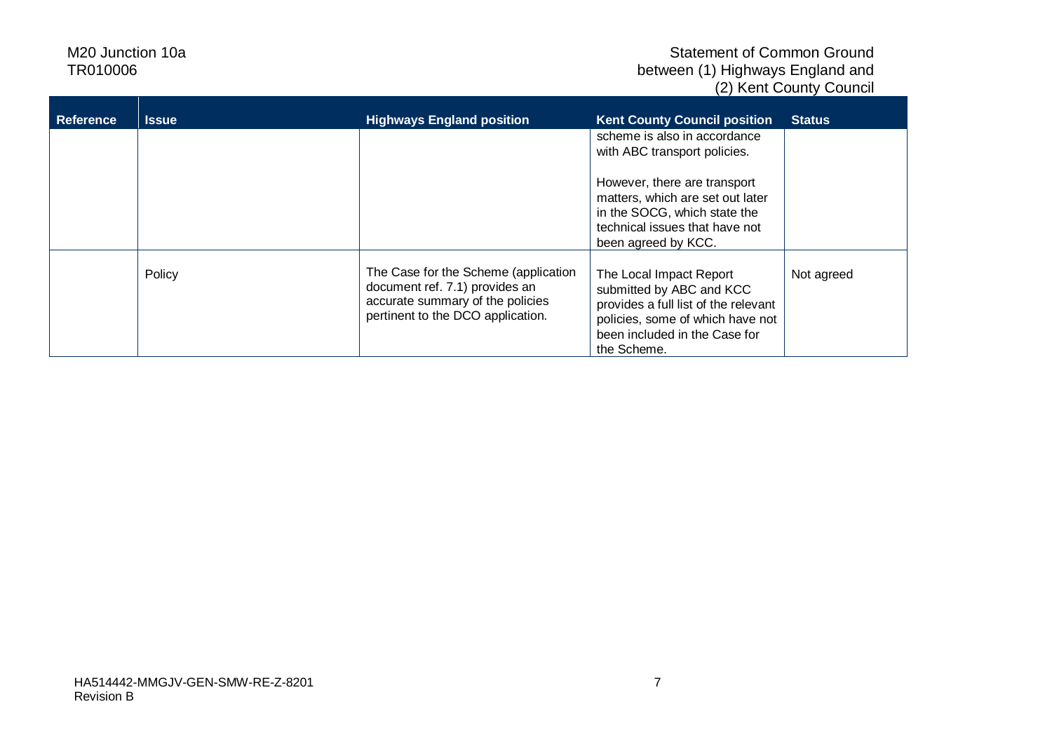| Reference | Issue | Highways England position | Kent County Council position | Status |
|---|---|---|---|---|
| | | | scheme is also in accordance with ABC transport policies.<br><br>However, there are transport matters, which are set out later in the SOCG, which state the technical issues that have not been agreed by KCC. | |
| | Policy | The Case for the Scheme (application document ref. 7.1) provides an accurate summary of the policies pertinent to the DCO application. | The Local Impact Report submitted by ABC and KCC provides a full list of the relevant policies, some of which have not been included in the Case for the Scheme. | Not agreed |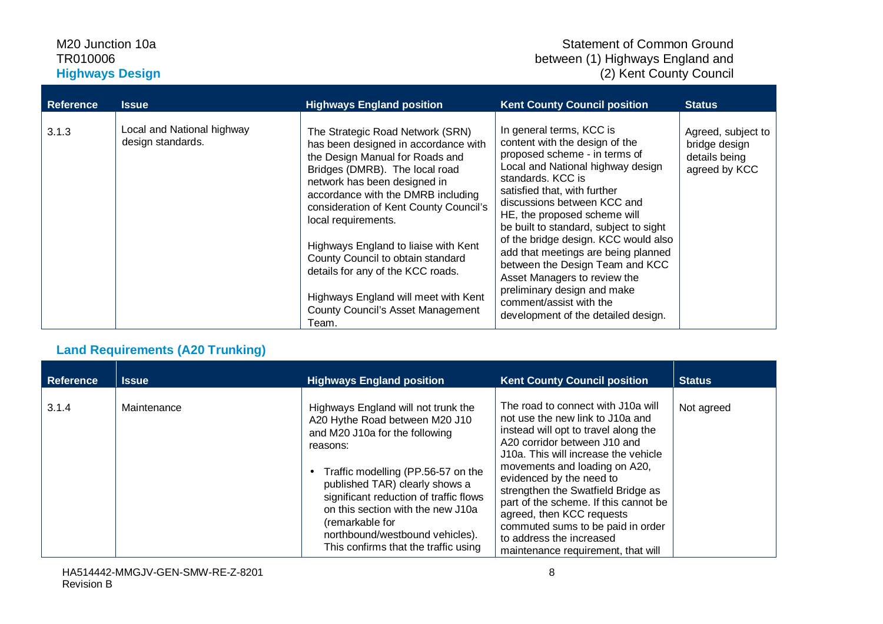| Reference | Issue | Highways England position | Kent County Council position | Status |
|---|---|---|---|---|
| 3.1.3 | Local and National highway design standards. | The Strategic Road Network (SRN) has been designed in accordance with the Design Manual for Roads and Bridges (DMRB). The local road network has been designed in accordance with the DMRB including consideration of Kent County Council's local requirements.<br><br>Highways England to liaise with Kent County Council to obtain standard details for any of the KCC roads.<br><br>Highways England will meet with Kent County Council's Asset Management Team. | In general terms, KCC is content with the design of the proposed scheme - in terms of Local and National highway design standards. KCC is satisfied that, with further discussions between KCC and HE, the proposed scheme will be built to standard, subject to sight of the bridge design. KCC would also add that meetings are being planned between the Design Team and KCC Asset Managers to review the preliminary design and make comment/assist with the development of the detailed design. | Agreed, subject to bridge design details being agreed by KCC |

## Land Requirements (A20 Trunking)

| Reference | Issue | Highways England position | Kent County Council position | Status |
|---|---|---|---|---|
| 3.1.4 | Maintenance | Highways England will not trunk the A20 Hythe Road between M20 J10 and M20 J10a for the following reasons:<br><br>• Traffic modelling (PP.56-57 on the published TAR) clearly shows a significant reduction of traffic flows on this section with the new J10a (remarkable for northbound/westbound vehicles). This confirms that the traffic using | The road to connect with J10a will not use the new link to J10a and instead will opt to travel along the A20 corridor between J10 and J10a. This will increase the vehicle movements and loading on A20, evidenced by the need to strengthen the Swatfield Bridge as part of the scheme. If this cannot be agreed, then KCC requests commuted sums to be paid in order to address the increased maintenance requirement, that will | Not agreed |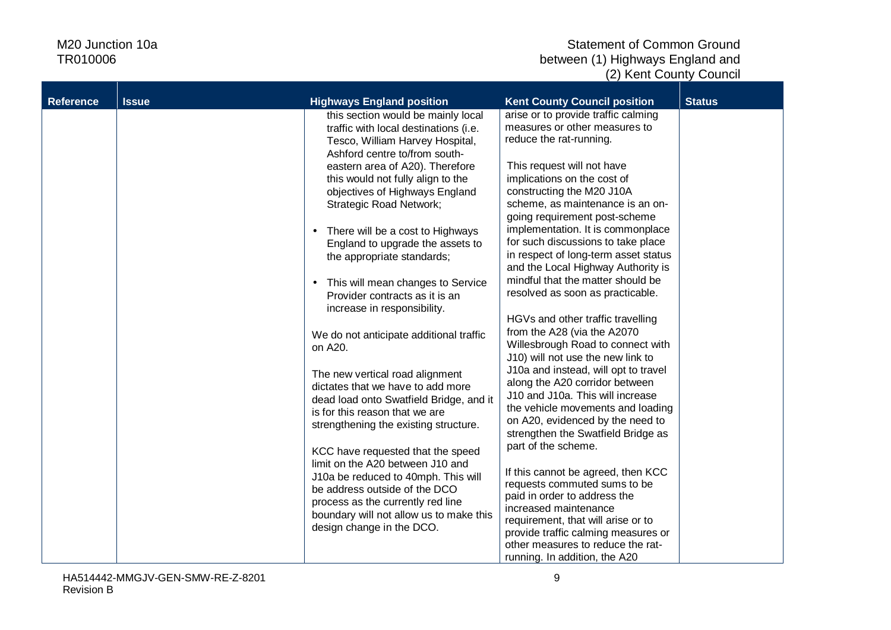| Reference | Issue | Highways England position | Kent County Council position | Status |
|---|---|---|---|---|
| | | this section would be mainly local traffic with local destinations (i.e. Tesco, William Harvey Hospital, Ashford centre to/from south-eastern area of A20). Therefore this would not fully align to the objectives of Highways England Strategic Road Network;<br><br>• There will be a cost to Highways England to upgrade the assets to the appropriate standards;<br><br>• This will mean changes to Service Provider contracts as it is an increase in responsibility.<br><br>We do not anticipate additional traffic on A20.<br><br>The new vertical road alignment dictates that we have to add more dead load onto Swatfield Bridge, and it is for this reason that we are strengthening the existing structure.<br><br>KCC have requested that the speed limit on the A20 between J10 and J10a be reduced to 40mph. This will be address outside of the DCO process as the currently red line boundary will not allow us to make this design change in the DCO. | arise or to provide traffic calming measures or other measures to reduce the rat-running.<br><br>This request will not have implications on the cost of constructing the M20 J10A scheme, as maintenance is an on-going requirement post-scheme implementation. It is commonplace for such discussions to take place in respect of long-term asset status and the Local Highway Authority is mindful that the matter should be resolved as soon as practicable.<br><br>HGVs and other traffic travelling from the A28 (via the A2070 Willesbrough Road to connect with J10) will not use the new link to J10a and instead, will opt to travel along the A20 corridor between J10 and J10a. This will increase the vehicle movements and loading on A20, evidenced by the need to strengthen the Swatfield Bridge as part of the scheme.<br><br>If this cannot be agreed, then KCC requests commuted sums to be paid in order to address the increased maintenance requirement, that will arise or to provide traffic calming measures or other measures to reduce the rat-running. In addition, the A20 | |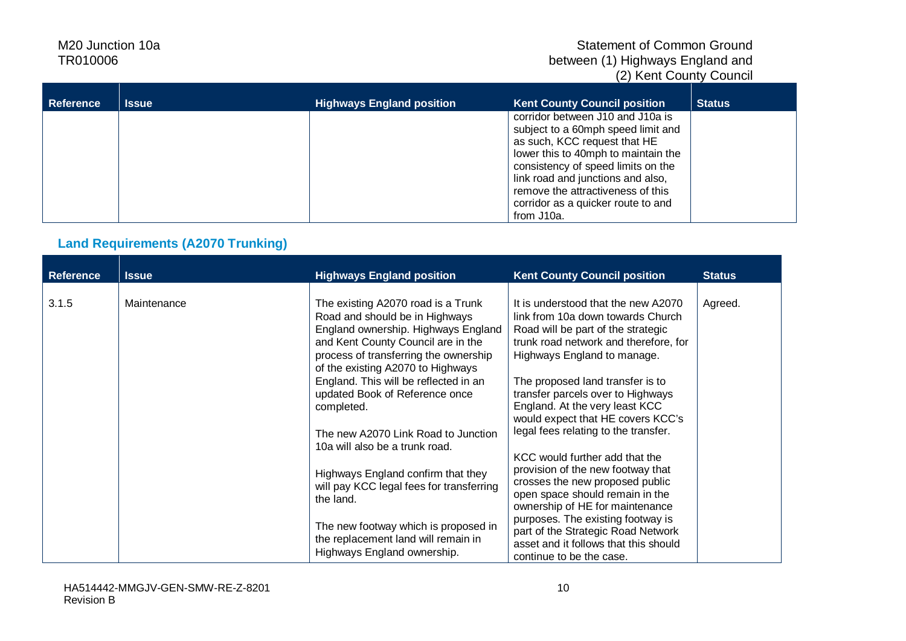| Reference | Issue | Highways England position | Kent County Council position | Status |
|---|---|---|---|---|
| | | | corridor between J10 and J10a is subject to a 60mph speed limit and as such, KCC request that HE lower this to 40mph to maintain the consistency of speed limits on the link road and junctions and also, remove the attractiveness of this corridor as a quicker route to and from J10a. | |

### Land Requirements (A2070 Trunking)

| Reference | Issue | Highways England position | Kent County Council position | Status |
|---|---|---|---|---|
| 3.1.5 | Maintenance | The existing A2070 road is a Trunk Road and should be in Highways England ownership. Highways England and Kent County Council are in the process of transferring the ownership of the existing A2070 to Highways England. This will be reflected in an updated Book of Reference once completed.<br><br>The new A2070 Link Road to Junction 10a will also be a trunk road.<br><br>Highways England confirm that they will pay KCC legal fees for transferring the land.<br><br>The new footway which is proposed in the replacement land will remain in Highways England ownership. | It is understood that the new A2070 link from 10a down towards Church Road will be part of the strategic trunk road network and therefore, for Highways England to manage.<br><br>The proposed land transfer is to transfer parcels over to Highways England. At the very least KCC would expect that HE covers KCC's legal fees relating to the transfer.<br><br>KCC would further add that the provision of the new footway that crosses the new proposed public open space should remain in the ownership of HE for maintenance purposes. The existing footway is part of the Strategic Road Network asset and it follows that this should continue to be the case. | Agreed. |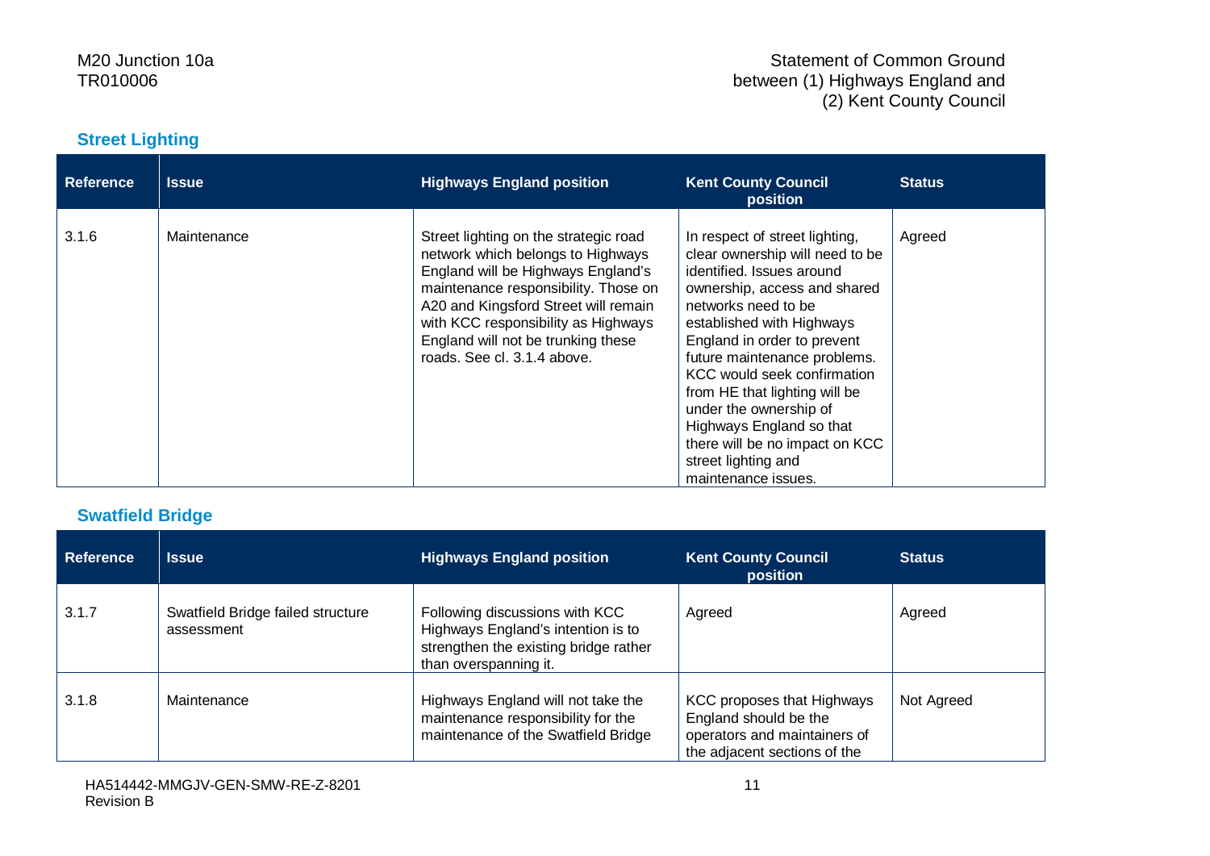### Street Lighting

| Reference | Issue | Highways England position | Kent County Council position | Status |
|---|---|---|---|---|
| 3.1.6 | Maintenance | Street lighting on the strategic road network which belongs to Highways England will be Highways England's maintenance responsibility. Those on A20 and Kingsford Street will remain with KCC responsibility as Highways England will not be trunking these roads. See cl. 3.1.4 above. | In respect of street lighting, clear ownership will need to be identified. Issues around ownership, access and shared networks need to be established with Highways England in order to prevent future maintenance problems. KCC would seek confirmation from HE that lighting will be under the ownership of Highways England so that there will be no impact on KCC street lighting and maintenance issues. | Agreed |

### Swatfield Bridge

| Reference | Issue | Highways England position | Kent County Council position | Status |
|---|---|---|---|---|
| 3.1.7 | Swatfield Bridge failed structure assessment | Following discussions with KCC Highways England's intention is to strengthen the existing bridge rather than overspanning it. | Agreed | Agreed |
| 3.1.8 | Maintenance | Highways England will not take the maintenance responsibility for the maintenance of the Swatfield Bridge | KCC proposes that Highways England should be the operators and maintainers of the adjacent sections of the | Not Agreed |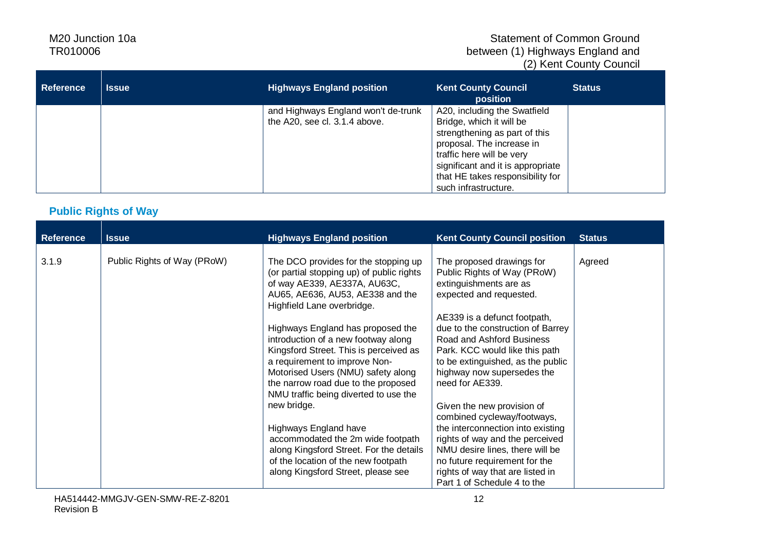| Reference | Issue | Highways England position | Kent County Council position | Status |
|---|---|---|---|---|
| | | and Highways England won't de-trunk the A20, see cl. 3.1.4 above. | A20, including the Swatfield Bridge, which it will be strengthening as part of this proposal. The increase in traffic here will be very significant and it is appropriate that HE takes responsibility for such infrastructure. | |

## Public Rights of Way

| Reference | Issue | Highways England position | Kent County Council position | Status |
|---|---|---|---|---|
| 3.1.9 | Public Rights of Way (PRoW) | The DCO provides for the stopping up (or partial stopping up) of public rights of way AE339, AE337A, AU63C, AU65, AE636, AU53, AE338 and the Highfield Lane overbridge.<br><br>Highways England has proposed the introduction of a new footway along Kingsford Street. This is perceived as a requirement to improve Non-Motorised Users (NMU) safety along the narrow road due to the proposed NMU traffic being diverted to use the new bridge.<br><br>Highways England have accommodated the 2m wide footpath along Kingsford Street. For the details of the location of the new footpath along Kingsford Street, please see | The proposed drawings for Public Rights of Way (PRoW) extinguishments are as expected and requested.<br><br>AE339 is a defunct footpath, due to the construction of Barrey Road and Ashford Business Park. KCC would like this path to be extinguished, as the public highway now supersedes the need for AE339.<br><br>Given the new provision of combined cycleway/footways, the interconnection into existing rights of way and the perceived NMU desire lines, there will be no future requirement for the rights of way that are listed in Part 1 of Schedule 4 to the | Agreed |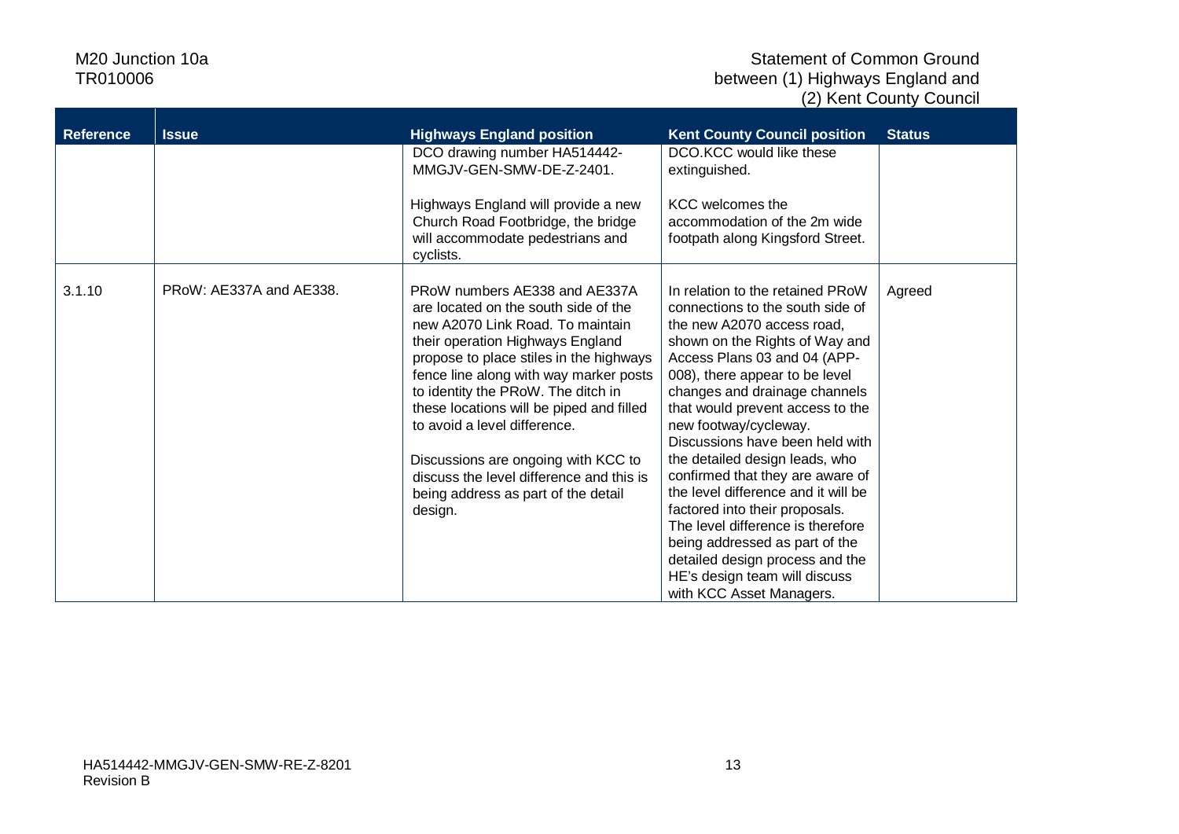| Reference | Issue | Highways England position | Kent County Council position | Status |
|---|---|---|---|---|
| | | DCO drawing number HA514442-MMGJV-GEN-SMW-DE-Z-2401.<br><br>Highways England will provide a new Church Road Footbridge, the bridge will accommodate pedestrians and cyclists. | DCO.KCC would like these extinguished.<br><br>KCC welcomes the accommodation of the 2m wide footpath along Kingsford Street. | |
| 3.1.10 | PRoW: AE337A and AE338. | PRoW numbers AE338 and AE337A are located on the south side of the new A2070 Link Road. To maintain their operation Highways England propose to place stiles in the highways fence line along with way marker posts to identity the PRoW. The ditch in these locations will be piped and filled to avoid a level difference.<br><br>Discussions are ongoing with KCC to discuss the level difference and this is being address as part of the detail design. | In relation to the retained PRoW connections to the south side of the new A2070 access road, shown on the Rights of Way and Access Plans 03 and 04 (APP-008), there appear to be level changes and drainage channels that would prevent access to the new footway/cycleway. Discussions have been held with the detailed design leads, who confirmed that they are aware of the level difference and it will be factored into their proposals. The level difference is therefore being addressed as part of the detailed design process and the HE's design team will discuss with KCC Asset Managers. | Agreed |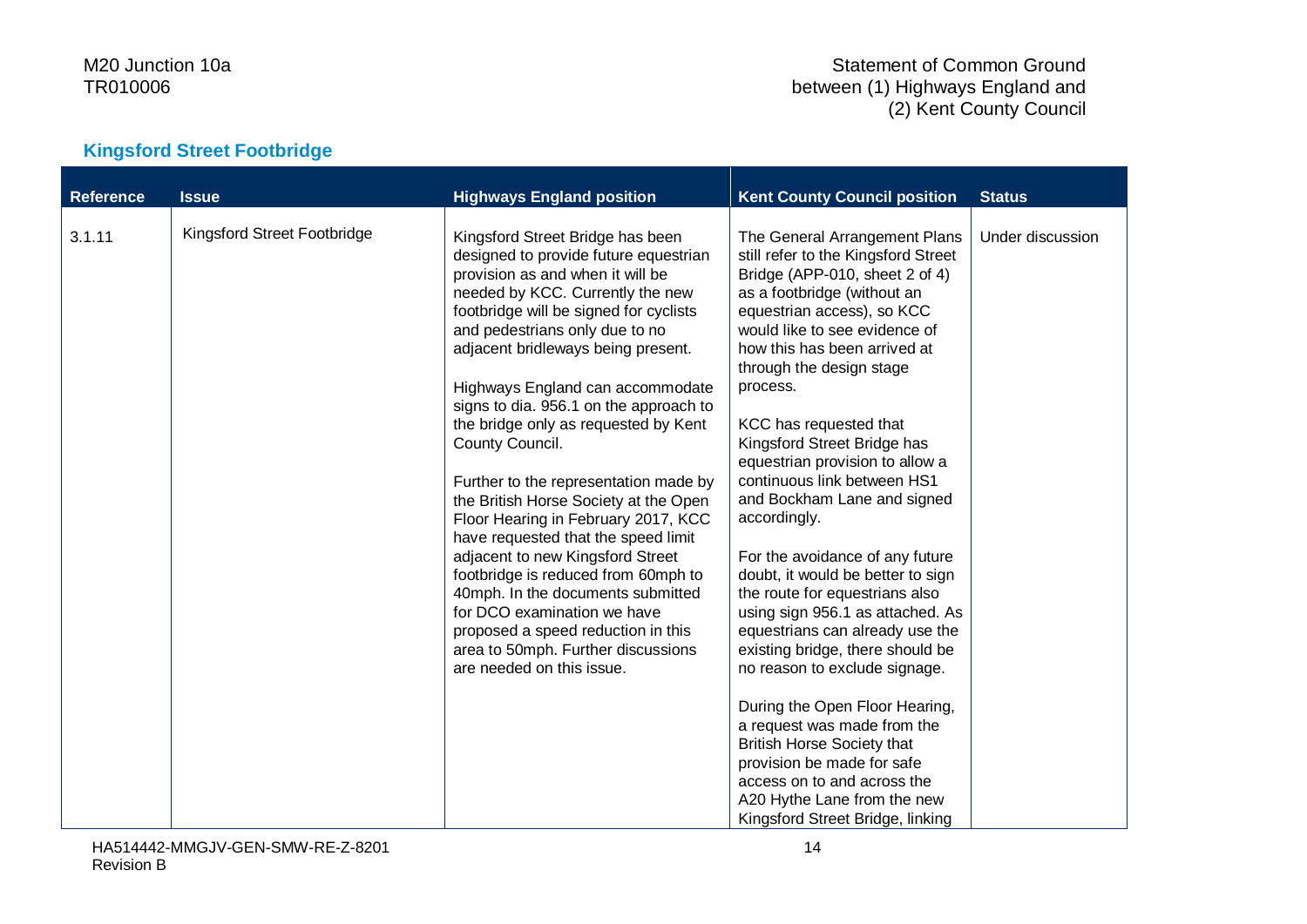### Kingsford Street Footbridge

| Reference | Issue | Highways England position | Kent County Council position | Status |
|---|---|---|---|---|
| 3.1.11 | Kingsford Street Footbridge | Kingsford Street Bridge has been designed to provide future equestrian provision as and when it will be needed by KCC. Currently the new footbridge will be signed for cyclists and pedestrians only due to no adjacent bridleways being present.<br><br>Highways England can accommodate signs to dia. 956.1 on the approach to the bridge only as requested by Kent County Council.<br><br>Further to the representation made by the British Horse Society at the Open Floor Hearing in February 2017, KCC have requested that the speed limit adjacent to new Kingsford Street footbridge is reduced from 60mph to 40mph. In the documents submitted for DCO examination we have proposed a speed reduction in this area to 50mph. Further discussions are needed on this issue. | The General Arrangement Plans still refer to the Kingsford Street Bridge (APP-010, sheet 2 of 4) as a footbridge (without an equestrian access), so KCC would like to see evidence of how this has been arrived at through the design stage process.<br><br>KCC has requested that Kingsford Street Bridge has equestrian provision to allow a continuous link between HS1 and Bockham Lane and signed accordingly.<br><br>For the avoidance of any future doubt, it would be better to sign the route for equestrians also using sign 956.1 as attached. As equestrians can already use the existing bridge, there should be no reason to exclude signage.<br><br>During the Open Floor Hearing, a request was made from the British Horse Society that provision be made for safe access on to and across the A20 Hythe Lane from the new Kingsford Street Bridge, linking | Under discussion |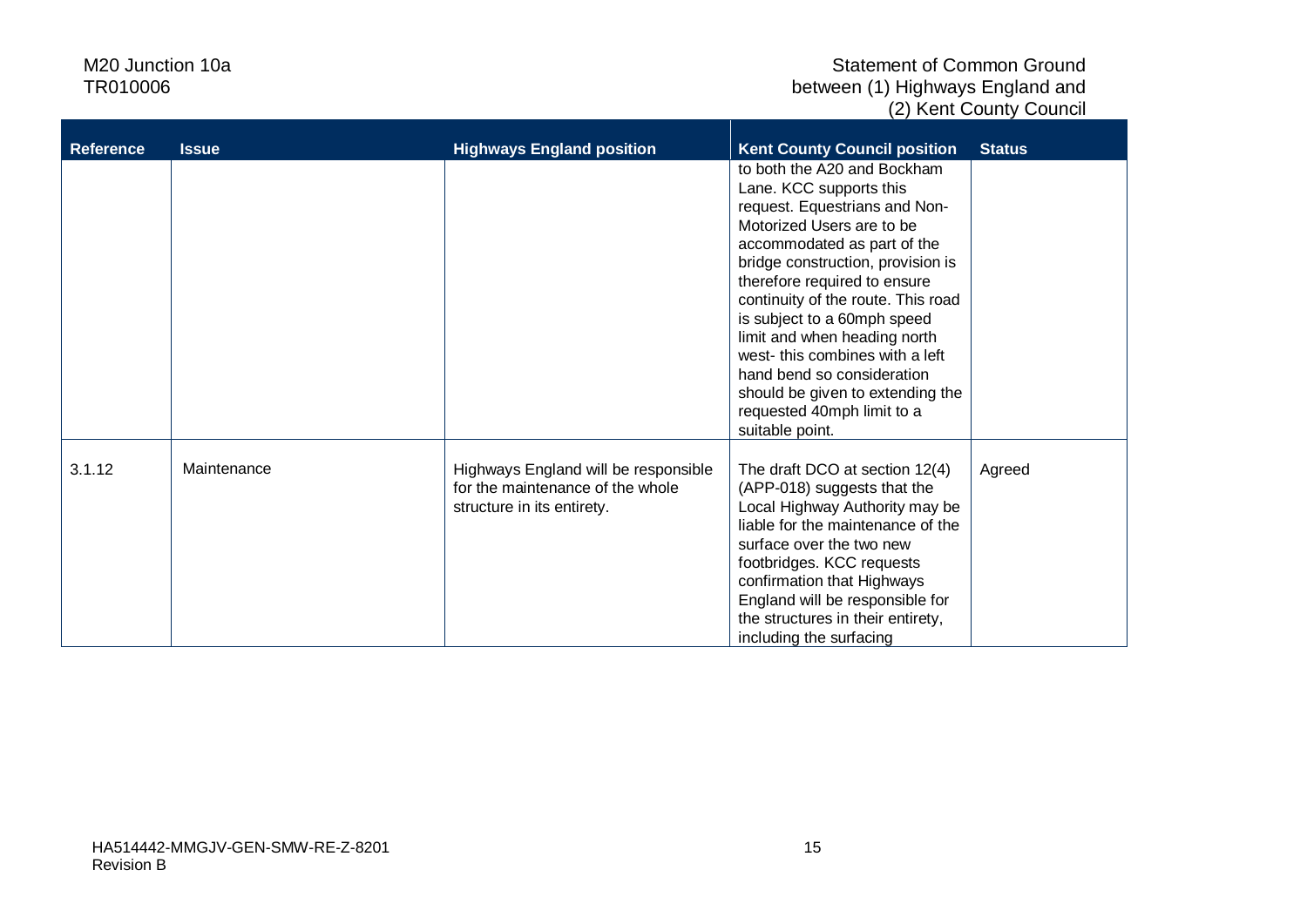| Reference | Issue | Highways England position | Kent County Council position | Status |
|---|---|---|---|---|
| | | | to both the A20 and Bockham Lane. KCC supports this request. Equestrians and Non-Motorized Users are to be accommodated as part of the bridge construction, provision is therefore required to ensure continuity of the route. This road is subject to a 60mph speed limit and when heading north west- this combines with a left hand bend so consideration should be given to extending the requested 40mph limit to a suitable point. | |
| 3.1.12 | Maintenance | Highways England will be responsible for the maintenance of the whole structure in its entirety. | The draft DCO at section 12(4) (APP-018) suggests that the Local Highway Authority may be liable for the maintenance of the surface over the two new footbridges. KCC requests confirmation that Highways England will be responsible for the structures in their entirety, including the surfacing | Agreed |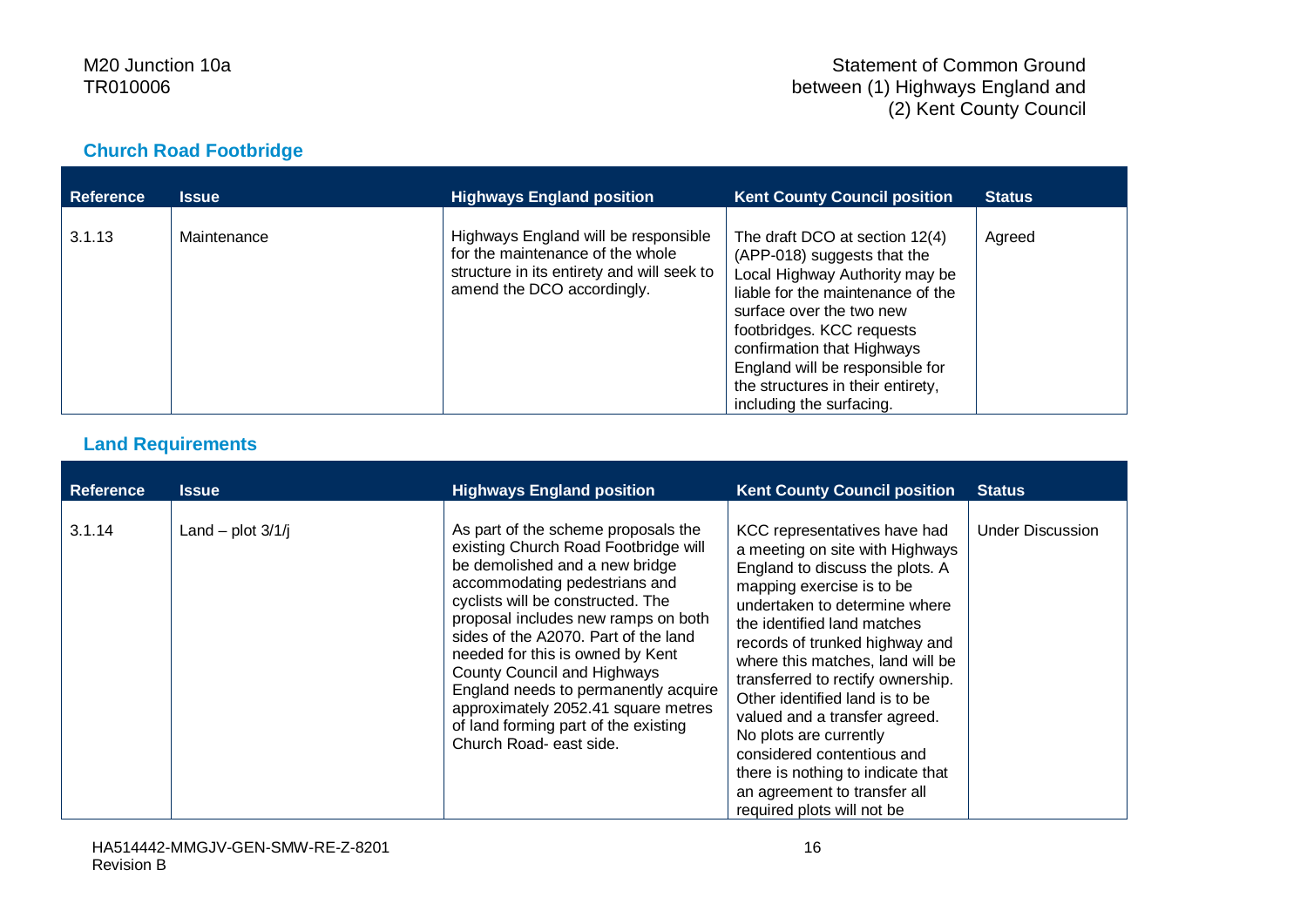## Church Road Footbridge

| Reference | Issue | Highways England position | Kent County Council position | Status |
|---|---|---|---|---|
| 3.1.13 | Maintenance | Highways England will be responsible for the maintenance of the whole structure in its entirety and will seek to amend the DCO accordingly. | The draft DCO at section 12(4) (APP-018) suggests that the Local Highway Authority may be liable for the maintenance of the surface over the two new footbridges. KCC requests confirmation that Highways England will be responsible for the structures in their entirety, including the surfacing. | Agreed |

## Land Requirements

| Reference | Issue | Highways England position | Kent County Council position | Status |
|---|---|---|---|---|
| 3.1.14 | Land – plot 3/1/j | As part of the scheme proposals the existing Church Road Footbridge will be demolished and a new bridge accommodating pedestrians and cyclists will be constructed. The proposal includes new ramps on both sides of the A2070. Part of the land needed for this is owned by Kent County Council and Highways England needs to permanently acquire approximately 2052.41 square metres of land forming part of the existing Church Road- east side. | KCC representatives have had a meeting on site with Highways England to discuss the plots. A mapping exercise is to be undertaken to determine where the identified land matches records of trunked highway and where this matches, land will be transferred to rectify ownership. Other identified land is to be valued and a transfer agreed. No plots are currently considered contentious and there is nothing to indicate that an agreement to transfer all required plots will not be | Under Discussion |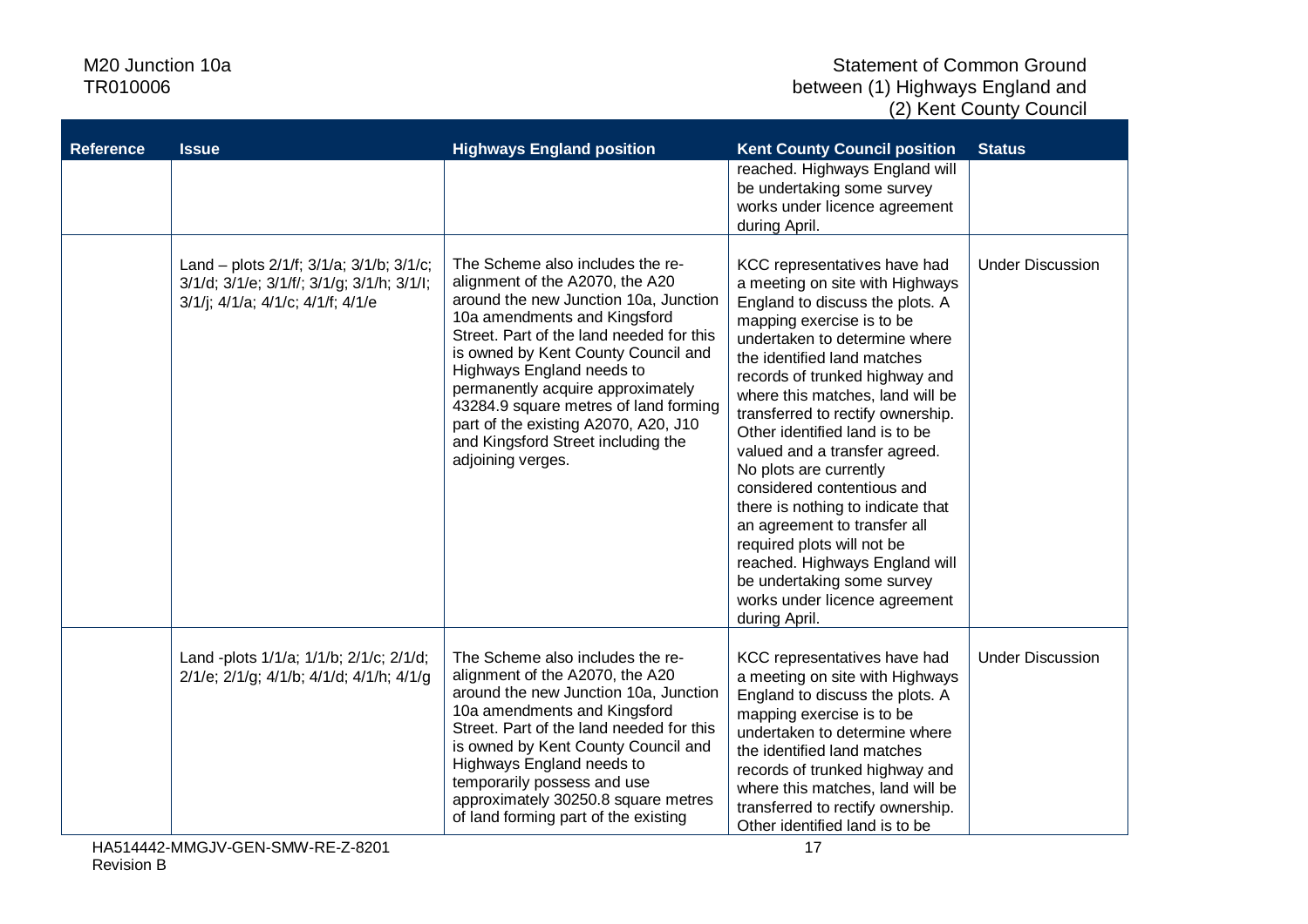| Reference | Issue | Highways England position | Kent County Council position | Status |
|---|---|---|---|---|
| | | | reached. Highways England will be undertaking some survey works under licence agreement during April. | |
| | Land – plots 2/1/f; 3/1/a; 3/1/b; 3/1/c; 3/1/d; 3/1/e; 3/1/f/; 3/1/g; 3/1/h; 3/1/I; 3/1/j; 4/1/a; 4/1/c; 4/1/f; 4/1/e | The Scheme also includes the re-alignment of the A2070, the A20 around the new Junction 10a, Junction 10a amendments and Kingsford Street. Part of the land needed for this is owned by Kent County Council and Highways England needs to permanently acquire approximately 43284.9 square metres of land forming part of the existing A2070, A20, J10 and Kingsford Street including the adjoining verges. | KCC representatives have had a meeting on site with Highways England to discuss the plots. A mapping exercise is to be undertaken to determine where the identified land matches records of trunked highway and where this matches, land will be transferred to rectify ownership. Other identified land is to be valued and a transfer agreed. No plots are currently considered contentious and there is nothing to indicate that an agreement to transfer all required plots will not be reached. Highways England will be undertaking some survey works under licence agreement during April. | Under Discussion |
| | Land -plots 1/1/a; 1/1/b; 2/1/c; 2/1/d; 2/1/e; 2/1/g; 4/1/b; 4/1/d; 4/1/h; 4/1/g | The Scheme also includes the re-alignment of the A2070, the A20 around the new Junction 10a, Junction 10a amendments and Kingsford Street. Part of the land needed for this is owned by Kent County Council and Highways England needs to temporarily possess and use approximately 30250.8 square metres of land forming part of the existing | KCC representatives have had a meeting on site with Highways England to discuss the plots. A mapping exercise is to be undertaken to determine where the identified land matches records of trunked highway and where this matches, land will be transferred to rectify ownership. Other identified land is to be | Under Discussion |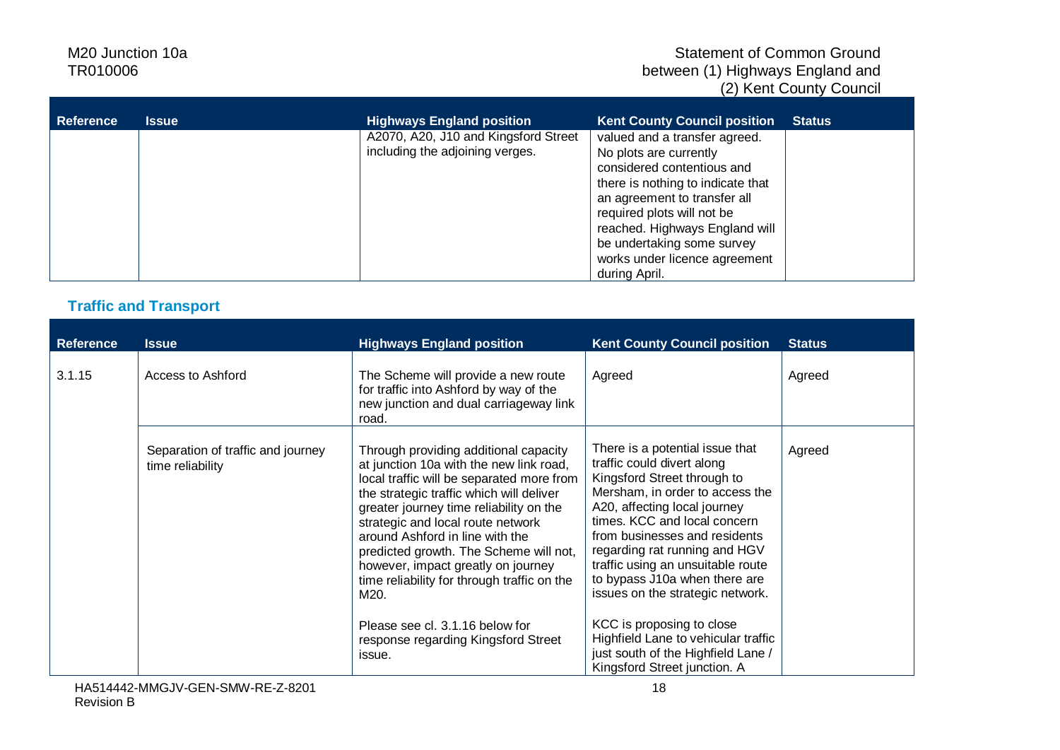| Reference | Issue | Highways England position | Kent County Council position | Status |
|---|---|---|---|---|
| | | A2070, A20, J10 and Kingsford Street including the adjoining verges. | valued and a transfer agreed. No plots are currently considered contentious and there is nothing to indicate that an agreement to transfer all required plots will not be reached. Highways England will be undertaking some survey works under licence agreement during April. | |

## Traffic and Transport

| Reference | Issue | Highways England position | Kent County Council position | Status |
|---|---|---|---|---|
| 3.1.15 | Access to Ashford | The Scheme will provide a new route for traffic into Ashford by way of the new junction and dual carriageway link road. | Agreed | Agreed |
| | Separation of traffic and journey time reliability | Through providing additional capacity at junction 10a with the new link road, local traffic will be separated more from the strategic traffic which will deliver greater journey time reliability on the strategic and local route network around Ashford in line with the predicted growth. The Scheme will not, however, impact greatly on journey time reliability for through traffic on the M20.<br><br>Please see cl. 3.1.16 below for response regarding Kingsford Street issue. | There is a potential issue that traffic could divert along Kingsford Street through to Mersham, in order to access the A20, affecting local journey times. KCC and local concern from businesses and residents regarding rat running and HGV traffic using an unsuitable route to bypass J10a when there are issues on the strategic network.<br><br>KCC is proposing to close Highfield Lane to vehicular traffic just south of the Highfield Lane / Kingsford Street junction. A | Agreed |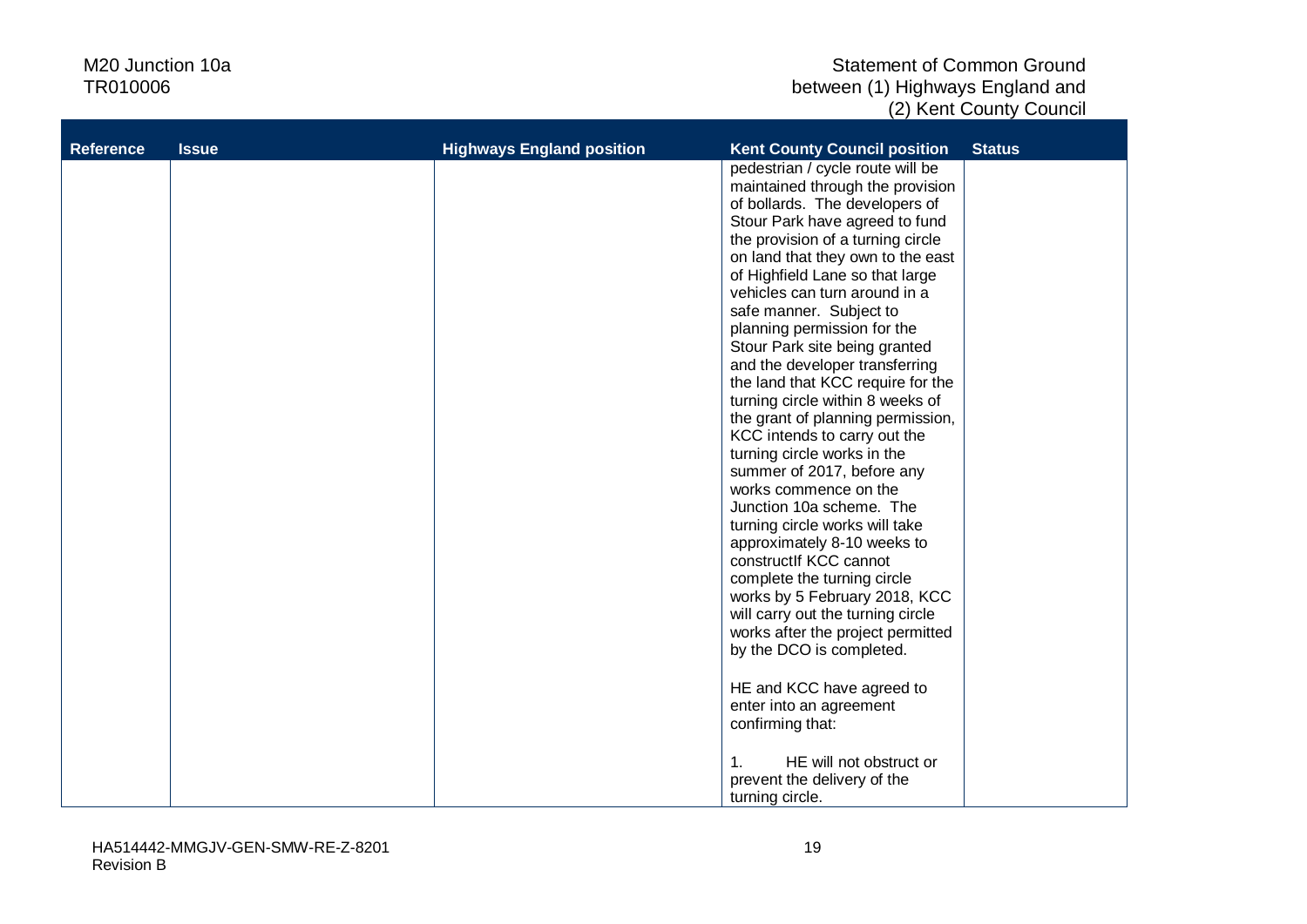| Reference | Issue | Highways England position | Kent County Council position | Status |
| --- | --- | --- | --- | --- |
| | | | pedestrian / cycle route will be maintained through the provision of bollards. The developers of Stour Park have agreed to fund the provision of a turning circle on land that they own to the east of Highfield Lane so that large vehicles can turn around in a safe manner. Subject to planning permission for the Stour Park site being granted and the developer transferring the land that KCC require for the turning circle within 8 weeks of the grant of planning permission, KCC intends to carry out the turning circle works in the summer of 2017, before any works commence on the Junction 10a scheme. The turning circle works will take approximately 8-10 weeks to constructIf KCC cannot complete the turning circle works by 5 February 2018, KCC will carry out the turning circle works after the project permitted by the DCO is completed.<br><br>HE and KCC have agreed to enter into an agreement confirming that:<br><br>1. HE will not obstruct or prevent the delivery of the turning circle. | |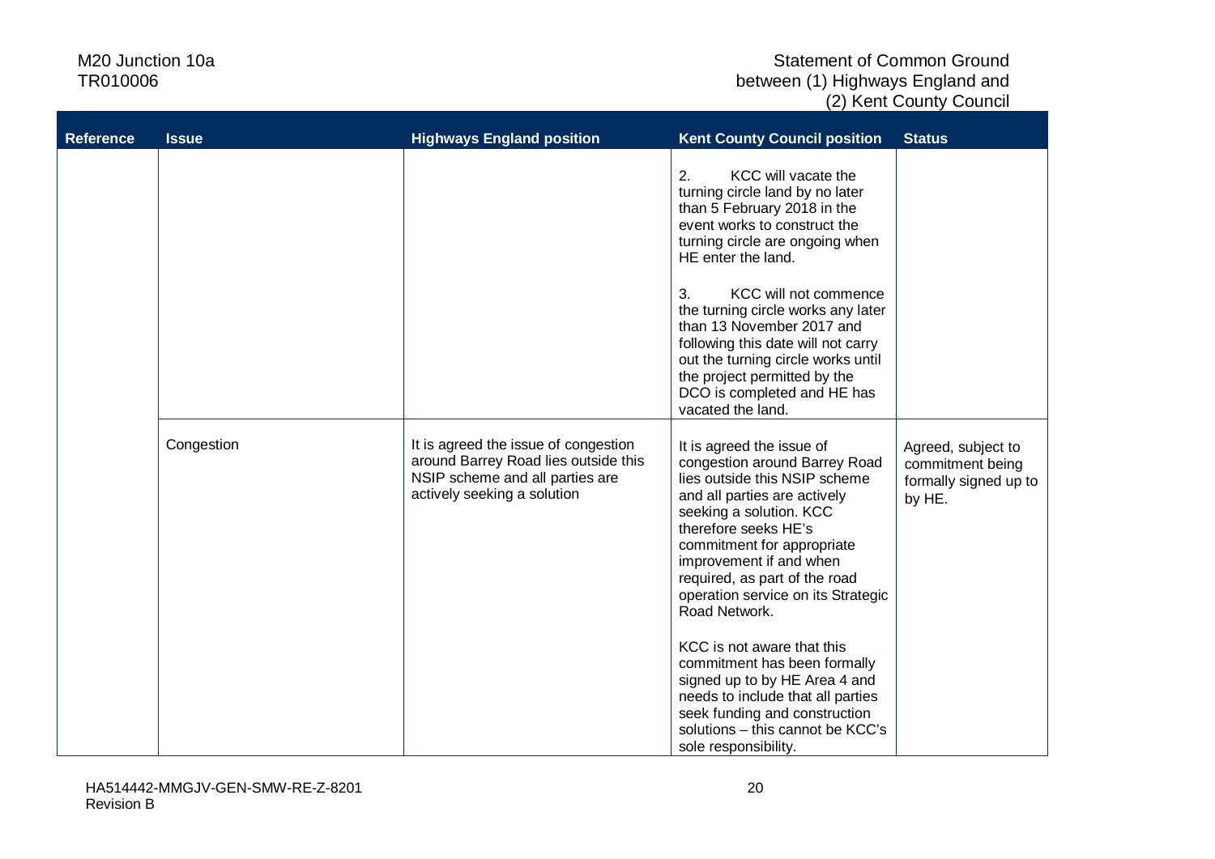| Reference | Issue | Highways England position | Kent County Council position | Status |
|---|---|---|---|---|
| | | | 2. KCC will vacate the turning circle land by no later than 5 February 2018 in the event works to construct the turning circle are ongoing when HE enter the land.<br><br>3. KCC will not commence the turning circle works any later than 13 November 2017 and following this date will not carry out the turning circle works until the project permitted by the DCO is completed and HE has vacated the land. | |
| | Congestion | It is agreed the issue of congestion around Barrey Road lies outside this NSIP scheme and all parties are actively seeking a solution | It is agreed the issue of congestion around Barrey Road lies outside this NSIP scheme and all parties are actively seeking a solution. KCC therefore seeks HE's commitment for appropriate improvement if and when required, as part of the road operation service on its Strategic Road Network.<br><br>KCC is not aware that this commitment has been formally signed up to by HE Area 4 and needs to include that all parties seek funding and construction solutions – this cannot be KCC's sole responsibility. | Agreed, subject to commitment being formally signed up to by HE. |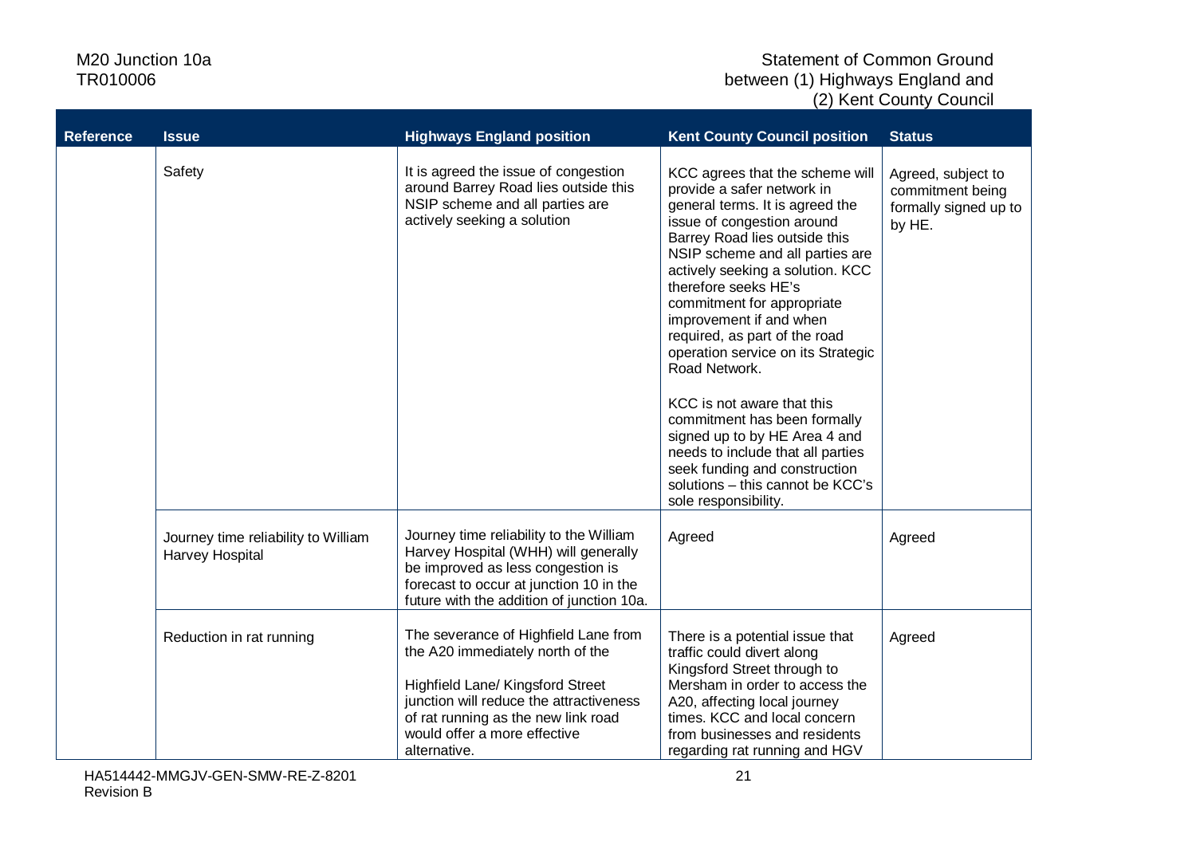| Reference | Issue | Highways England position | Kent County Council position | Status |
|---|---|---|---|---|
| | Safety | It is agreed the issue of congestion around Barrey Road lies outside this NSIP scheme and all parties are actively seeking a solution | KCC agrees that the scheme will provide a safer network in general terms. It is agreed the issue of congestion around Barrey Road lies outside this NSIP scheme and all parties are actively seeking a solution. KCC therefore seeks HE's commitment for appropriate improvement if and when required, as part of the road operation service on its Strategic Road Network.<br><br>KCC is not aware that this commitment has been formally signed up to by HE Area 4 and needs to include that all parties seek funding and construction solutions – this cannot be KCC's sole responsibility. | Agreed, subject to commitment being formally signed up to by HE. |
| | Journey time reliability to William Harvey Hospital | Journey time reliability to the William Harvey Hospital (WHH) will generally be improved as less congestion is forecast to occur at junction 10 in the future with the addition of junction 10a. | Agreed | Agreed |
| | Reduction in rat running | The severance of Highfield Lane from the A20 immediately north of the<br><br>Highfield Lane/ Kingsford Street junction will reduce the attractiveness of rat running as the new link road would offer a more effective alternative. | There is a potential issue that traffic could divert along Kingsford Street through to Mersham in order to access the A20, affecting local journey times. KCC and local concern from businesses and residents regarding rat running and HGV | Agreed |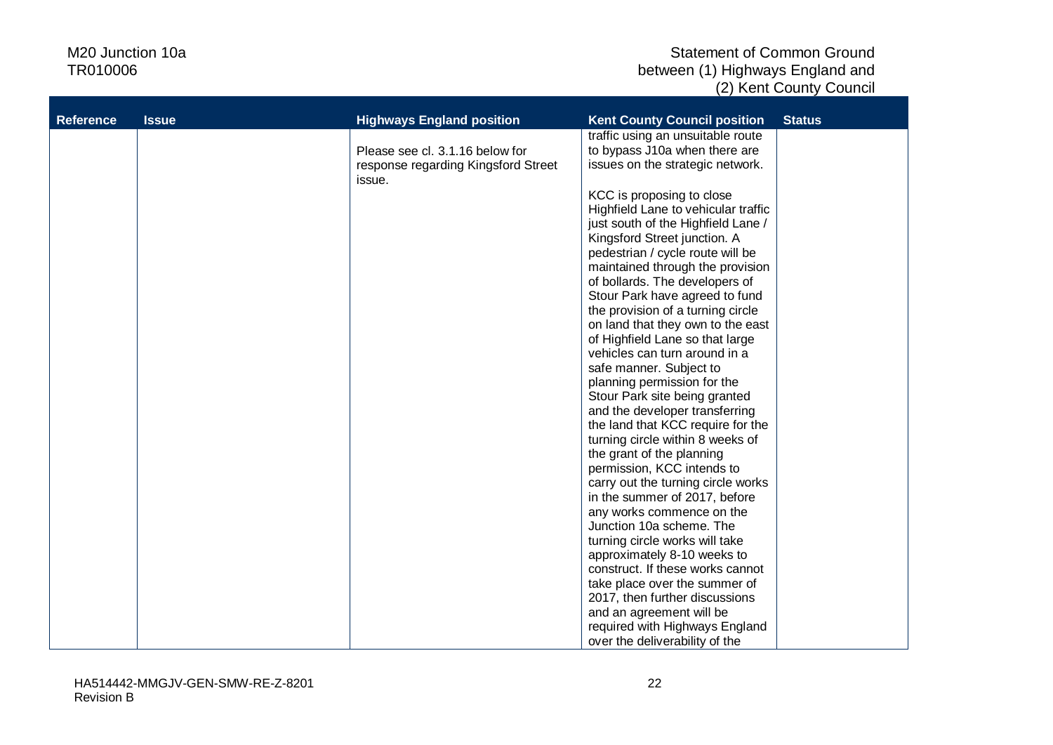| Reference | Issue | Highways England position | Kent County Council position | Status |
|---|---|---|---|---|
| | | Please see cl. 3.1.16 below for response regarding Kingsford Street issue. | traffic using an unsuitable route to bypass J10a when there are issues on the strategic network.<br><br>KCC is proposing to close Highfield Lane to vehicular traffic just south of the Highfield Lane / Kingsford Street junction. A pedestrian / cycle route will be maintained through the provision of bollards. The developers of Stour Park have agreed to fund the provision of a turning circle on land that they own to the east of Highfield Lane so that large vehicles can turn around in a safe manner. Subject to planning permission for the Stour Park site being granted and the developer transferring the land that KCC require for the turning circle within 8 weeks of the grant of the planning permission, KCC intends to carry out the turning circle works in the summer of 2017, before any works commence on the Junction 10a scheme. The turning circle works will take approximately 8-10 weeks to construct. If these works cannot take place over the summer of 2017, then further discussions and an agreement will be required with Highways England over the deliverability of the | |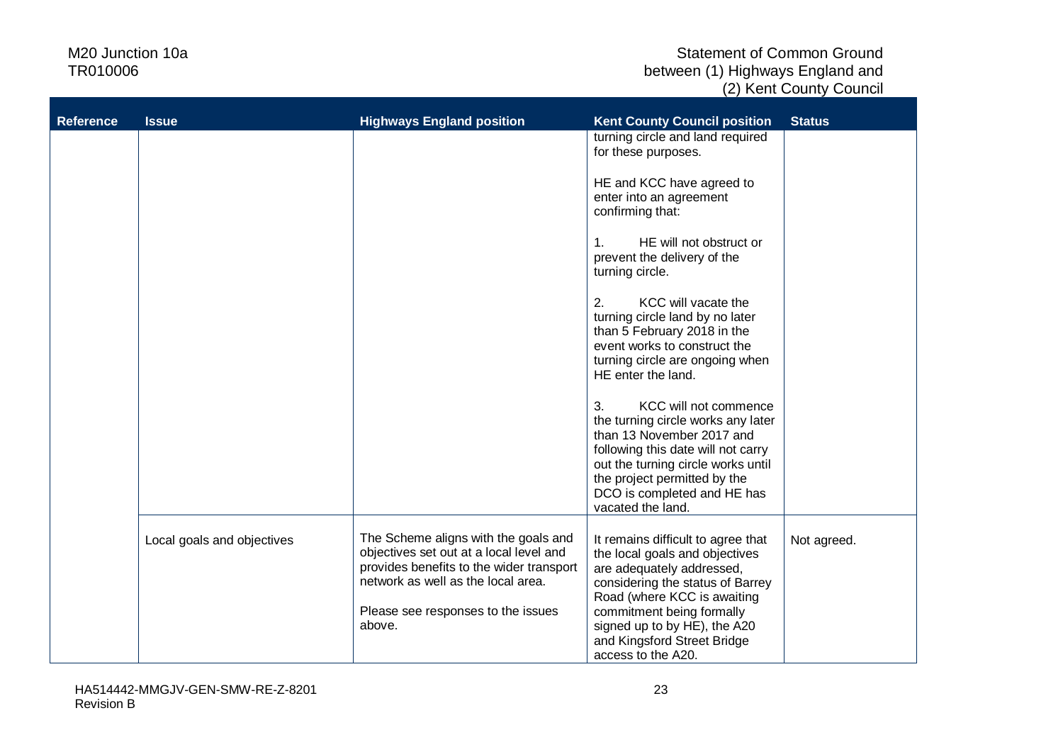| Reference | Issue | Highways England position | Kent County Council position | Status |
|---|---|---|---|---|
| | | | turning circle and land required for these purposes.<br><br>HE and KCC have agreed to enter into an agreement confirming that:<br><br>1. HE will not obstruct or prevent the delivery of the turning circle.<br><br>2. KCC will vacate the turning circle land by no later than 5 February 2018 in the event works to construct the turning circle are ongoing when HE enter the land.<br><br>3. KCC will not commence the turning circle works any later than 13 November 2017 and following this date will not carry out the turning circle works until the project permitted by the DCO is completed and HE has vacated the land. | |
| | Local goals and objectives | The Scheme aligns with the goals and objectives set out at a local level and provides benefits to the wider transport network as well as the local area.<br><br>Please see responses to the issues above. | It remains difficult to agree that the local goals and objectives are adequately addressed, considering the status of Barrey Road (where KCC is awaiting commitment being formally signed up to by HE), the A20 and Kingsford Street Bridge access to the A20. | Not agreed. |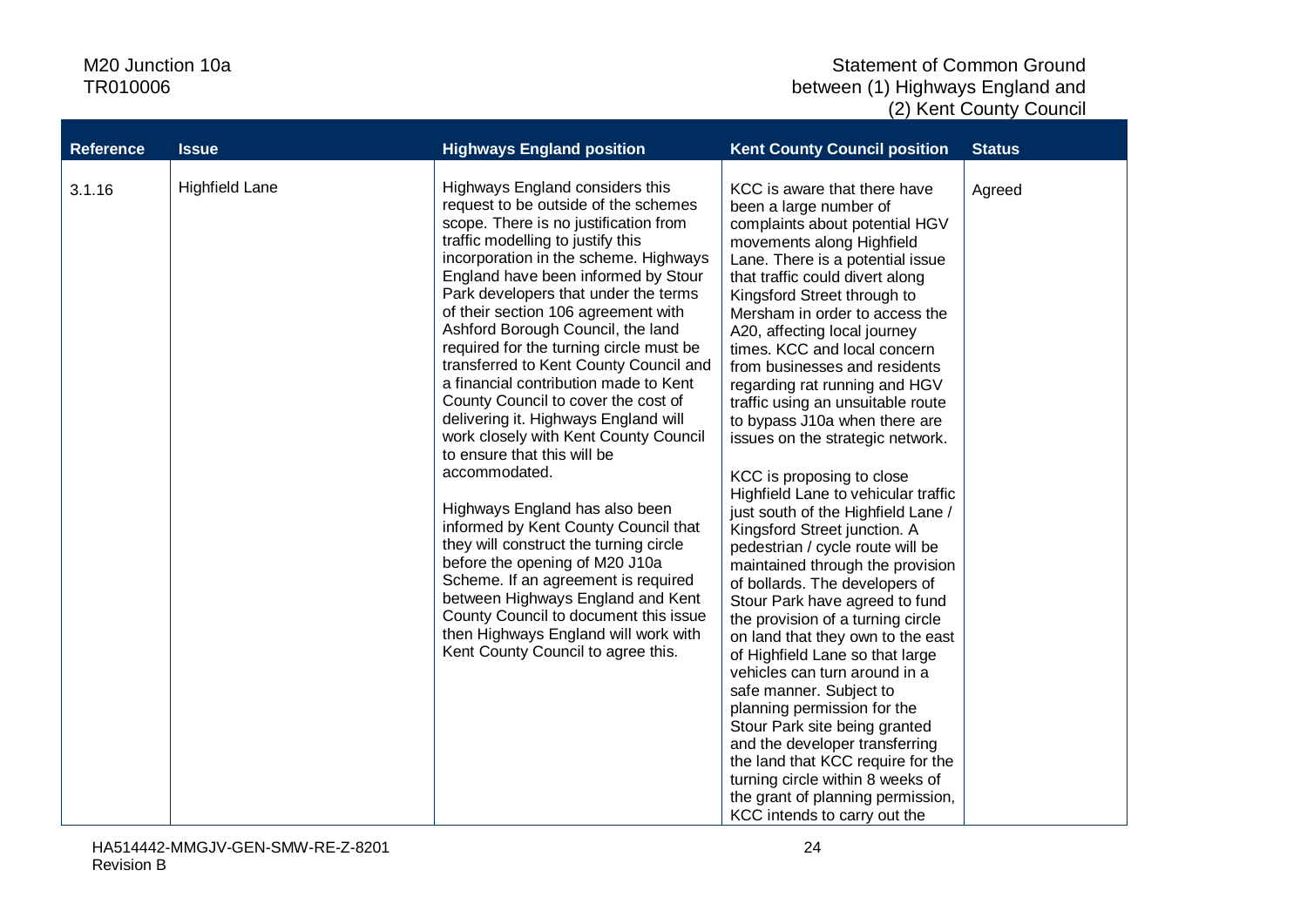| Reference | Issue | Highways England position | Kent County Council position | Status |
|---|---|---|---|---|
| 3.1.16 | Highfield Lane | Highways England considers this request to be outside of the schemes scope. There is no justification from traffic modelling to justify this incorporation in the scheme. Highways England have been informed by Stour Park developers that under the terms of their section 106 agreement with Ashford Borough Council, the land required for the turning circle must be transferred to Kent County Council and a financial contribution made to Kent County Council to cover the cost of delivering it. Highways England will work closely with Kent County Council to ensure that this will be accommodated.<br><br>Highways England has also been informed by Kent County Council that they will construct the turning circle before the opening of M20 J10a Scheme. If an agreement is required between Highways England and Kent County Council to document this issue then Highways England will work with Kent County Council to agree this. | KCC is aware that there have been a large number of complaints about potential HGV movements along Highfield Lane. There is a potential issue that traffic could divert along Kingsford Street through to Mersham in order to access the A20, affecting local journey times. KCC and local concern from businesses and residents regarding rat running and HGV traffic using an unsuitable route to bypass J10a when there are issues on the strategic network.<br><br>KCC is proposing to close Highfield Lane to vehicular traffic just south of the Highfield Lane / Kingsford Street junction. A pedestrian / cycle route will be maintained through the provision of bollards. The developers of Stour Park have agreed to fund the provision of a turning circle on land that they own to the east of Highfield Lane so that large vehicles can turn around in a safe manner. Subject to planning permission for the Stour Park site being granted and the developer transferring the land that KCC require for the turning circle within 8 weeks of the grant of planning permission, KCC intends to carry out the | Agreed |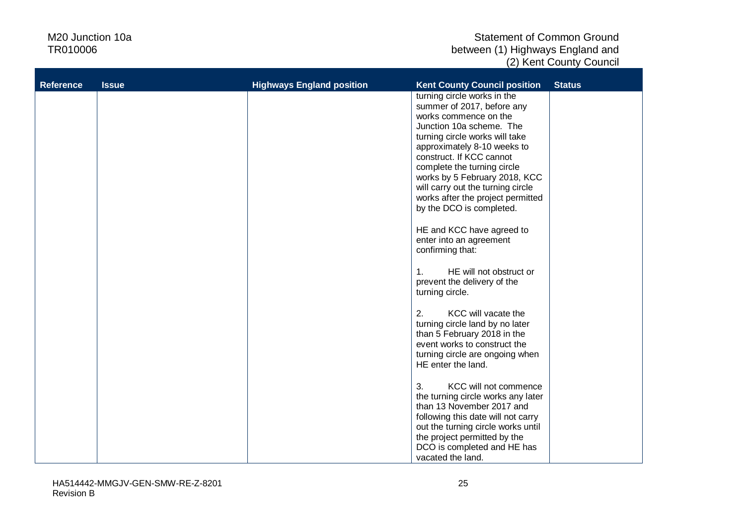| Reference | Issue | Highways England position | Kent County Council position | Status |
| --- | --- | --- | --- | --- |
| | | | turning circle works in the summer of 2017, before any works commence on the Junction 10a scheme. The turning circle works will take approximately 8-10 weeks to construct. If KCC cannot complete the turning circle works by 5 February 2018, KCC will carry out the turning circle works after the project permitted by the DCO is completed.<br><br>HE and KCC have agreed to enter into an agreement confirming that:<br><br>1. HE will not obstruct or prevent the delivery of the turning circle.<br><br>2. KCC will vacate the turning circle land by no later than 5 February 2018 in the event works to construct the turning circle are ongoing when HE enter the land.<br><br>3. KCC will not commence the turning circle works any later than 13 November 2017 and following this date will not carry out the turning circle works until the project permitted by the DCO is completed and HE has vacated the land. | |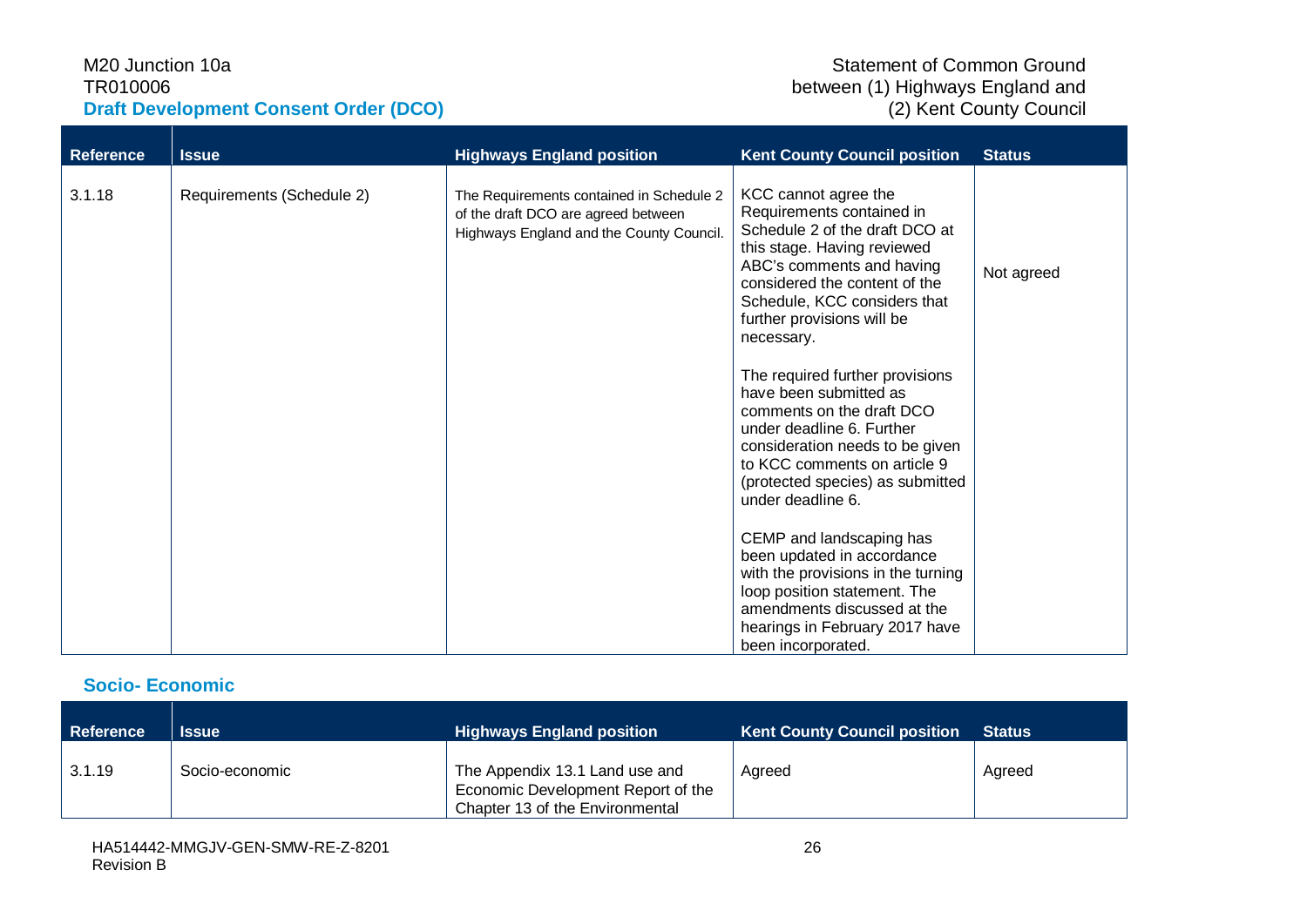| Reference | Issue | Highways England position | Kent County Council position | Status |
|---|---|---|---|---|
| 3.1.18 | Requirements (Schedule 2) | The Requirements contained in Schedule 2 of the draft DCO are agreed between Highways England and the County Council. | KCC cannot agree the Requirements contained in Schedule 2 of the draft DCO at this stage. Having reviewed ABC's comments and having considered the content of the Schedule, KCC considers that further provisions will be necessary.<br><br>The required further provisions have been submitted as comments on the draft DCO under deadline 6. Further consideration needs to be given to KCC comments on article 9 (protected species) as submitted under deadline 6.<br><br>CEMP and landscaping has been updated in accordance with the provisions in the turning loop position statement. The amendments discussed at the hearings in February 2017 have been incorporated. | Not agreed |

## Socio- Economic

| Reference | Issue | Highways England position | Kent County Council position | Status |
|---|---|---|---|---|
| 3.1.19 | Socio-economic | The Appendix 13.1 Land use and Economic Development Report of the Chapter 13 of the Environmental | Agreed | Agreed |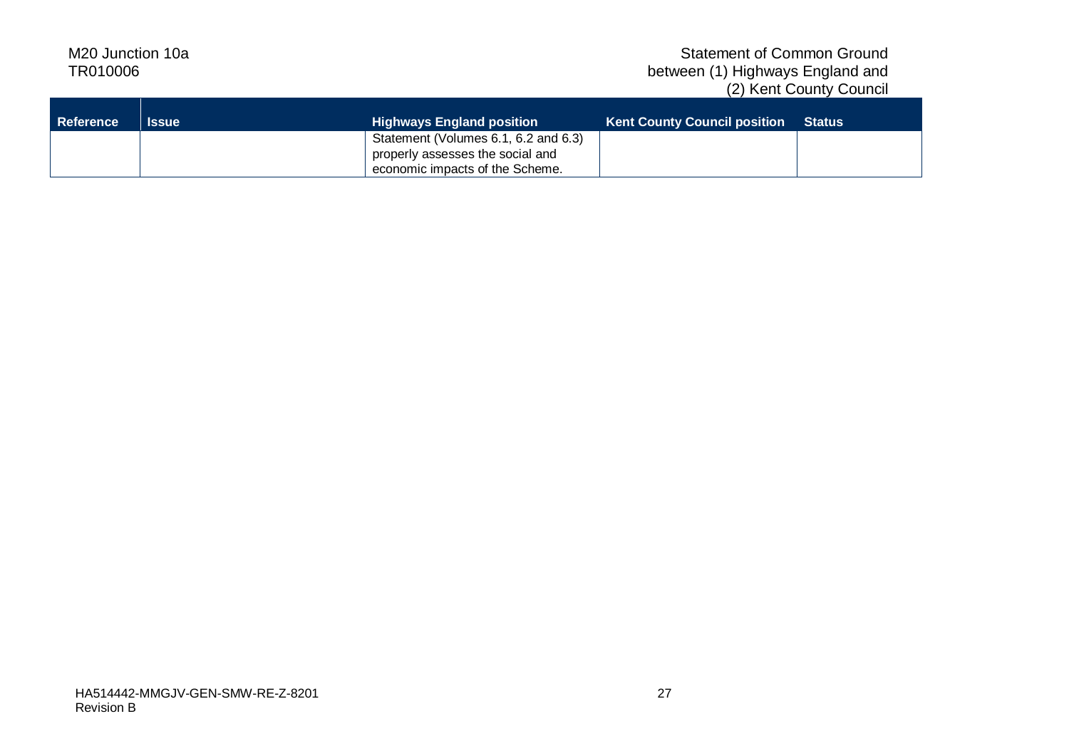| Reference | Issue | Highways England position | Kent County Council position | Status |
|---|---|---|---|---|
| | | Statement (Volumes 6.1, 6.2 and 6.3) properly assesses the social and economic impacts of the Scheme. | | |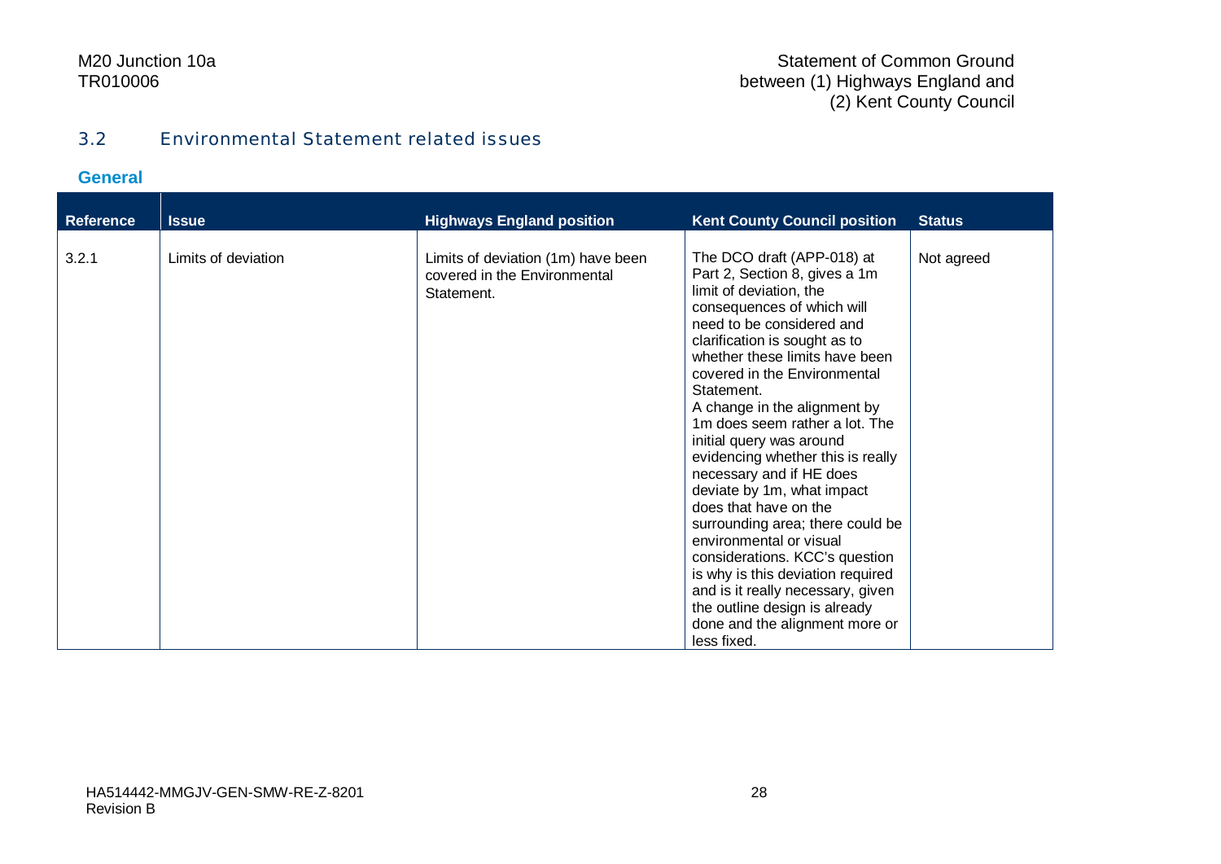## 3.2 Environmental Statement related issues

### General

| Reference | Issue | Highways England position | Kent County Council position | Status |
|---|---|---|---|---|
| 3.2.1 | Limits of deviation | Limits of deviation (1m) have been covered in the Environmental Statement. | The DCO draft (APP-018) at Part 2, Section 8, gives a 1m limit of deviation, the consequences of which will need to be considered and clarification is sought as to whether these limits have been covered in the Environmental Statement.<br>A change in the alignment by 1m does seem rather a lot. The initial query was around evidencing whether this is really necessary and if HE does deviate by 1m, what impact does that have on the surrounding area; there could be environmental or visual considerations. KCC's question is why is this deviation required and is it really necessary, given the outline design is already done and the alignment more or less fixed. | Not agreed |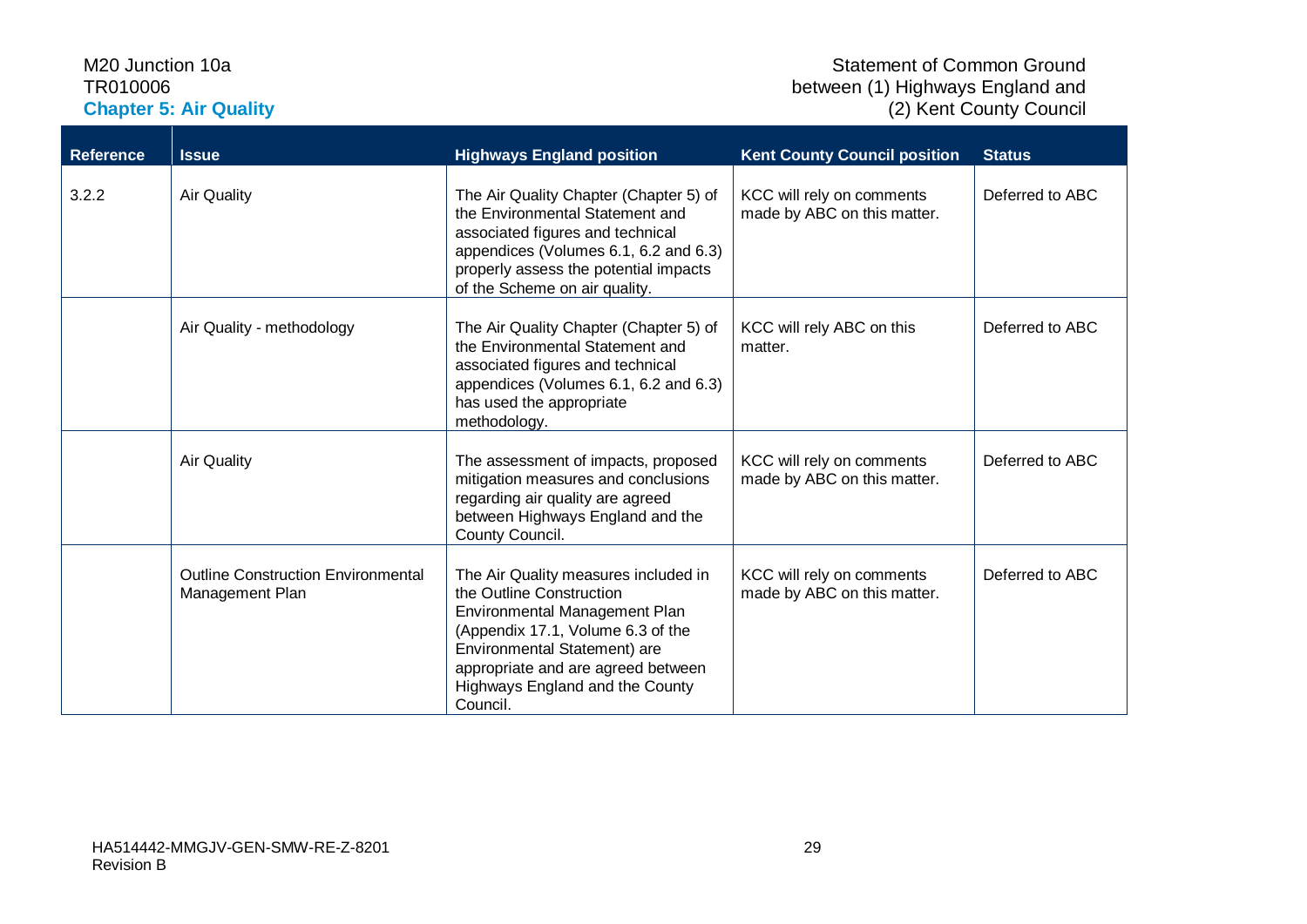| Reference | Issue | Highways England position | Kent County Council position | Status |
|---|---|---|---|---|
| 3.2.2 | Air Quality | The Air Quality Chapter (Chapter 5) of the Environmental Statement and associated figures and technical appendices (Volumes 6.1, 6.2 and 6.3) properly assess the potential impacts of the Scheme on air quality. | KCC will rely on comments made by ABC on this matter. | Deferred to ABC |
| | Air Quality - methodology | The Air Quality Chapter (Chapter 5) of the Environmental Statement and associated figures and technical appendices (Volumes 6.1, 6.2 and 6.3) has used the appropriate methodology. | KCC will rely ABC on this matter. | Deferred to ABC |
| | Air Quality | The assessment of impacts, proposed mitigation measures and conclusions regarding air quality are agreed between Highways England and the County Council. | KCC will rely on comments made by ABC on this matter. | Deferred to ABC |
| | Outline Construction Environmental Management Plan | The Air Quality measures included in the Outline Construction Environmental Management Plan (Appendix 17.1, Volume 6.3 of the Environmental Statement) are appropriate and are agreed between Highways England and the County Council. | KCC will rely on comments made by ABC on this matter. | Deferred to ABC |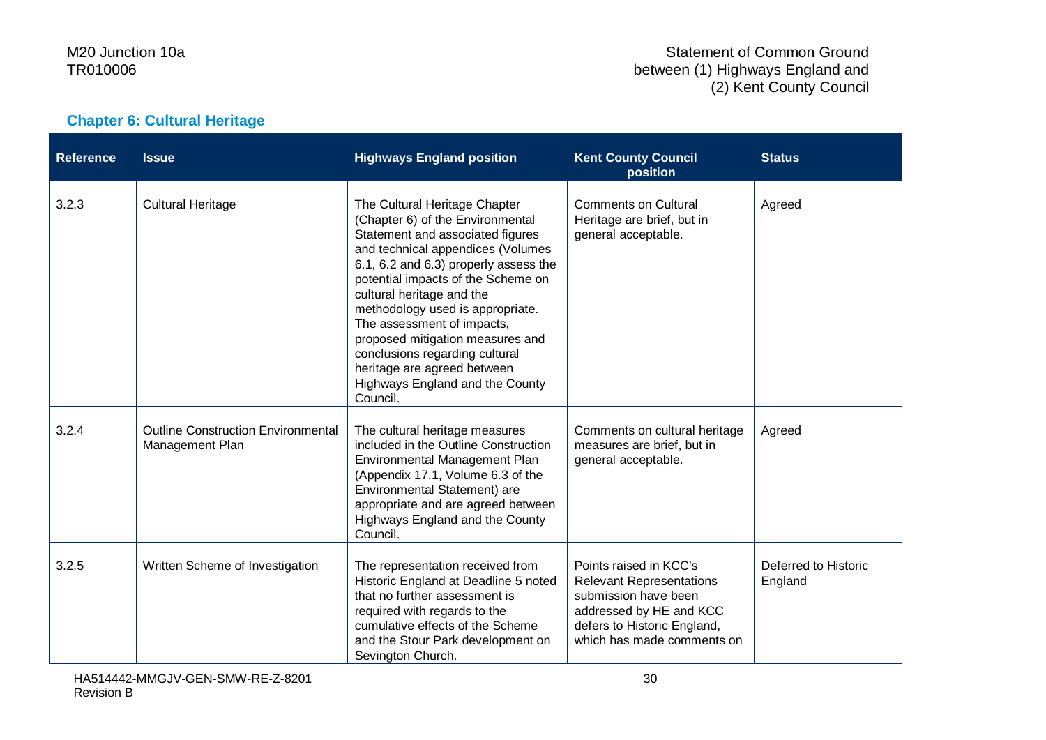## Chapter 6: Cultural Heritage

| Reference | Issue | Highways England position | Kent County Council position | Status |
|---|---|---|---|---|
| 3.2.3 | Cultural Heritage | The Cultural Heritage Chapter (Chapter 6) of the Environmental Statement and associated figures and technical appendices (Volumes 6.1, 6.2 and 6.3) properly assess the potential impacts of the Scheme on cultural heritage and the methodology used is appropriate. The assessment of impacts, proposed mitigation measures and conclusions regarding cultural heritage are agreed between Highways England and the County Council. | Comments on Cultural Heritage are brief, but in general acceptable. | Agreed |
| 3.2.4 | Outline Construction Environmental Management Plan | The cultural heritage measures included in the Outline Construction Environmental Management Plan (Appendix 17.1, Volume 6.3 of the Environmental Statement) are appropriate and are agreed between Highways England and the County Council. | Comments on cultural heritage measures are brief, but in general acceptable. | Agreed |
| 3.2.5 | Written Scheme of Investigation | The representation received from Historic England at Deadline 5 noted that no further assessment is required with regards to the cumulative effects of the Scheme and the Stour Park development on Sevington Church. | Points raised in KCC's Relevant Representations submission have been addressed by HE and KCC defers to Historic England, which has made comments on | Deferred to Historic England |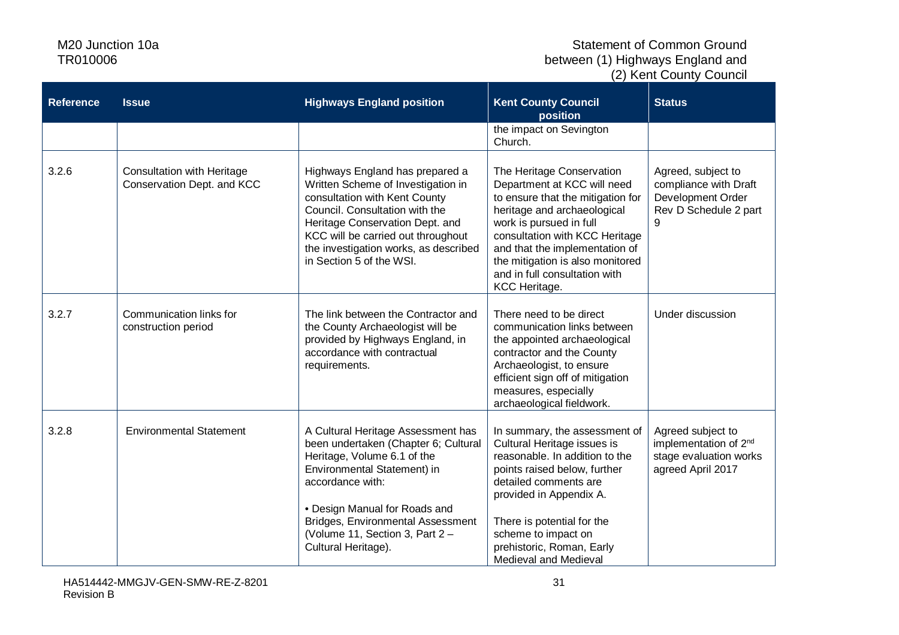| Reference | Issue | Highways England position | Kent County Council position | Status |
|---|---|---|---|---|
| | | | the impact on Sevington Church. | |
| 3.2.6 | Consultation with Heritage Conservation Dept. and KCC | Highways England has prepared a Written Scheme of Investigation in consultation with Kent County Council. Consultation with the Heritage Conservation Dept. and KCC will be carried out throughout the investigation works, as described in Section 5 of the WSI. | The Heritage Conservation Department at KCC will need to ensure that the mitigation for heritage and archaeological work is pursued in full consultation with KCC Heritage and that the implementation of the mitigation is also monitored and in full consultation with KCC Heritage. | Agreed, subject to compliance with Draft Development Order Rev D Schedule 2 part 9 |
| 3.2.7 | Communication links for construction period | The link between the Contractor and the County Archaeologist will be provided by Highways England, in accordance with contractual requirements. | There need to be direct communication links between the appointed archaeological contractor and the County Archaeologist, to ensure efficient sign off of mitigation measures, especially archaeological fieldwork. | Under discussion |
| 3.2.8 | Environmental Statement | A Cultural Heritage Assessment has been undertaken (Chapter 6; Cultural Heritage, Volume 6.1 of the Environmental Statement) in accordance with:<br><br>• Design Manual for Roads and Bridges, Environmental Assessment (Volume 11, Section 3, Part 2 – Cultural Heritage). | In summary, the assessment of Cultural Heritage issues is reasonable. In addition to the points raised below, further detailed comments are provided in Appendix A.<br><br>There is potential for the scheme to impact on prehistoric, Roman, Early Medieval and Medieval | Agreed subject to implementation of 2nd stage evaluation works agreed April 2017 |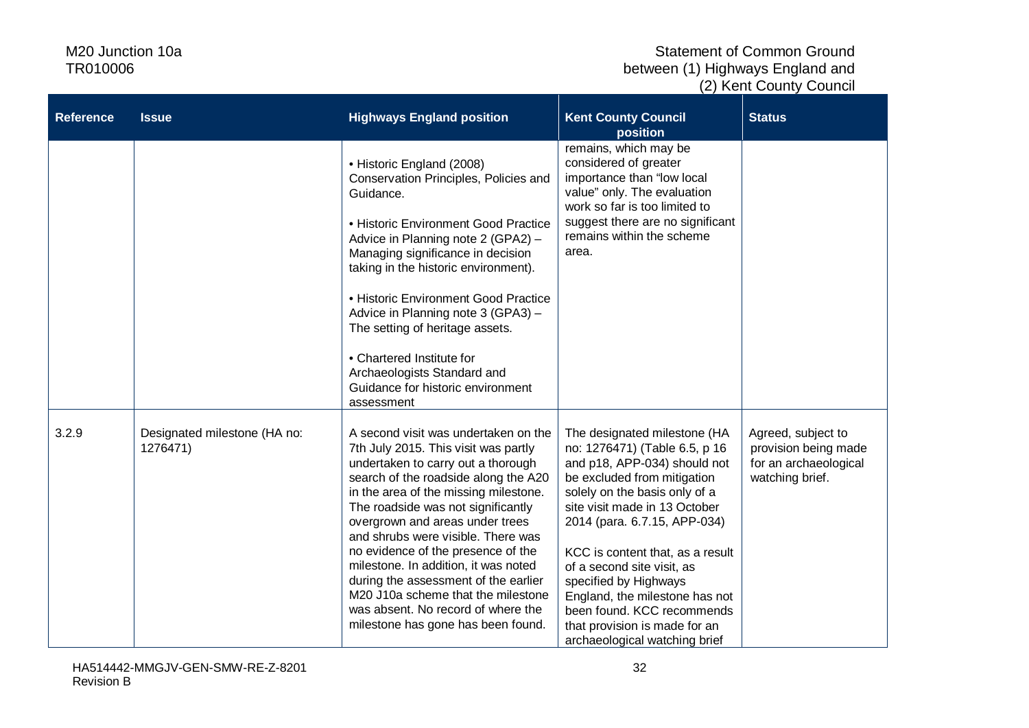| Reference | Issue | Highways England position | Kent County Council position | Status |
|---|---|---|---|---|
| | | • Historic England (2008) Conservation Principles, Policies and Guidance.<br><br>• Historic Environment Good Practice Advice in Planning note 2 (GPA2) – Managing significance in decision taking in the historic environment).<br><br>• Historic Environment Good Practice Advice in Planning note 3 (GPA3) – The setting of heritage assets.<br><br>• Chartered Institute for Archaeologists Standard and Guidance for historic environment assessment | remains, which may be considered of greater importance than "low local value" only. The evaluation work so far is too limited to suggest there are no significant remains within the scheme area. | |
| 3.2.9 | Designated milestone (HA no: 1276471) | A second visit was undertaken on the 7th July 2015. This visit was partly undertaken to carry out a thorough search of the roadside along the A20 in the area of the missing milestone. The roadside was not significantly overgrown and areas under trees and shrubs were visible. There was no evidence of the presence of the milestone. In addition, it was noted during the assessment of the earlier M20 J10a scheme that the milestone was absent. No record of where the milestone has gone has been found. | The designated milestone (HA no: 1276471) (Table 6.5, p 16 and p18, APP-034) should not be excluded from mitigation solely on the basis only of a site visit made in 13 October 2014 (para. 6.7.15, APP-034)<br><br>KCC is content that, as a result of a second site visit, as specified by Highways England, the milestone has not been found. KCC recommends that provision is made for an archaeological watching brief | Agreed, subject to provision being made for an archaeological watching brief. |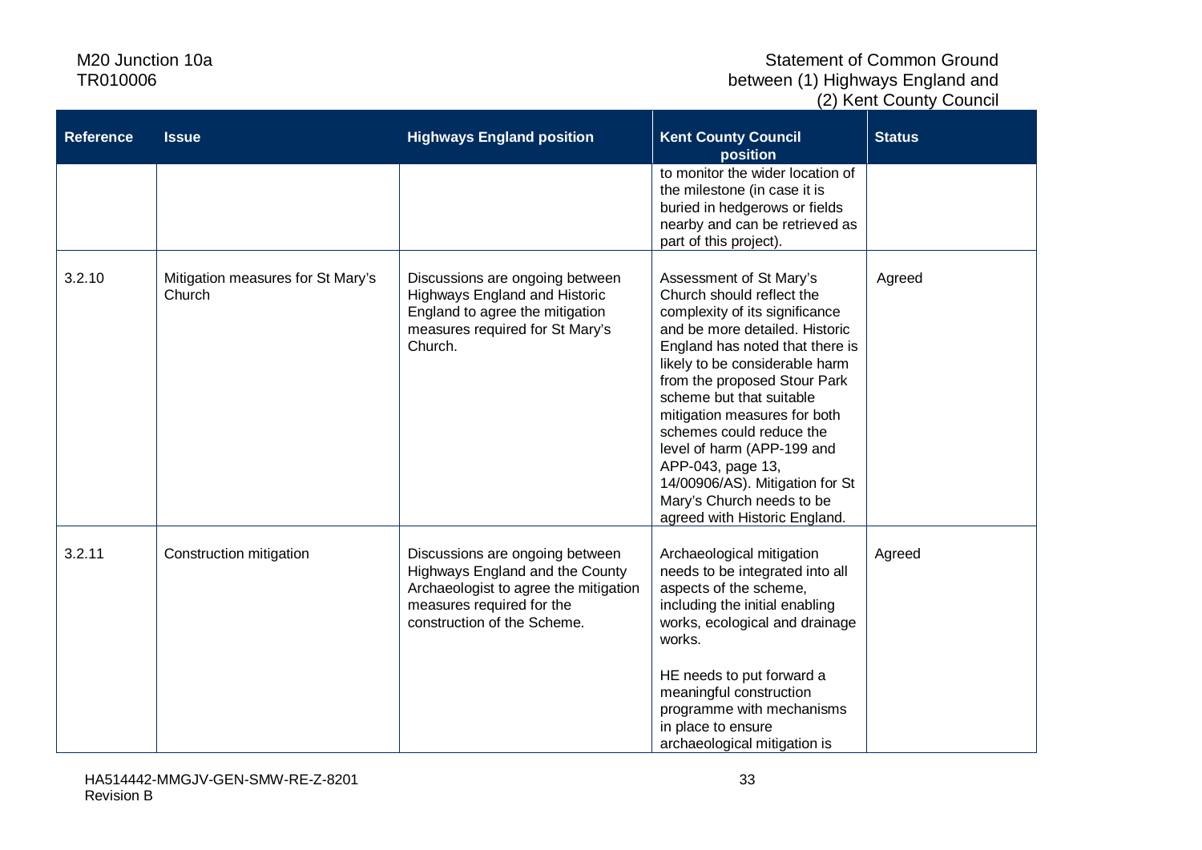| Reference | Issue | Highways England position | Kent County Council position | Status |
|---|---|---|---|---|
| | | | to monitor the wider location of the milestone (in case it is buried in hedgerows or fields nearby and can be retrieved as part of this project). | |
| 3.2.10 | Mitigation measures for St Mary's Church | Discussions are ongoing between Highways England and Historic England to agree the mitigation measures required for St Mary's Church. | Assessment of St Mary's Church should reflect the complexity of its significance and be more detailed. Historic England has noted that there is likely to be considerable harm from the proposed Stour Park scheme but that suitable mitigation measures for both schemes could reduce the level of harm (APP-199 and APP-043, page 13, 14/00906/AS). Mitigation for St Mary's Church needs to be agreed with Historic England. | Agreed |
| 3.2.11 | Construction mitigation | Discussions are ongoing between Highways England and the County Archaeologist to agree the mitigation measures required for the construction of the Scheme. | Archaeological mitigation needs to be integrated into all aspects of the scheme, including the initial enabling works, ecological and drainage works.<br><br>HE needs to put forward a meaningful construction programme with mechanisms in place to ensure archaeological mitigation is | Agreed |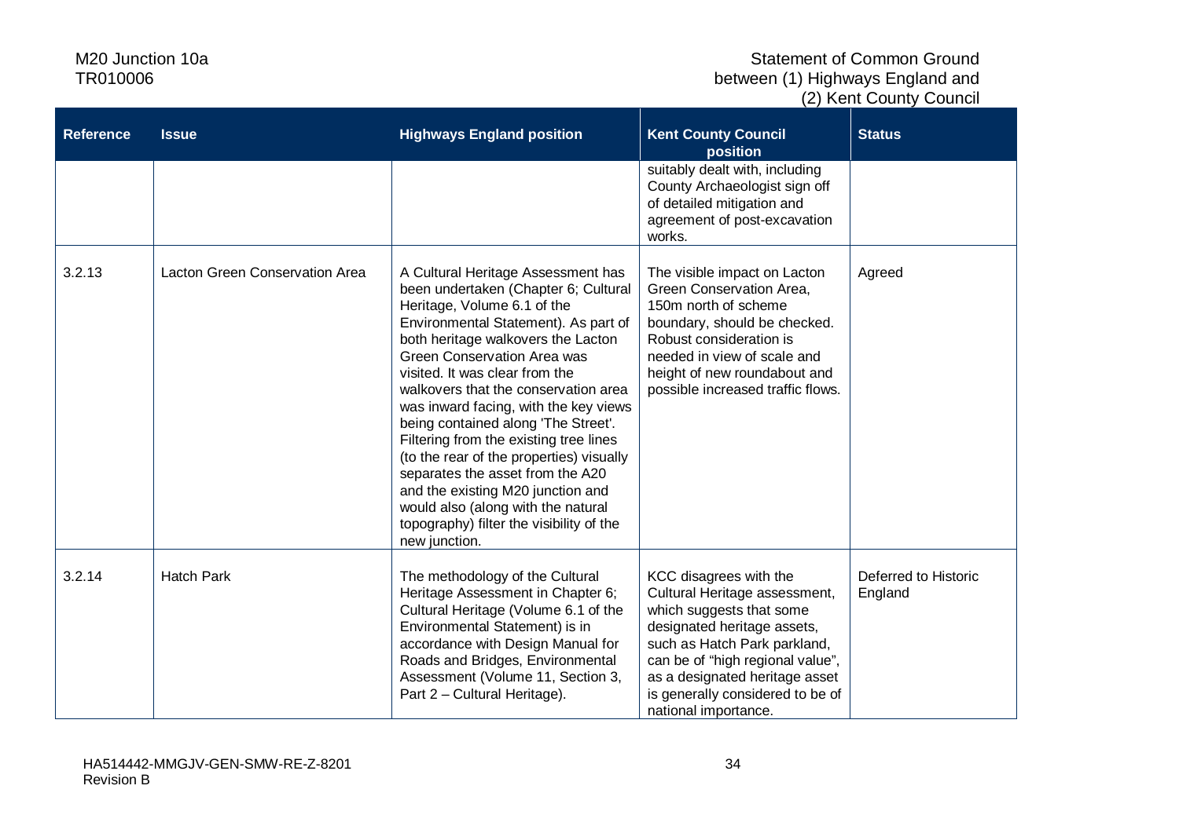| Reference | Issue | Highways England position | Kent County Council position | Status |
|---|---|---|---|---|
| | | | suitably dealt with, including County Archaeologist sign off of detailed mitigation and agreement of post-excavation works. | |
| 3.2.13 | Lacton Green Conservation Area | A Cultural Heritage Assessment has been undertaken (Chapter 6; Cultural Heritage, Volume 6.1 of the Environmental Statement). As part of both heritage walkovers the Lacton Green Conservation Area was visited. It was clear from the walkovers that the conservation area was inward facing, with the key views being contained along 'The Street'. Filtering from the existing tree lines (to the rear of the properties) visually separates the asset from the A20 and the existing M20 junction and would also (along with the natural topography) filter the visibility of the new junction. | The visible impact on Lacton Green Conservation Area, 150m north of scheme boundary, should be checked. Robust consideration is needed in view of scale and height of new roundabout and possible increased traffic flows. | Agreed |
| 3.2.14 | Hatch Park | The methodology of the Cultural Heritage Assessment in Chapter 6; Cultural Heritage (Volume 6.1 of the Environmental Statement) is in accordance with Design Manual for Roads and Bridges, Environmental Assessment (Volume 11, Section 3, Part 2 – Cultural Heritage). | KCC disagrees with the Cultural Heritage assessment, which suggests that some designated heritage assets, such as Hatch Park parkland, can be of "high regional value", as a designated heritage asset is generally considered to be of national importance. | Deferred to Historic England |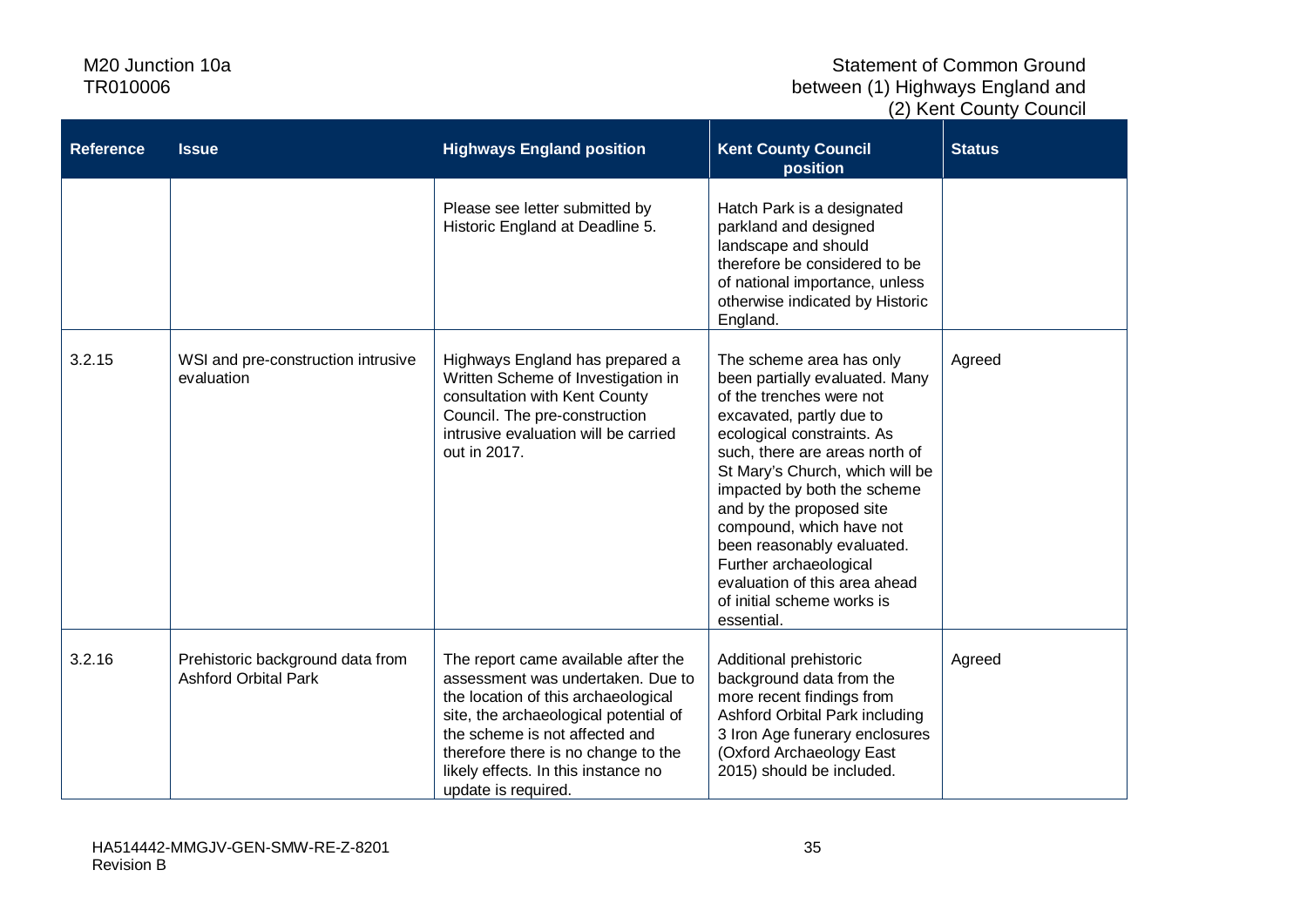| Reference | Issue | Highways England position | Kent County Council position | Status |
|---|---|---|---|---|
| | | Please see letter submitted by Historic England at Deadline 5. | Hatch Park is a designated parkland and designed landscape and should therefore be considered to be of national importance, unless otherwise indicated by Historic England. | |
| 3.2.15 | WSI and pre-construction intrusive evaluation | Highways England has prepared a Written Scheme of Investigation in consultation with Kent County Council. The pre-construction intrusive evaluation will be carried out in 2017. | The scheme area has only been partially evaluated. Many of the trenches were not excavated, partly due to ecological constraints. As such, there are areas north of St Mary's Church, which will be impacted by both the scheme and by the proposed site compound, which have not been reasonably evaluated. Further archaeological evaluation of this area ahead of initial scheme works is essential. | Agreed |
| 3.2.16 | Prehistoric background data from Ashford Orbital Park | The report came available after the assessment was undertaken. Due to the location of this archaeological site, the archaeological potential of the scheme is not affected and therefore there is no change to the likely effects. In this instance no update is required. | Additional prehistoric background data from the more recent findings from Ashford Orbital Park including 3 Iron Age funerary enclosures (Oxford Archaeology East 2015) should be included. | Agreed |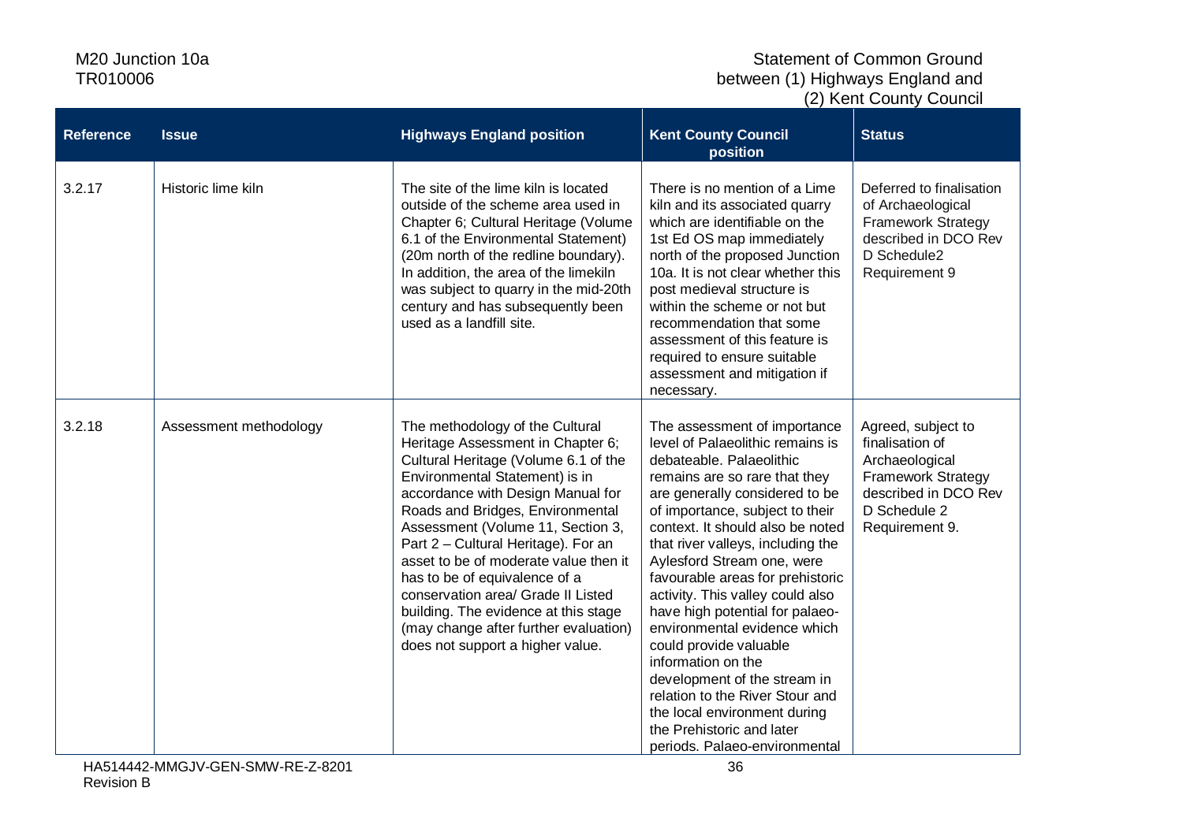| Reference | Issue | Highways England position | Kent County Council position | Status |
|---|---|---|---|---|
| 3.2.17 | Historic lime kiln | The site of the lime kiln is located outside of the scheme area used in Chapter 6; Cultural Heritage (Volume 6.1 of the Environmental Statement) (20m north of the redline boundary). In addition, the area of the limekiln was subject to quarry in the mid-20th century and has subsequently been used as a landfill site. | There is no mention of a Lime kiln and its associated quarry which are identifiable on the 1st Ed OS map immediately north of the proposed Junction 10a. It is not clear whether this post medieval structure is within the scheme or not but recommendation that some assessment of this feature is required to ensure suitable assessment and mitigation if necessary. | Deferred to finalisation of Archaeological Framework Strategy described in DCO Rev D Schedule2 Requirement 9 |
| 3.2.18 | Assessment methodology | The methodology of the Cultural Heritage Assessment in Chapter 6; Cultural Heritage (Volume 6.1 of the Environmental Statement) is in accordance with Design Manual for Roads and Bridges, Environmental Assessment (Volume 11, Section 3, Part 2 – Cultural Heritage). For an asset to be of moderate value then it has to be of equivalence of a conservation area/ Grade II Listed building. The evidence at this stage (may change after further evaluation) does not support a higher value. | The assessment of importance level of Palaeolithic remains is debateable. Palaeolithic remains are so rare that they are generally considered to be of importance, subject to their context. It should also be noted that river valleys, including the Aylesford Stream one, were favourable areas for prehistoric activity. This valley could also have high potential for palaeo-environmental evidence which could provide valuable information on the development of the stream in relation to the River Stour and the local environment during the Prehistoric and later periods. Palaeo-environmental | Agreed, subject to finalisation of Archaeological Framework Strategy described in DCO Rev D Schedule 2 Requirement 9. |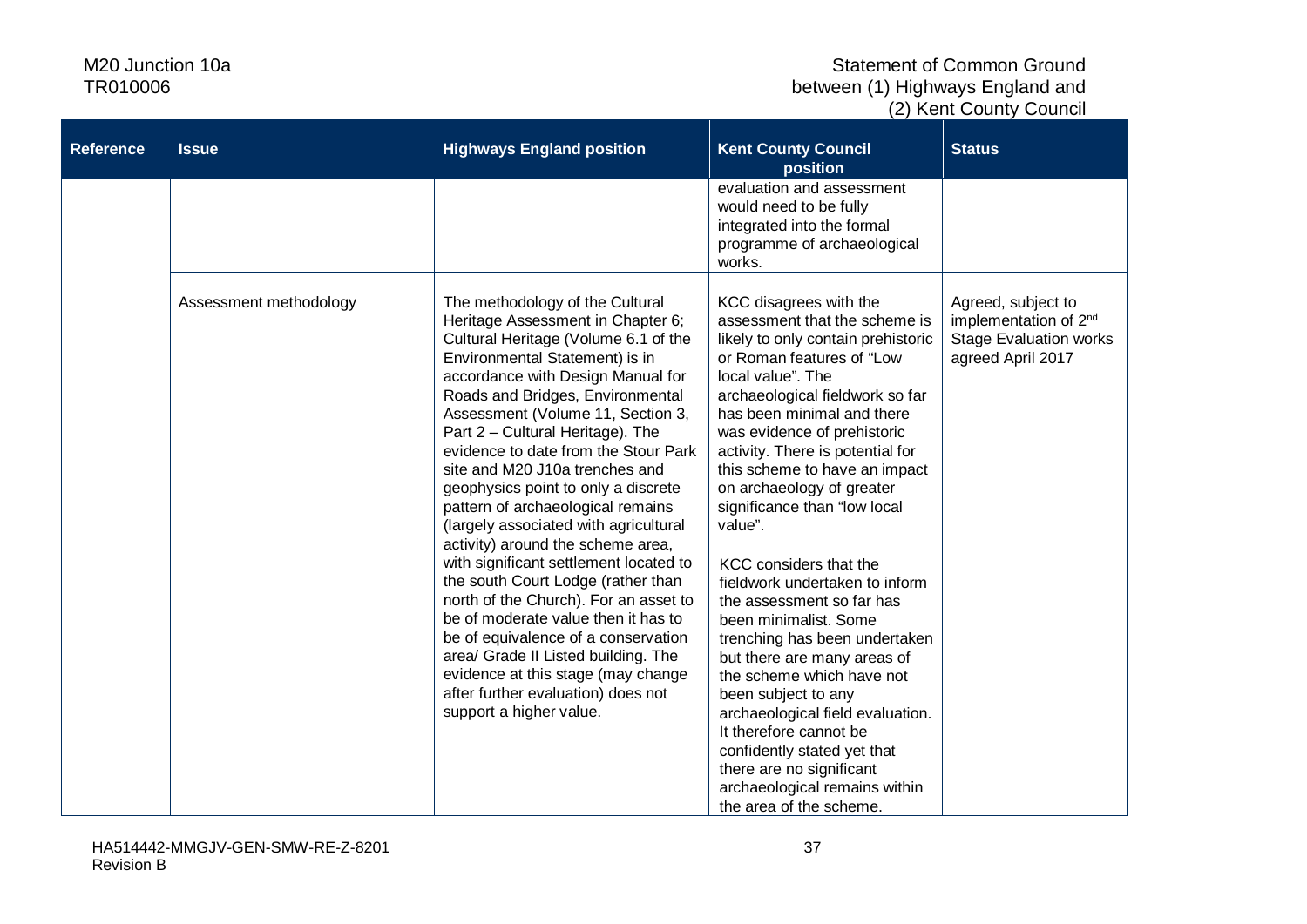| Reference | Issue | Highways England position | Kent County Council position | Status |
|---|---|---|---|---|
| | | | evaluation and assessment would need to be fully integrated into the formal programme of archaeological works. | |
| | Assessment methodology | The methodology of the Cultural Heritage Assessment in Chapter 6; Cultural Heritage (Volume 6.1 of the Environmental Statement) is in accordance with Design Manual for Roads and Bridges, Environmental Assessment (Volume 11, Section 3, Part 2 – Cultural Heritage). The evidence to date from the Stour Park site and M20 J10a trenches and geophysics point to only a discrete pattern of archaeological remains (largely associated with agricultural activity) around the scheme area, with significant settlement located to the south Court Lodge (rather than north of the Church). For an asset to be of moderate value then it has to be of equivalence of a conservation area/ Grade II Listed building. The evidence at this stage (may change after further evaluation) does not support a higher value. | KCC disagrees with the assessment that the scheme is likely to only contain prehistoric or Roman features of "Low local value". The archaeological fieldwork so far has been minimal and there was evidence of prehistoric activity. There is potential for this scheme to have an impact on archaeology of greater significance than "low local value".<br><br>KCC considers that the fieldwork undertaken to inform the assessment so far has been minimalist. Some trenching has been undertaken but there are many areas of the scheme which have not been subject to any archaeological field evaluation. It therefore cannot be confidently stated yet that there are no significant archaeological remains within the area of the scheme. | Agreed, subject to implementation of 2nd Stage Evaluation works agreed April 2017 |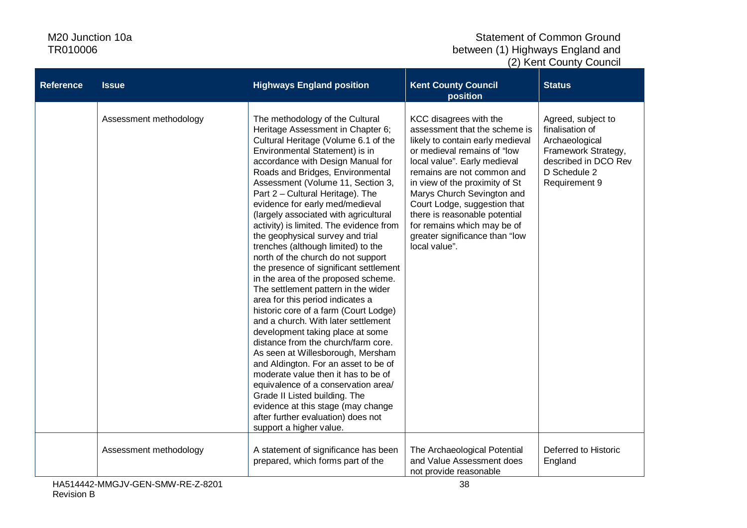| Reference | Issue | Highways England position | Kent County Council position | Status |
|---|---|---|---|---|
| | Assessment methodology | The methodology of the Cultural Heritage Assessment in Chapter 6; Cultural Heritage (Volume 6.1 of the Environmental Statement) is in accordance with Design Manual for Roads and Bridges, Environmental Assessment (Volume 11, Section 3, Part 2 – Cultural Heritage). The evidence for early med/medieval (largely associated with agricultural activity) is limited. The evidence from the geophysical survey and trial trenches (although limited) to the north of the church do not support the presence of significant settlement in the area of the proposed scheme. The settlement pattern in the wider area for this period indicates a historic core of a farm (Court Lodge) and a church. With later settlement development taking place at some distance from the church/farm core. As seen at Willesborough, Mersham and Aldington. For an asset to be of moderate value then it has to be of equivalence of a conservation area/ Grade II Listed building. The evidence at this stage (may change after further evaluation) does not support a higher value. | KCC disagrees with the assessment that the scheme is likely to contain early medieval or medieval remains of "low local value". Early medieval remains are not common and in view of the proximity of St Marys Church Sevington and Court Lodge, suggestion that there is reasonable potential for remains which may be of greater significance than "low local value". | Agreed, subject to finalisation of Archaeological Framework Strategy, described in DCO Rev D Schedule 2 Requirement 9 |
| | Assessment methodology | A statement of significance has been prepared, which forms part of the | The Archaeological Potential and Value Assessment does not provide reasonable | Deferred to Historic England |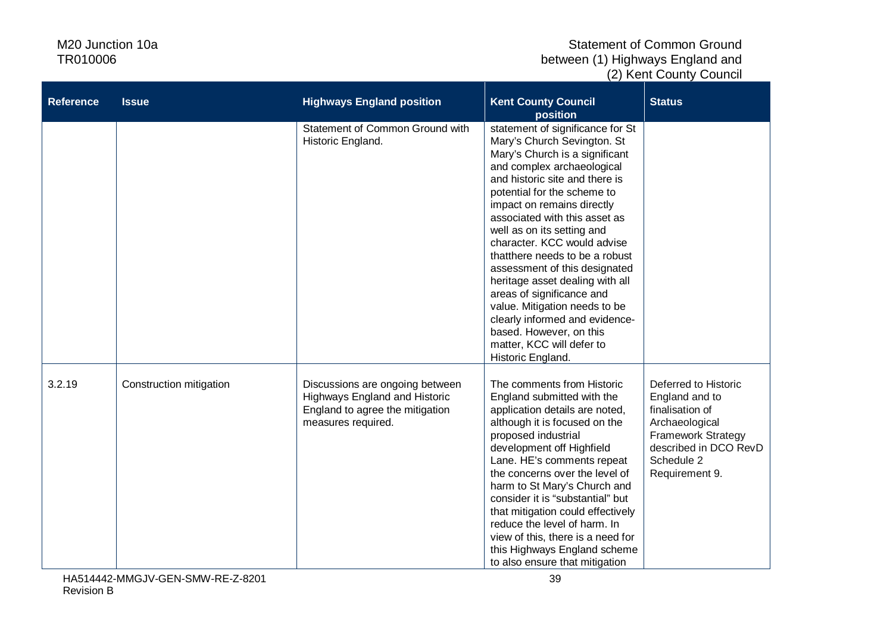| Reference | Issue | Highways England position | Kent County Council position | Status |
|---|---|---|---|---|
| | | Statement of Common Ground with Historic England. | statement of significance for St Mary's Church Sevington. St Mary's Church is a significant and complex archaeological and historic site and there is potential for the scheme to impact on remains directly associated with this asset as well as on its setting and character. KCC would advise thatthere needs to be a robust assessment of this designated heritage asset dealing with all areas of significance and value. Mitigation needs to be clearly informed and evidence-based. However, on this matter, KCC will defer to Historic England. | |
| 3.2.19 | Construction mitigation | Discussions are ongoing between Highways England and Historic England to agree the mitigation measures required. | The comments from Historic England submitted with the application details are noted, although it is focused on the proposed industrial development off Highfield Lane. HE's comments repeat the concerns over the level of harm to St Mary's Church and consider it is "substantial" but that mitigation could effectively reduce the level of harm. In view of this, there is a need for this Highways England scheme to also ensure that mitigation | Deferred to Historic England and to finalisation of Archaeological Framework Strategy described in DCO RevD Schedule 2 Requirement 9. |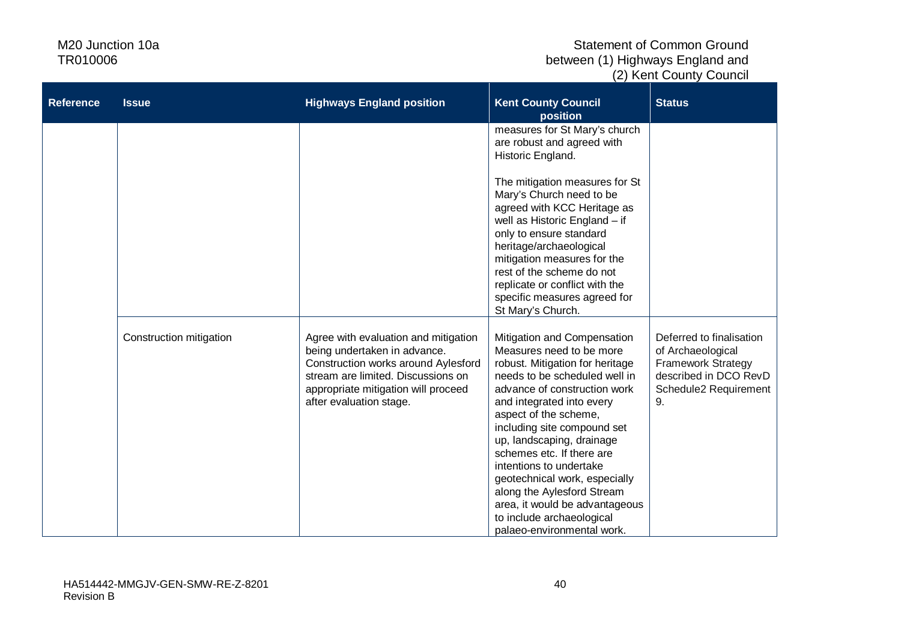| Reference | Issue | Highways England position | Kent County Council position | Status |
|---|---|---|---|---|
| | | | measures for St Mary's church are robust and agreed with Historic England.<br><br>The mitigation measures for St Mary's Church need to be agreed with KCC Heritage as well as Historic England – if only to ensure standard heritage/archaeological mitigation measures for the rest of the scheme do not replicate or conflict with the specific measures agreed for St Mary's Church. | |
| | Construction mitigation | Agree with evaluation and mitigation being undertaken in advance. Construction works around Aylesford stream are limited. Discussions on appropriate mitigation will proceed after evaluation stage. | Mitigation and Compensation Measures need to be more robust. Mitigation for heritage needs to be scheduled well in advance of construction work and integrated into every aspect of the scheme, including site compound set up, landscaping, drainage schemes etc. If there are intentions to undertake geotechnical work, especially along the Aylesford Stream area, it would be advantageous to include archaeological palaeo-environmental work. | Deferred to finalisation of Archaeological Framework Strategy described in DCO RevD Schedule2 Requirement 9. |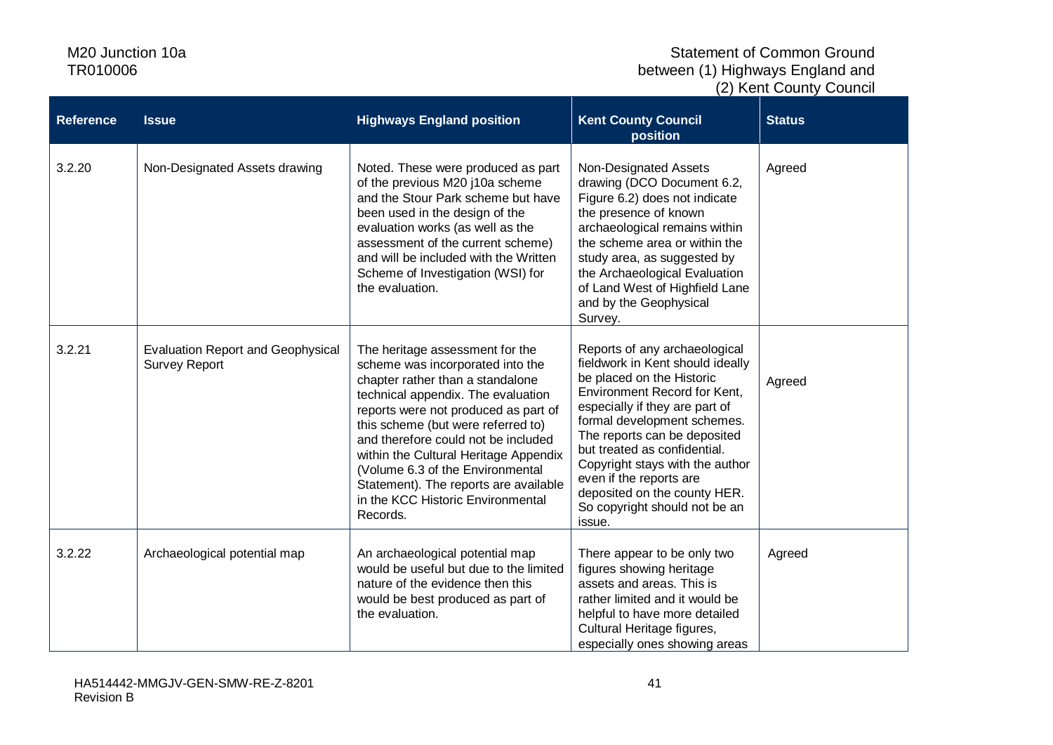| Reference | Issue | Highways England position | Kent County Council position | Status |
|---|---|---|---|---|
| 3.2.20 | Non-Designated Assets drawing | Noted. These were produced as part of the previous M20 j10a scheme and the Stour Park scheme but have been used in the design of the evaluation works (as well as the assessment of the current scheme) and will be included with the Written Scheme of Investigation (WSI) for the evaluation. | Non-Designated Assets drawing (DCO Document 6.2, Figure 6.2) does not indicate the presence of known archaeological remains within the scheme area or within the study area, as suggested by the Archaeological Evaluation of Land West of Highfield Lane and by the Geophysical Survey. | Agreed |
| 3.2.21 | Evaluation Report and Geophysical Survey Report | The heritage assessment for the scheme was incorporated into the chapter rather than a standalone technical appendix. The evaluation reports were not produced as part of this scheme (but were referred to) and therefore could not be included within the Cultural Heritage Appendix (Volume 6.3 of the Environmental Statement). The reports are available in the KCC Historic Environmental Records. | Reports of any archaeological fieldwork in Kent should ideally be placed on the Historic Environment Record for Kent, especially if they are part of formal development schemes. The reports can be deposited but treated as confidential. Copyright stays with the author even if the reports are deposited on the county HER. So copyright should not be an issue. | Agreed |
| 3.2.22 | Archaeological potential map | An archaeological potential map would be useful but due to the limited nature of the evidence then this would be best produced as part of the evaluation. | There appear to be only two figures showing heritage assets and areas. This is rather limited and it would be helpful to have more detailed Cultural Heritage figures, especially ones showing areas | Agreed |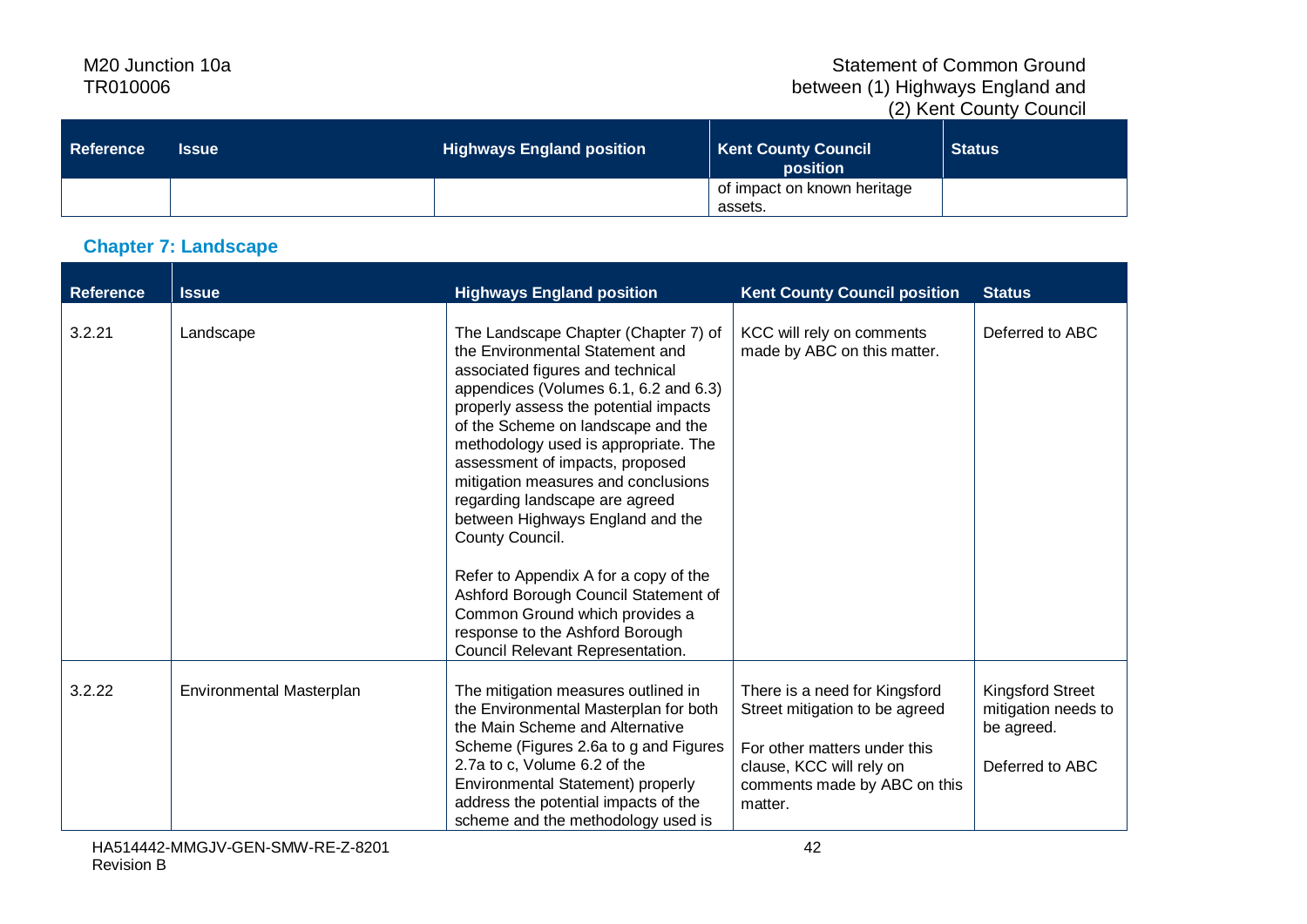| Reference | Issue | Highways England position | Kent County Council position | Status |
|---|---|---|---|---|
| | | | of impact on known heritage assets. | |

## Chapter 7: Landscape

| Reference | Issue | Highways England position | Kent County Council position | Status |
|---|---|---|---|---|
| 3.2.21 | Landscape | The Landscape Chapter (Chapter 7) of the Environmental Statement and associated figures and technical appendices (Volumes 6.1, 6.2 and 6.3) properly assess the potential impacts of the Scheme on landscape and the methodology used is appropriate. The assessment of impacts, proposed mitigation measures and conclusions regarding landscape are agreed between Highways England and the County Council.<br><br>Refer to Appendix A for a copy of the Ashford Borough Council Statement of Common Ground which provides a response to the Ashford Borough Council Relevant Representation. | KCC will rely on comments made by ABC on this matter. | Deferred to ABC |
| 3.2.22 | Environmental Masterplan | The mitigation measures outlined in the Environmental Masterplan for both the Main Scheme and Alternative Scheme (Figures 2.6a to g and Figures 2.7a to c, Volume 6.2 of the Environmental Statement) properly address the potential impacts of the scheme and the methodology used is | There is a need for Kingsford Street mitigation to be agreed<br><br>For other matters under this clause, KCC will rely on comments made by ABC on this matter. | Kingsford Street mitigation needs to be agreed.<br><br>Deferred to ABC |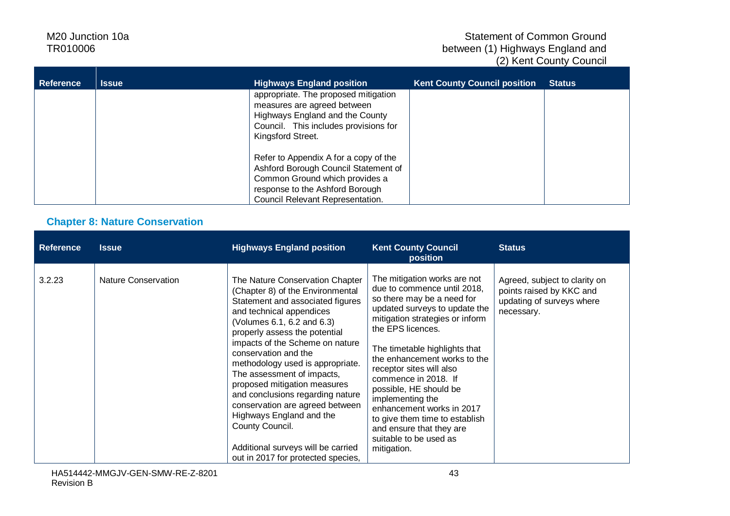| Reference | Issue | Highways England position | Kent County Council position | Status |
|---|---|---|---|---|
| | | appropriate. The proposed mitigation measures are agreed between Highways England and the County Council. This includes provisions for Kingsford Street.<br><br>Refer to Appendix A for a copy of the Ashford Borough Council Statement of Common Ground which provides a response to the Ashford Borough Council Relevant Representation. | | |

### Chapter 8: Nature Conservation

| Reference | Issue | Highways England position | Kent County Council position | Status |
|---|---|---|---|---|
| 3.2.23 | Nature Conservation | The Nature Conservation Chapter (Chapter 8) of the Environmental Statement and associated figures and technical appendices (Volumes 6.1, 6.2 and 6.3) properly assess the potential impacts of the Scheme on nature conservation and the methodology used is appropriate. The assessment of impacts, proposed mitigation measures and conclusions regarding nature conservation are agreed between Highways England and the County Council.<br><br>Additional surveys will be carried out in 2017 for protected species, | The mitigation works are not due to commence until 2018, so there may be a need for updated surveys to update the mitigation strategies or inform the EPS licences.<br><br>The timetable highlights that the enhancement works to the receptor sites will also commence in 2018. If possible, HE should be implementing the enhancement works in 2017 to give them time to establish and ensure that they are suitable to be used as mitigation. | Agreed, subject to clarity on points raised by KKC and updating of surveys where necessary. |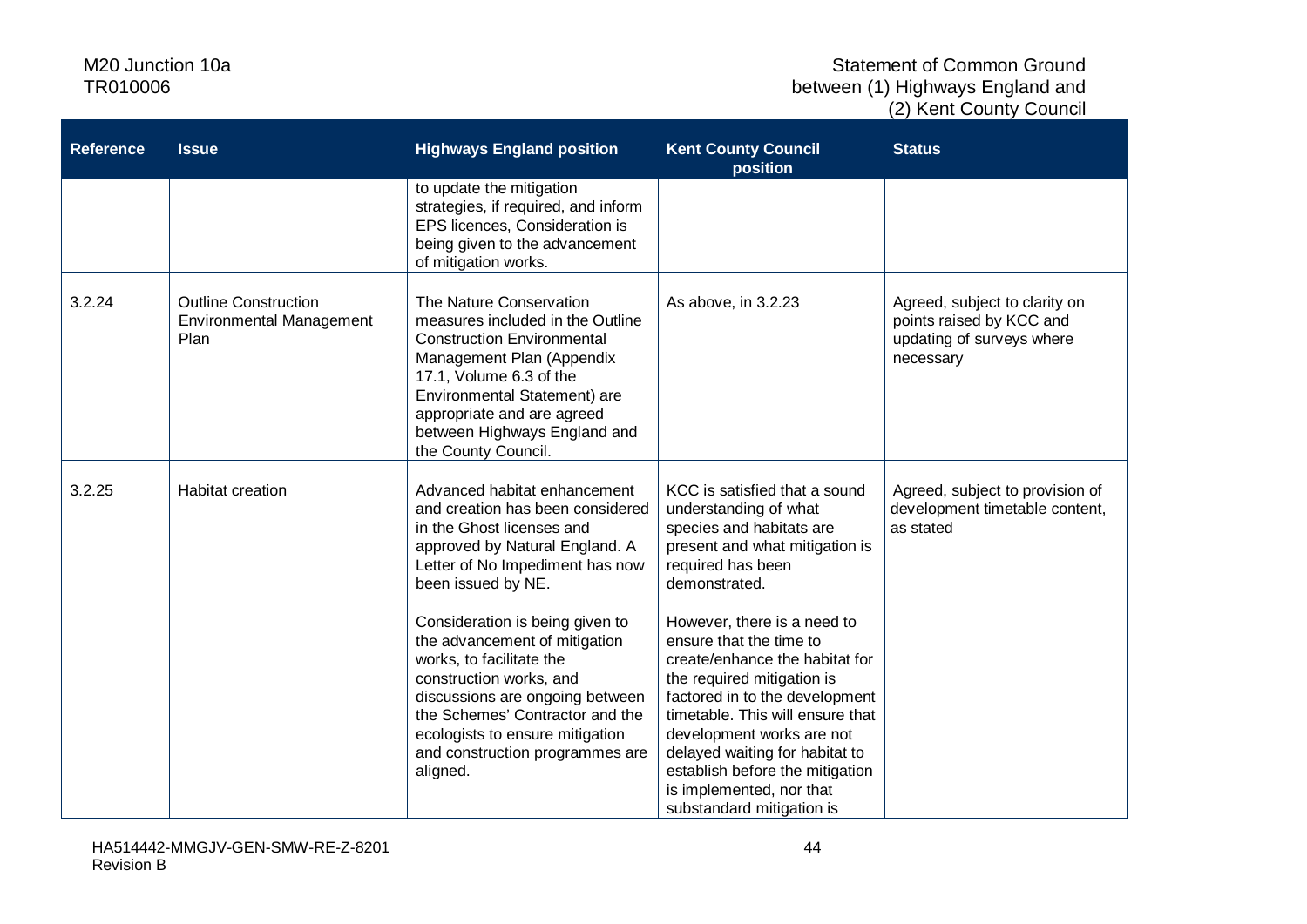| Reference | Issue | Highways England position | Kent County Council position | Status |
|---|---|---|---|---|
| | | to update the mitigation strategies, if required, and inform EPS licences, Consideration is being given to the advancement of mitigation works. | | |
| 3.2.24 | Outline Construction Environmental Management Plan | The Nature Conservation measures included in the Outline Construction Environmental Management Plan (Appendix 17.1, Volume 6.3 of the Environmental Statement) are appropriate and are agreed between Highways England and the County Council. | As above, in 3.2.23 | Agreed, subject to clarity on points raised by KCC and updating of surveys where necessary |
| 3.2.25 | Habitat creation | Advanced habitat enhancement and creation has been considered in the Ghost licenses and approved by Natural England. A Letter of No Impediment has now been issued by NE.<br><br>Consideration is being given to the advancement of mitigation works, to facilitate the construction works, and discussions are ongoing between the Schemes' Contractor and the ecologists to ensure mitigation and construction programmes are aligned. | KCC is satisfied that a sound understanding of what species and habitats are present and what mitigation is required has been demonstrated.<br><br>However, there is a need to ensure that the time to create/enhance the habitat for the required mitigation is factored in to the development timetable. This will ensure that development works are not delayed waiting for habitat to establish before the mitigation is implemented, nor that substandard mitigation is | Agreed, subject to provision of development timetable content, as stated |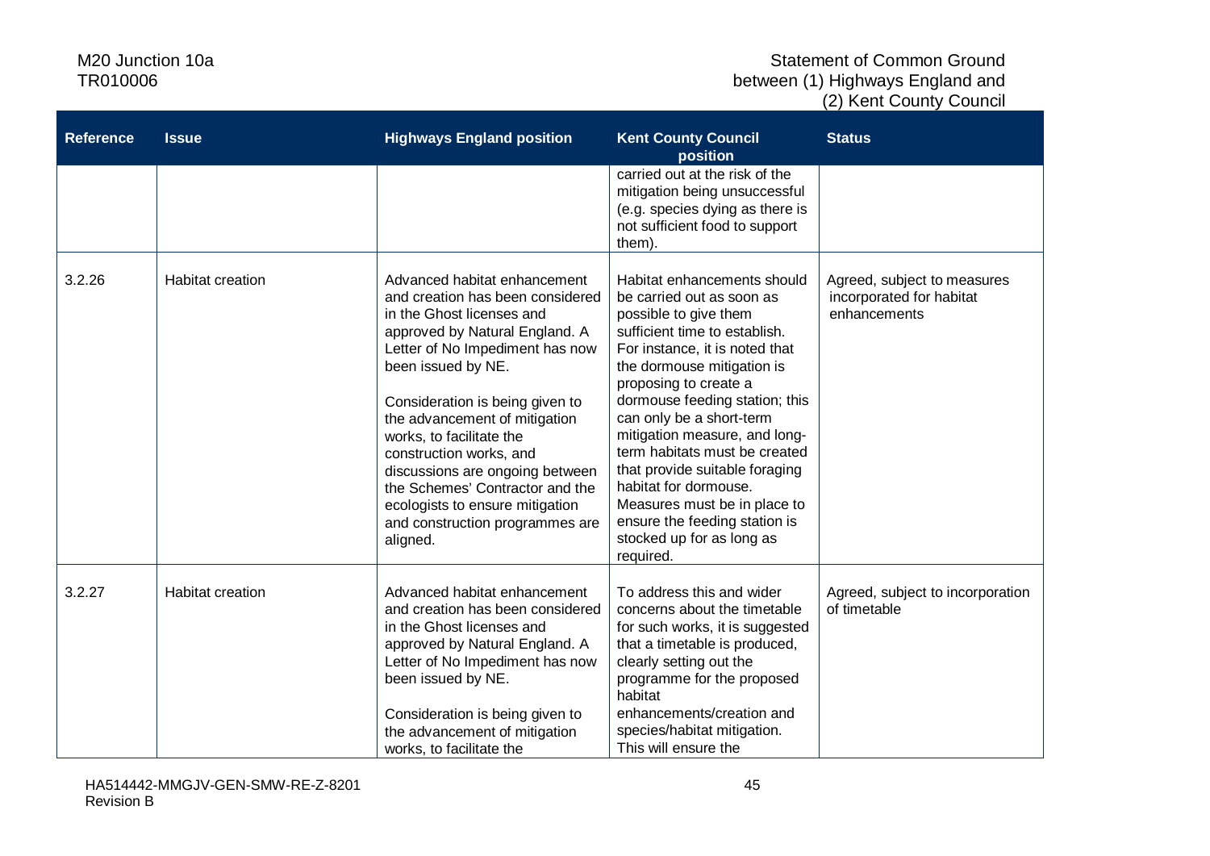| Reference | Issue | Highways England position | Kent County Council position | Status |
|---|---|---|---|---|
| | | | carried out at the risk of the mitigation being unsuccessful (e.g. species dying as there is not sufficient food to support them). | |
| 3.2.26 | Habitat creation | Advanced habitat enhancement and creation has been considered in the Ghost licenses and approved by Natural England. A Letter of No Impediment has now been issued by NE.<br><br>Consideration is being given to the advancement of mitigation works, to facilitate the construction works, and discussions are ongoing between the Schemes' Contractor and the ecologists to ensure mitigation and construction programmes are aligned. | Habitat enhancements should be carried out as soon as possible to give them sufficient time to establish. For instance, it is noted that the dormouse mitigation is proposing to create a dormouse feeding station; this can only be a short-term mitigation measure, and long-term habitats must be created that provide suitable foraging habitat for dormouse. Measures must be in place to ensure the feeding station is stocked up for as long as required. | Agreed, subject to measures incorporated for habitat enhancements |
| 3.2.27 | Habitat creation | Advanced habitat enhancement and creation has been considered in the Ghost licenses and approved by Natural England. A Letter of No Impediment has now been issued by NE.<br><br>Consideration is being given to the advancement of mitigation works, to facilitate the | To address this and wider concerns about the timetable for such works, it is suggested that a timetable is produced, clearly setting out the programme for the proposed habitat enhancements/creation and species/habitat mitigation. This will ensure the | Agreed, subject to incorporation of timetable |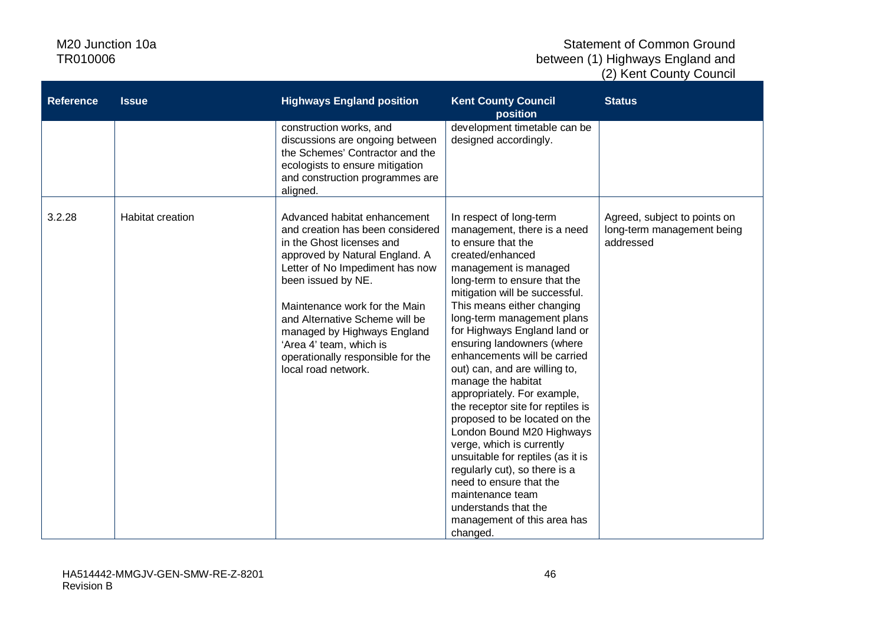| Reference | Issue | Highways England position | Kent County Council position | Status |
|---|---|---|---|---|
| | | construction works, and discussions are ongoing between the Schemes' Contractor and the ecologists to ensure mitigation and construction programmes are aligned. | development timetable can be designed accordingly. | |
| 3.2.28 | Habitat creation | Advanced habitat enhancement and creation has been considered in the Ghost licenses and approved by Natural England. A Letter of No Impediment has now been issued by NE.<br><br>Maintenance work for the Main and Alternative Scheme will be managed by Highways England 'Area 4' team, which is operationally responsible for the local road network. | In respect of long-term management, there is a need to ensure that the created/enhanced management is managed long-term to ensure that the mitigation will be successful. This means either changing long-term management plans for Highways England land or ensuring landowners (where enhancements will be carried out) can, and are willing to, manage the habitat appropriately. For example, the receptor site for reptiles is proposed to be located on the London Bound M20 Highways verge, which is currently unsuitable for reptiles (as it is regularly cut), so there is a need to ensure that the maintenance team understands that the management of this area has changed. | Agreed, subject to points on long-term management being addressed |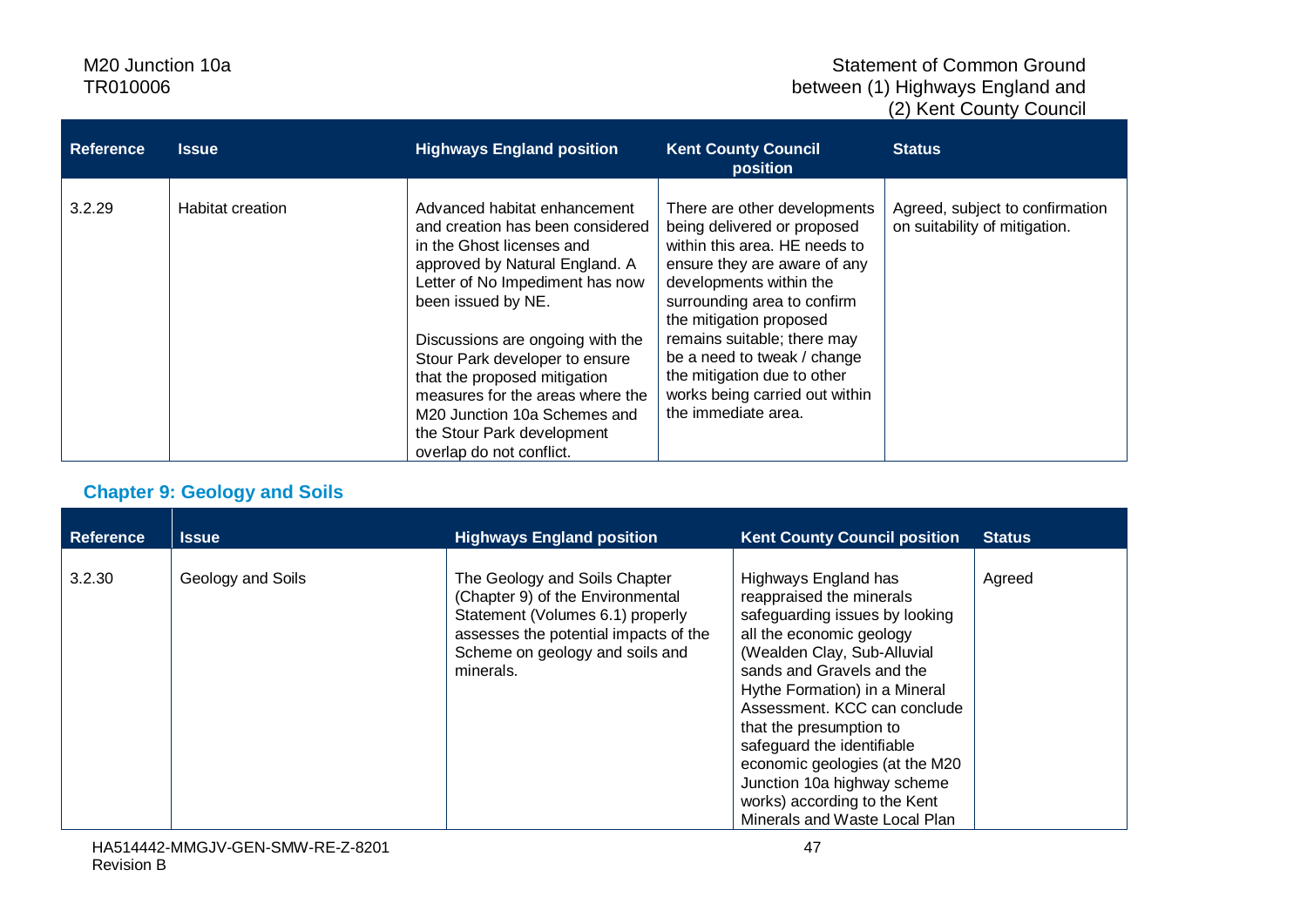| Reference | Issue | Highways England position | Kent County Council position | Status |
|---|---|---|---|---|
| 3.2.29 | Habitat creation | Advanced habitat enhancement and creation has been considered in the Ghost licenses and approved by Natural England. A Letter of No Impediment has now been issued by NE.<br><br>Discussions are ongoing with the Stour Park developer to ensure that the proposed mitigation measures for the areas where the M20 Junction 10a Schemes and the Stour Park development overlap do not conflict. | There are other developments being delivered or proposed within this area. HE needs to ensure they are aware of any developments within the surrounding area to confirm the mitigation proposed remains suitable; there may be a need to tweak / change the mitigation due to other works being carried out within the immediate area. | Agreed, subject to confirmation on suitability of mitigation. |

## Chapter 9: Geology and Soils

| Reference | Issue | Highways England position | Kent County Council position | Status |
|---|---|---|---|---|
| 3.2.30 | Geology and Soils | The Geology and Soils Chapter (Chapter 9) of the Environmental Statement (Volumes 6.1) properly assesses the potential impacts of the Scheme on geology and soils and minerals. | Highways England has reappraised the minerals safeguarding issues by looking all the economic geology (Wealden Clay, Sub-Alluvial sands and Gravels and the Hythe Formation) in a Mineral Assessment. KCC can conclude that the presumption to safeguard the identifiable economic geologies (at the M20 Junction 10a highway scheme works) according to the Kent Minerals and Waste Local Plan | Agreed |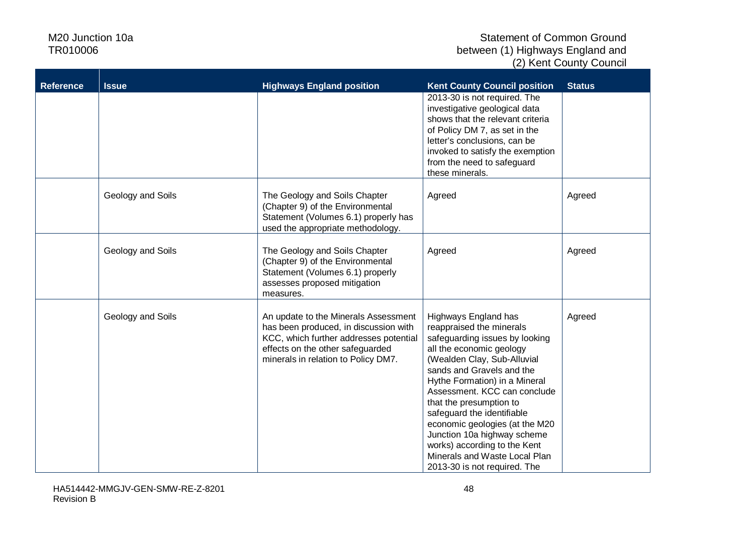| Reference | Issue | Highways England position | Kent County Council position | Status |
|---|---|---|---|---|
| | | | 2013-30 is not required. The investigative geological data shows that the relevant criteria of Policy DM 7, as set in the letter's conclusions, can be invoked to satisfy the exemption from the need to safeguard these minerals. | |
| | Geology and Soils | The Geology and Soils Chapter (Chapter 9) of the Environmental Statement (Volumes 6.1) properly has used the appropriate methodology. | Agreed | Agreed |
| | Geology and Soils | The Geology and Soils Chapter (Chapter 9) of the Environmental Statement (Volumes 6.1) properly assesses proposed mitigation measures. | Agreed | Agreed |
| | Geology and Soils | An update to the Minerals Assessment has been produced, in discussion with KCC, which further addresses potential effects on the other safeguarded minerals in relation to Policy DM7. | Highways England has reappraised the minerals safeguarding issues by looking all the economic geology (Wealden Clay, Sub-Alluvial sands and Gravels and the Hythe Formation) in a Mineral Assessment. KCC can conclude that the presumption to safeguard the identifiable economic geologies (at the M20 Junction 10a highway scheme works) according to the Kent Minerals and Waste Local Plan 2013-30 is not required. The | Agreed |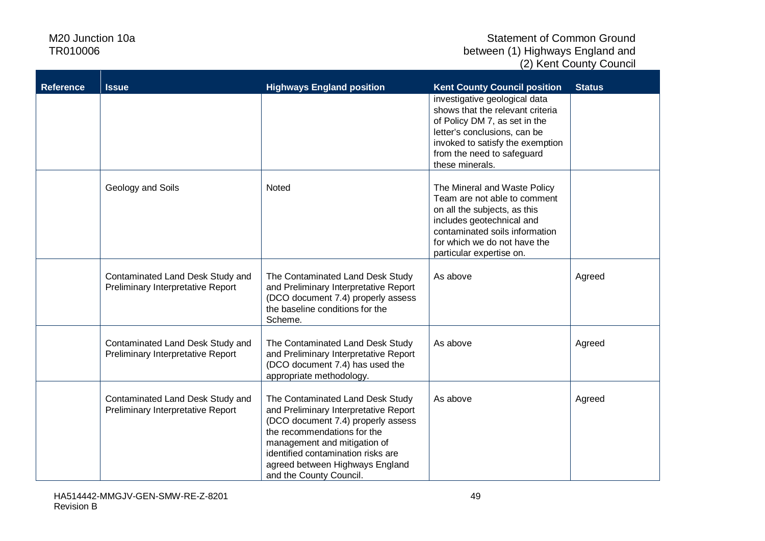| Reference | Issue | Highways England position | Kent County Council position | Status |
| --- | --- | --- | --- | --- |
| | | | investigative geological data shows that the relevant criteria of Policy DM 7, as set in the letter's conclusions, can be invoked to satisfy the exemption from the need to safeguard these minerals. | |
| | Geology and Soils | Noted | The Mineral and Waste Policy Team are not able to comment on all the subjects, as this includes geotechnical and contaminated soils information for which we do not have the particular expertise on. | |
| | Contaminated Land Desk Study and Preliminary Interpretative Report | The Contaminated Land Desk Study and Preliminary Interpretative Report (DCO document 7.4) properly assess the baseline conditions for the Scheme. | As above | Agreed |
| | Contaminated Land Desk Study and Preliminary Interpretative Report | The Contaminated Land Desk Study and Preliminary Interpretative Report (DCO document 7.4) has used the appropriate methodology. | As above | Agreed |
| | Contaminated Land Desk Study and Preliminary Interpretative Report | The Contaminated Land Desk Study and Preliminary Interpretative Report (DCO document 7.4) properly assess the recommendations for the management and mitigation of identified contamination risks are agreed between Highways England and the County Council. | As above | Agreed |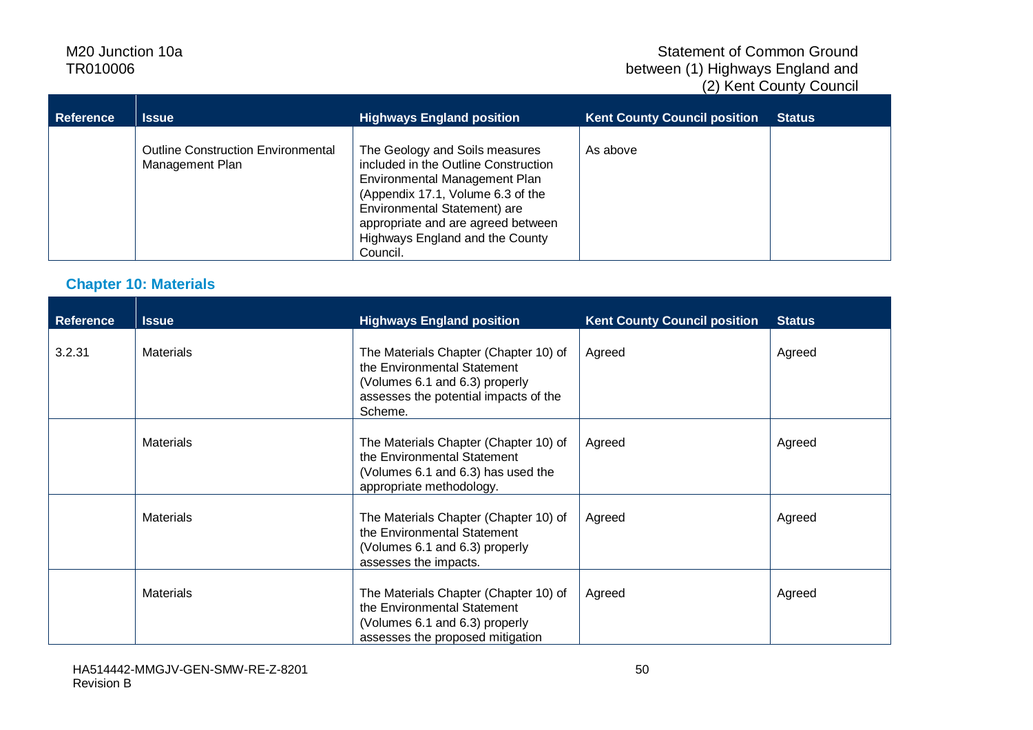| Reference | Issue | Highways England position | Kent County Council position | Status |
|---|---|---|---|---|
| | Outline Construction Environmental Management Plan | The Geology and Soils measures included in the Outline Construction Environmental Management Plan (Appendix 17.1, Volume 6.3 of the Environmental Statement) are appropriate and are agreed between Highways England and the County Council. | As above | |

### Chapter 10: Materials

| Reference | Issue | Highways England position | Kent County Council position | Status |
|---|---|---|---|---|
| 3.2.31 | Materials | The Materials Chapter (Chapter 10) of the Environmental Statement (Volumes 6.1 and 6.3) properly assesses the potential impacts of the Scheme. | Agreed | Agreed |
| | Materials | The Materials Chapter (Chapter 10) of the Environmental Statement (Volumes 6.1 and 6.3) has used the appropriate methodology. | Agreed | Agreed |
| | Materials | The Materials Chapter (Chapter 10) of the Environmental Statement (Volumes 6.1 and 6.3) properly assesses the impacts. | Agreed | Agreed |
| | Materials | The Materials Chapter (Chapter 10) of the Environmental Statement (Volumes 6.1 and 6.3) properly assesses the proposed mitigation | Agreed | Agreed |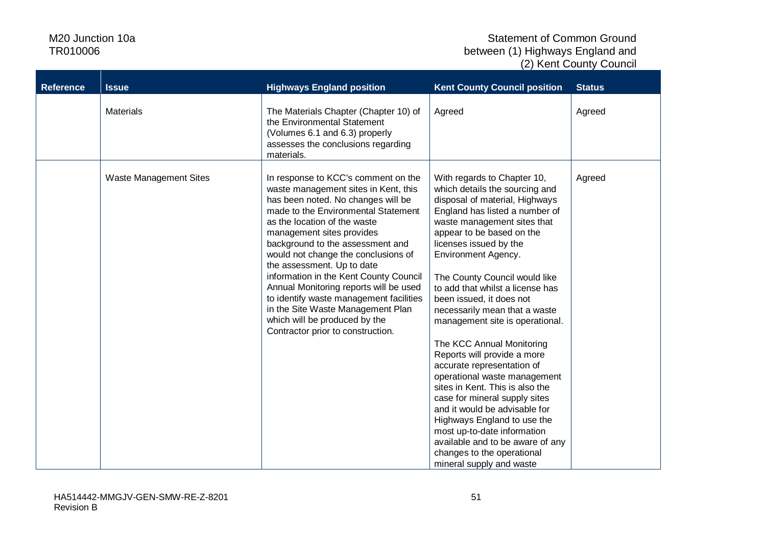| Reference | Issue | Highways England position | Kent County Council position | Status |
|---|---|---|---|---|
| | Materials | The Materials Chapter (Chapter 10) of the Environmental Statement (Volumes 6.1 and 6.3) properly assesses the conclusions regarding materials. | Agreed | Agreed |
| | Waste Management Sites | In response to KCC's comment on the waste management sites in Kent, this has been noted. No changes will be made to the Environmental Statement as the location of the waste management sites provides background to the assessment and would not change the conclusions of the assessment. Up to date information in the Kent County Council Annual Monitoring reports will be used to identify waste management facilities in the Site Waste Management Plan which will be produced by the Contractor prior to construction. | With regards to Chapter 10, which details the sourcing and disposal of material, Highways England has listed a number of waste management sites that appear to be based on the licenses issued by the Environment Agency.<br><br>The County Council would like to add that whilst a license has been issued, it does not necessarily mean that a waste management site is operational.<br><br>The KCC Annual Monitoring Reports will provide a more accurate representation of operational waste management sites in Kent. This is also the case for mineral supply sites and it would be advisable for Highways England to use the most up-to-date information available and to be aware of any changes to the operational mineral supply and waste | Agreed |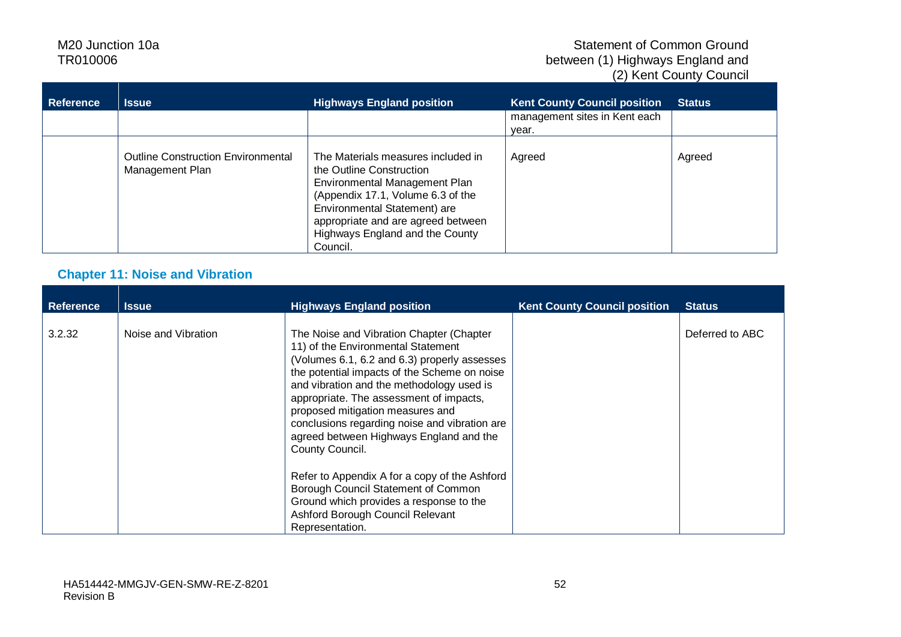| Reference | Issue | Highways England position | Kent County Council position | Status |
|---|---|---|---|---|
| | | | management sites in Kent each year. | |
| | Outline Construction Environmental Management Plan | The Materials measures included in the Outline Construction Environmental Management Plan (Appendix 17.1, Volume 6.3 of the Environmental Statement) are appropriate and are agreed between Highways England and the County Council. | Agreed | Agreed |

### Chapter 11: Noise and Vibration

| Reference | Issue | Highways England position | Kent County Council position | Status |
|---|---|---|---|---|
| 3.2.32 | Noise and Vibration | The Noise and Vibration Chapter (Chapter 11) of the Environmental Statement (Volumes 6.1, 6.2 and 6.3) properly assesses the potential impacts of the Scheme on noise and vibration and the methodology used is appropriate. The assessment of impacts, proposed mitigation measures and conclusions regarding noise and vibration are agreed between Highways England and the County Council.<br><br>Refer to Appendix A for a copy of the Ashford Borough Council Statement of Common Ground which provides a response to the Ashford Borough Council Relevant Representation. | | Deferred to ABC |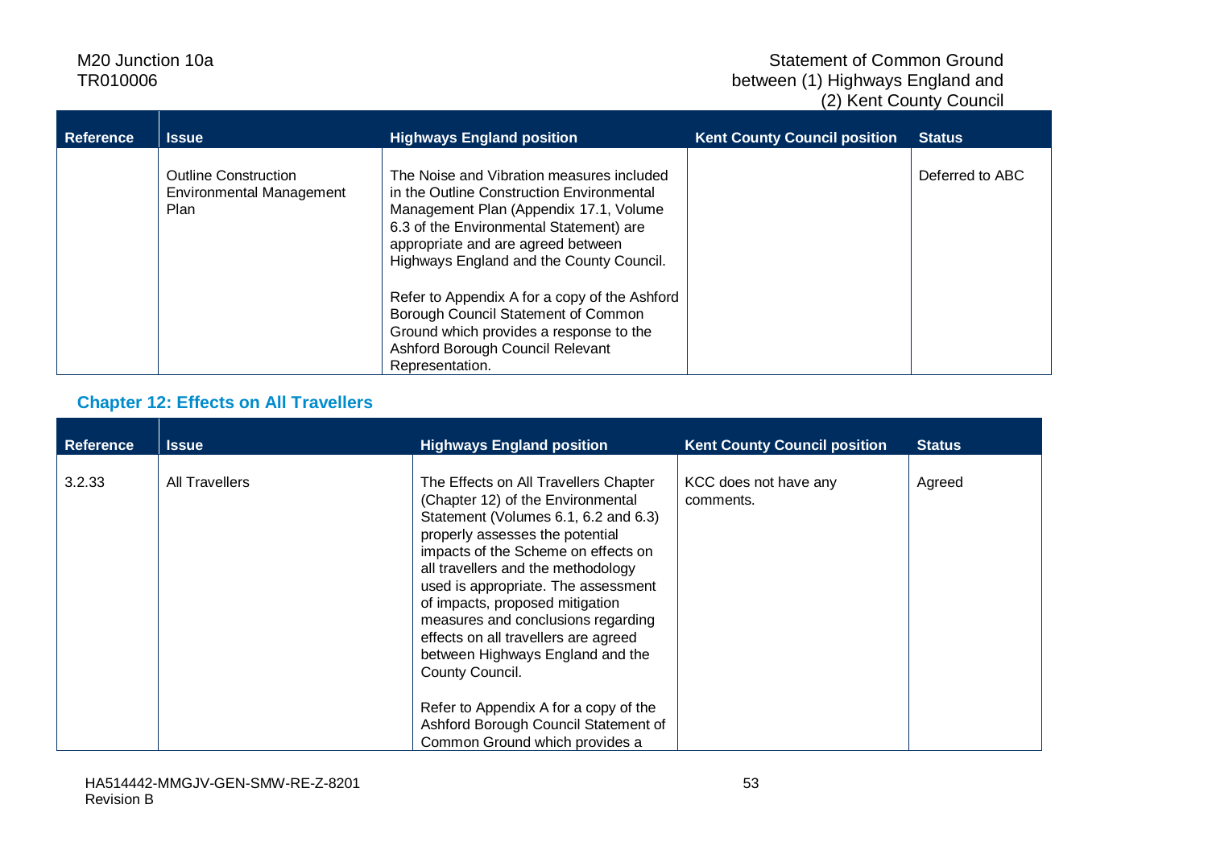| Reference | Issue | Highways England position | Kent County Council position | Status |
|---|---|---|---|---|
| | Outline Construction Environmental Management Plan | The Noise and Vibration measures included in the Outline Construction Environmental Management Plan (Appendix 17.1, Volume 6.3 of the Environmental Statement) are appropriate and are agreed between Highways England and the County Council.<br><br>Refer to Appendix A for a copy of the Ashford Borough Council Statement of Common Ground which provides a response to the Ashford Borough Council Relevant Representation. | | Deferred to ABC |

### Chapter 12: Effects on All Travellers

| Reference | Issue | Highways England position | Kent County Council position | Status |
|---|---|---|---|---|
| 3.2.33 | All Travellers | The Effects on All Travellers Chapter (Chapter 12) of the Environmental Statement (Volumes 6.1, 6.2 and 6.3) properly assesses the potential impacts of the Scheme on effects on all travellers and the methodology used is appropriate. The assessment of impacts, proposed mitigation measures and conclusions regarding effects on all travellers are agreed between Highways England and the County Council.<br><br>Refer to Appendix A for a copy of the Ashford Borough Council Statement of Common Ground which provides a | KCC does not have any comments. | Agreed |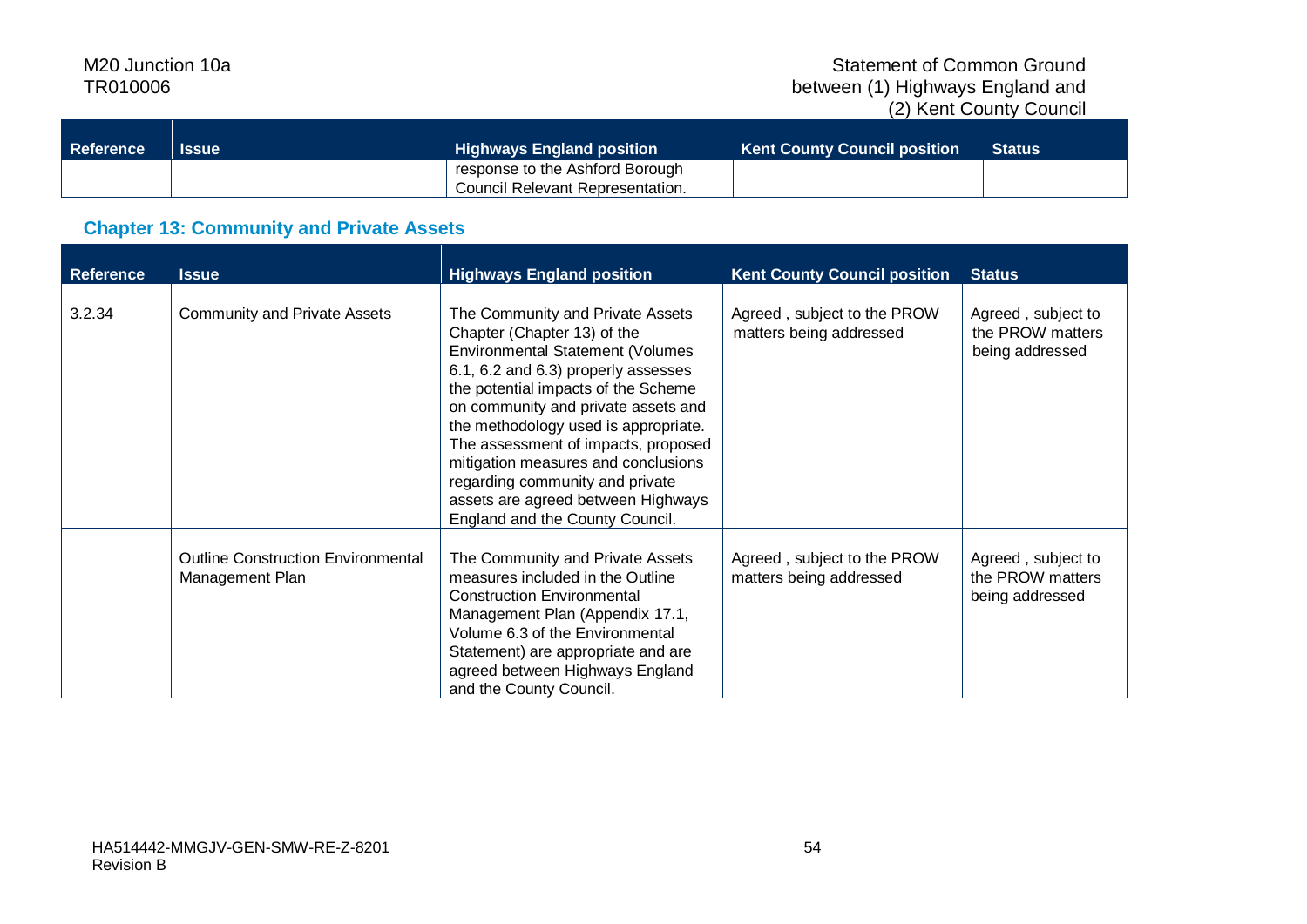| Reference | Issue | Highways England position | Kent County Council position | Status |
|---|---|---|---|---|
| | | response to the Ashford Borough Council Relevant Representation. | | |

### Chapter 13: Community and Private Assets

| Reference | Issue | Highways England position | Kent County Council position | Status |
|---|---|---|---|---|
| 3.2.34 | Community and Private Assets | The Community and Private Assets Chapter (Chapter 13) of the Environmental Statement (Volumes 6.1, 6.2 and 6.3) properly assesses the potential impacts of the Scheme on community and private assets and the methodology used is appropriate. The assessment of impacts, proposed mitigation measures and conclusions regarding community and private assets are agreed between Highways England and the County Council. | Agreed , subject to the PROW matters being addressed | Agreed , subject to the PROW matters being addressed |
| | Outline Construction Environmental Management Plan | The Community and Private Assets measures included in the Outline Construction Environmental Management Plan (Appendix 17.1, Volume 6.3 of the Environmental Statement) are appropriate and are agreed between Highways England and the County Council. | Agreed , subject to the PROW matters being addressed | Agreed , subject to the PROW matters being addressed |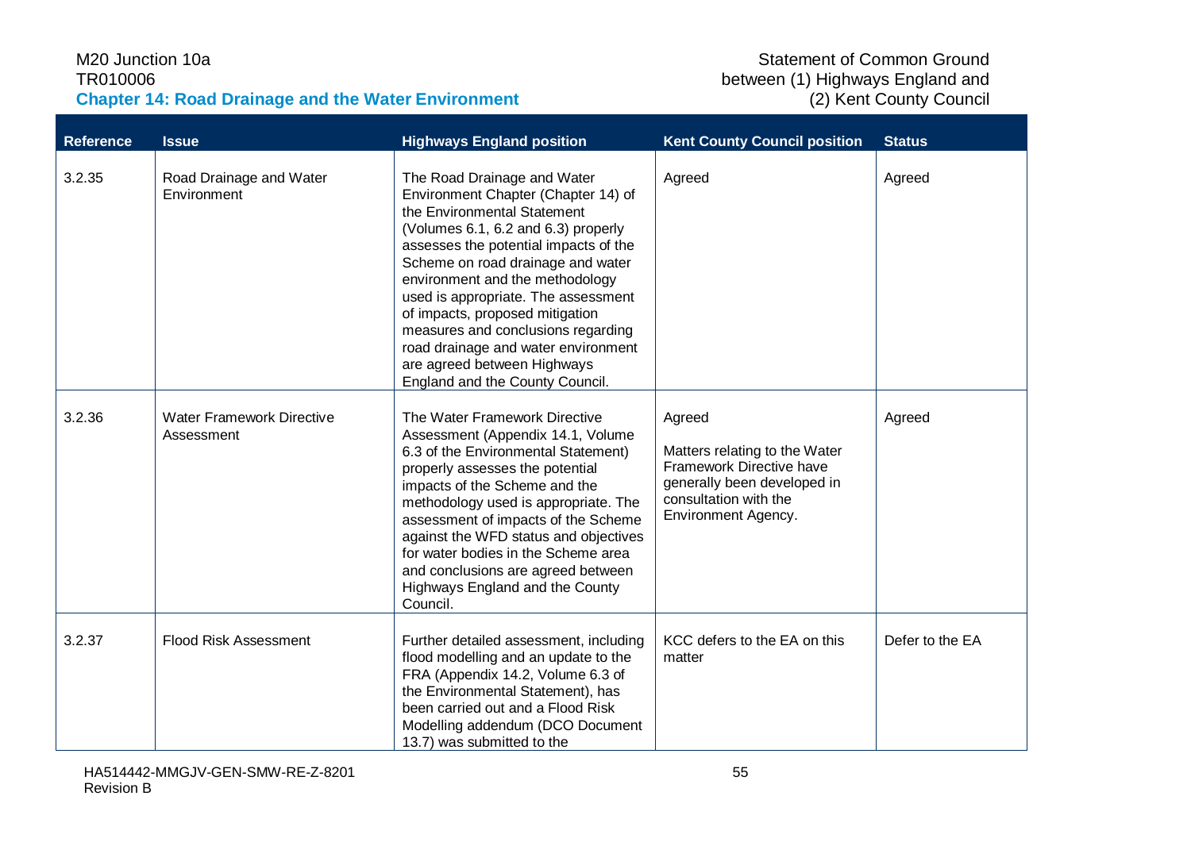| Reference | Issue | Highways England position | Kent County Council position | Status |
|---|---|---|---|---|
| 3.2.35 | Road Drainage and Water Environment | The Road Drainage and Water Environment Chapter (Chapter 14) of the Environmental Statement (Volumes 6.1, 6.2 and 6.3) properly assesses the potential impacts of the Scheme on road drainage and water environment and the methodology used is appropriate. The assessment of impacts, proposed mitigation measures and conclusions regarding road drainage and water environment are agreed between Highways England and the County Council. | Agreed | Agreed |
| 3.2.36 | Water Framework Directive Assessment | The Water Framework Directive Assessment (Appendix 14.1, Volume 6.3 of the Environmental Statement) properly assesses the potential impacts of the Scheme and the methodology used is appropriate. The assessment of impacts of the Scheme against the WFD status and objectives for water bodies in the Scheme area and conclusions are agreed between Highways England and the County Council. | Agreed<br><br>Matters relating to the Water Framework Directive have generally been developed in consultation with the Environment Agency. | Agreed |
| 3.2.37 | Flood Risk Assessment | Further detailed assessment, including flood modelling and an update to the FRA (Appendix 14.2, Volume 6.3 of the Environmental Statement), has been carried out and a Flood Risk Modelling addendum (DCO Document 13.7) was submitted to the | KCC defers to the EA on this matter | Defer to the EA |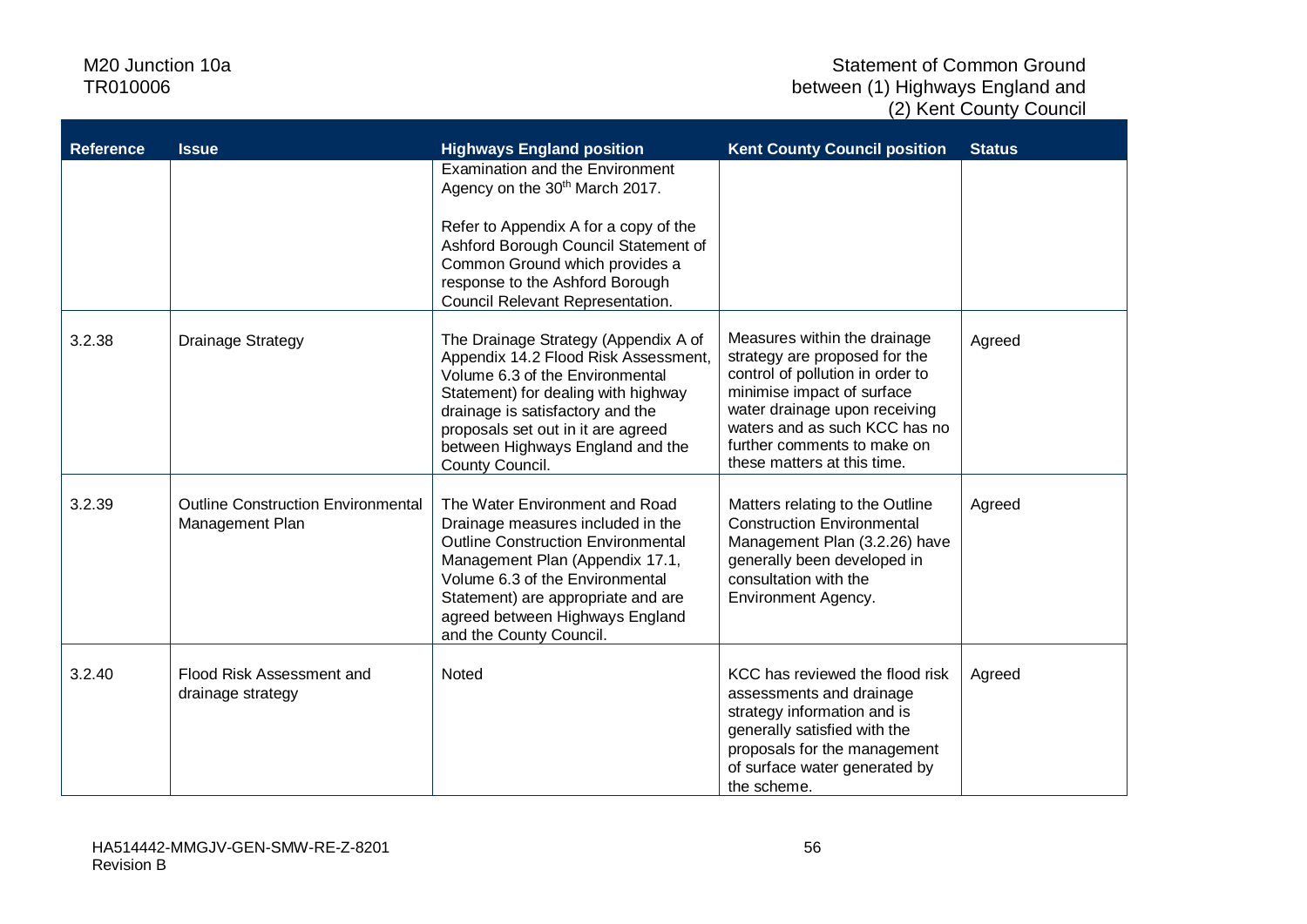| Reference | Issue | Highways England position | Kent County Council position | Status |
| --- | --- | --- | --- | --- |
| | | Examination and the Environment Agency on the 30th March 2017. Refer to Appendix A for a copy of the Ashford Borough Council Statement of Common Ground which provides a response to the Ashford Borough Council Relevant Representation. | | |
| 3.2.38 | Drainage Strategy | The Drainage Strategy (Appendix A of Appendix 14.2 Flood Risk Assessment, Volume 6.3 of the Environmental Statement) for dealing with highway drainage is satisfactory and the proposals set out in it are agreed between Highways England and the County Council. | Measures within the drainage strategy are proposed for the control of pollution in order to minimise impact of surface water drainage upon receiving waters and as such KCC has no further comments to make on these matters at this time. | Agreed |
| 3.2.39 | Outline Construction Environmental Management Plan | The Water Environment and Road Drainage measures included in the Outline Construction Environmental Management Plan (Appendix 17.1, Volume 6.3 of the Environmental Statement) are appropriate and are agreed between Highways England and the County Council. | Matters relating to the Outline Construction Environmental Management Plan (3.2.26) have generally been developed in consultation with the Environment Agency. | Agreed |
| 3.2.40 | Flood Risk Assessment and drainage strategy | Noted | KCC has reviewed the flood risk assessments and drainage strategy information and is generally satisfied with the proposals for the management of surface water generated by the scheme. | Agreed |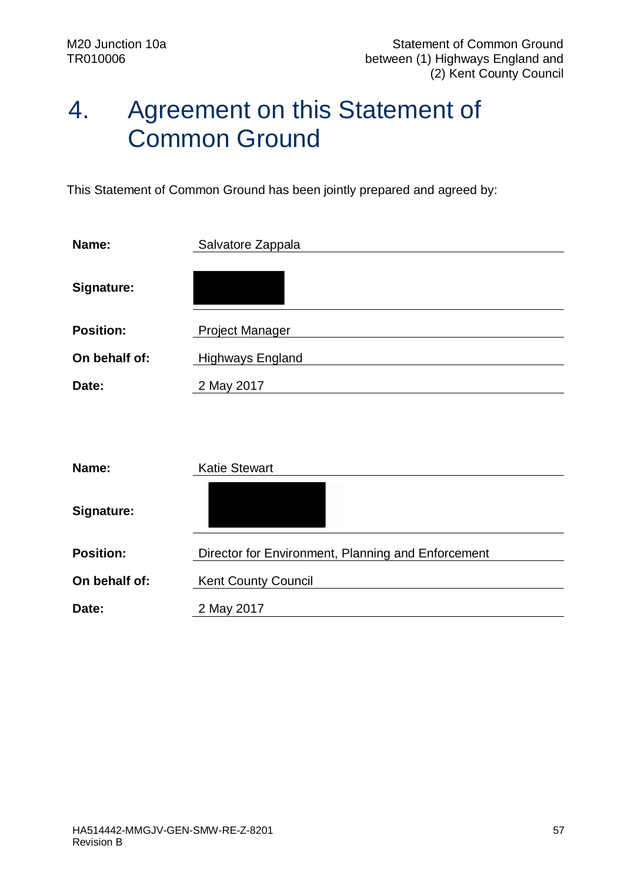# 4. Agreement on this Statement of Common Ground

This Statement of Common Ground has been jointly prepared and agreed by:

| | |
|---|---|
| **Name:** | Salvatore Zappala |
| **Signature:** | |
| **Position:** | Project Manager |
| **On behalf of:** | Highways England |
| **Date:** | 2 May 2017 |

| | |
|---|---|
| **Name:** | Katie Stewart |
| **Signature:** | |
| **Position:** | Director for Environment, Planning and Enforcement |
| **On behalf of:** | Kent County Council |
| **Date:** | 2 May 2017 |